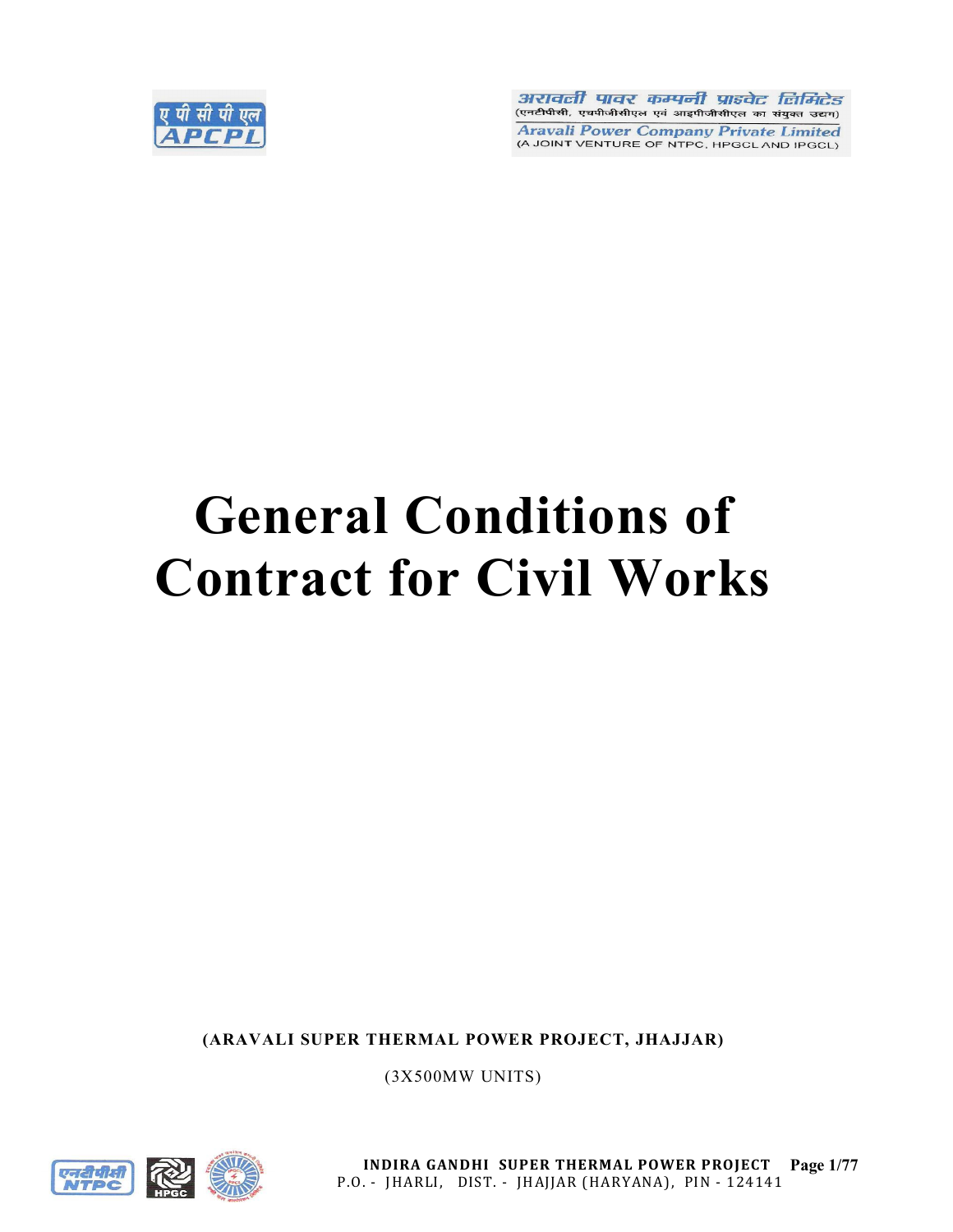अरावली पावर कम्पनी प्राइवेट लिमिटेड
(एनटीपीसी, एचपीजीसीएल एवं आइपीजीसीएल का संयुक्त उद्यम)

Aravali Power Company Private Limited
(A JOINT VENTURE OF NTPC, HPGCL AND IPGCL)

# General Conditions of Contract for Civil Works

**(ARAVALI SUPER THERMAL POWER PROJECT, JHAJJAR)**

(3X500MW UNITS)

**INDIRA GANDHI SUPER THERMAL POWER PROJECT**

P.O. - JHARLI, DIST. - JHAJJAR (HARYANA), PIN - 124141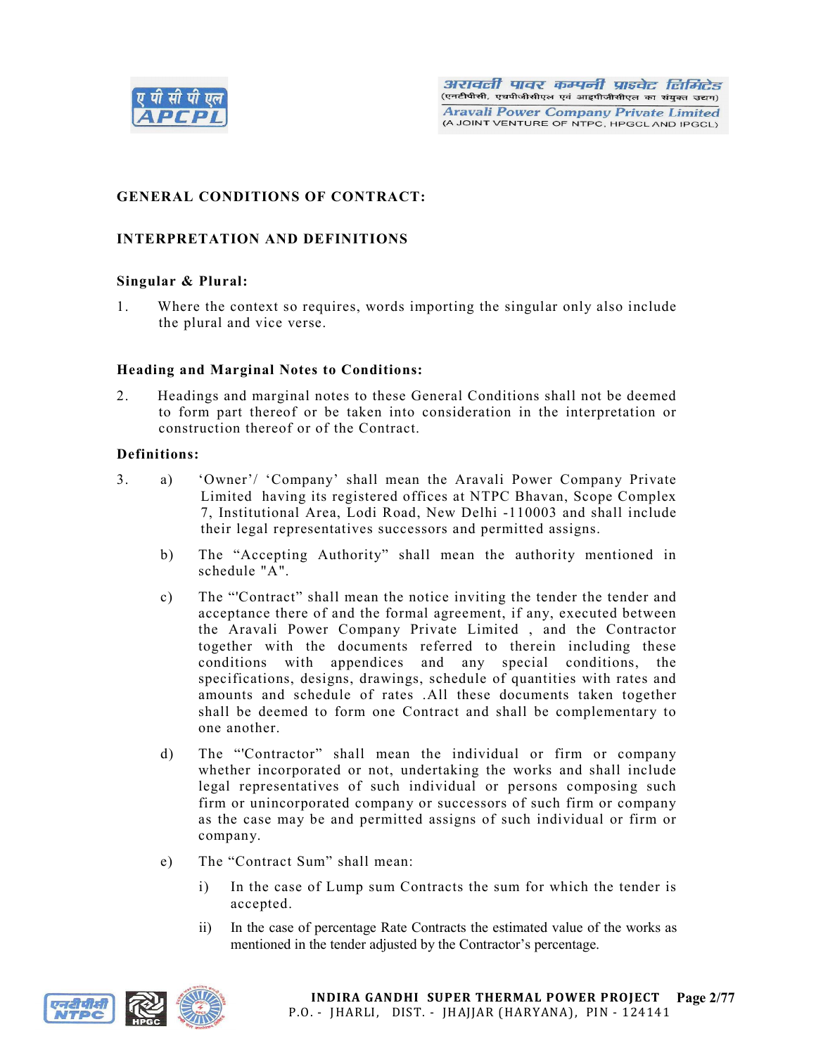## GENERAL CONDITIONS OF CONTRACT:

## INTERPRETATION AND DEFINITIONS

### Singular & Plural:

1. Where the context so requires, words importing the singular only also include the plural and vice verse.

### Heading and Marginal Notes to Conditions:

2. Headings and marginal notes to these General Conditions shall not be deemed to form part thereof or be taken into consideration in the interpretation or construction thereof or of the Contract.

### Definitions:

3. a) 'Owner'/ 'Company' shall mean the Aravali Power Company Private Limited having its registered offices at NTPC Bhavan, Scope Complex 7, Institutional Area, Lodi Road, New Delhi -110003 and shall include their legal representatives successors and permitted assigns.

   b) The "Accepting Authority" shall mean the authority mentioned in schedule "A".

   c) The "'Contract" shall mean the notice inviting the tender the tender and acceptance there of and the formal agreement, if any, executed between the Aravali Power Company Private Limited , and the Contractor together with the documents referred to therein including these conditions with appendices and any special conditions, the specifications, designs, drawings, schedule of quantities with rates and amounts and schedule of rates .All these documents taken together shall be deemed to form one Contract and shall be complementary to one another.

   d) The "'Contractor" shall mean the individual or firm or company whether incorporated or not, undertaking the works and shall include legal representatives of such individual or persons composing such firm or unincorporated company or successors of such firm or company as the case may be and permitted assigns of such individual or firm or company.

   e) The "Contract Sum" shall mean:

      i) In the case of Lump sum Contracts the sum for which the tender is accepted.

      ii) In the case of percentage Rate Contracts the estimated value of the works as mentioned in the tender adjusted by the Contractor's percentage.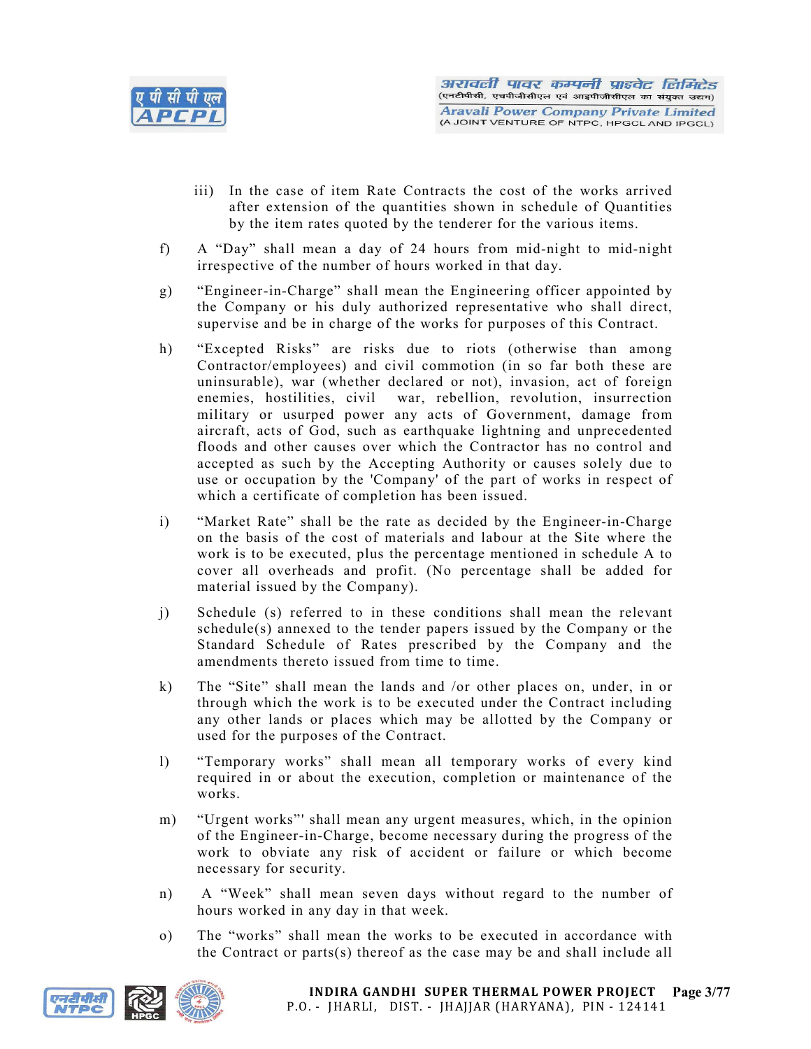iii) In the case of item Rate Contracts the cost of the works arrived after extension of the quantities shown in schedule of Quantities by the item rates quoted by the tenderer for the various items.

f) A "Day" shall mean a day of 24 hours from mid-night to mid-night irrespective of the number of hours worked in that day.

g) "Engineer-in-Charge" shall mean the Engineering officer appointed by the Company or his duly authorized representative who shall direct, supervise and be in charge of the works for purposes of this Contract.

h) "Excepted Risks" are risks due to riots (otherwise than among Contractor/employees) and civil commotion (in so far both these are uninsurable), war (whether declared or not), invasion, act of foreign enemies, hostilities, civil war, rebellion, revolution, insurrection military or usurped power any acts of Government, damage from aircraft, acts of God, such as earthquake lightning and unprecedented floods and other causes over which the Contractor has no control and accepted as such by the Accepting Authority or causes solely due to use or occupation by the 'Company' of the part of works in respect of which a certificate of completion has been issued.

i) "Market Rate" shall be the rate as decided by the Engineer-in-Charge on the basis of the cost of materials and labour at the Site where the work is to be executed, plus the percentage mentioned in schedule A to cover all overheads and profit. (No percentage shall be added for material issued by the Company).

j) Schedule (s) referred to in these conditions shall mean the relevant schedule(s) annexed to the tender papers issued by the Company or the Standard Schedule of Rates prescribed by the Company and the amendments thereto issued from time to time.

k) The "Site" shall mean the lands and /or other places on, under, in or through which the work is to be executed under the Contract including any other lands or places which may be allotted by the Company or used for the purposes of the Contract.

l) "Temporary works" shall mean all temporary works of every kind required in or about the execution, completion or maintenance of the works.

m) "Urgent works"' shall mean any urgent measures, which, in the opinion of the Engineer-in-Charge, become necessary during the progress of the work to obviate any risk of accident or failure or which become necessary for security.

n) A "Week" shall mean seven days without regard to the number of hours worked in any day in that week.

o) The "works" shall mean the works to be executed in accordance with the Contract or parts(s) thereof as the case may be and shall include all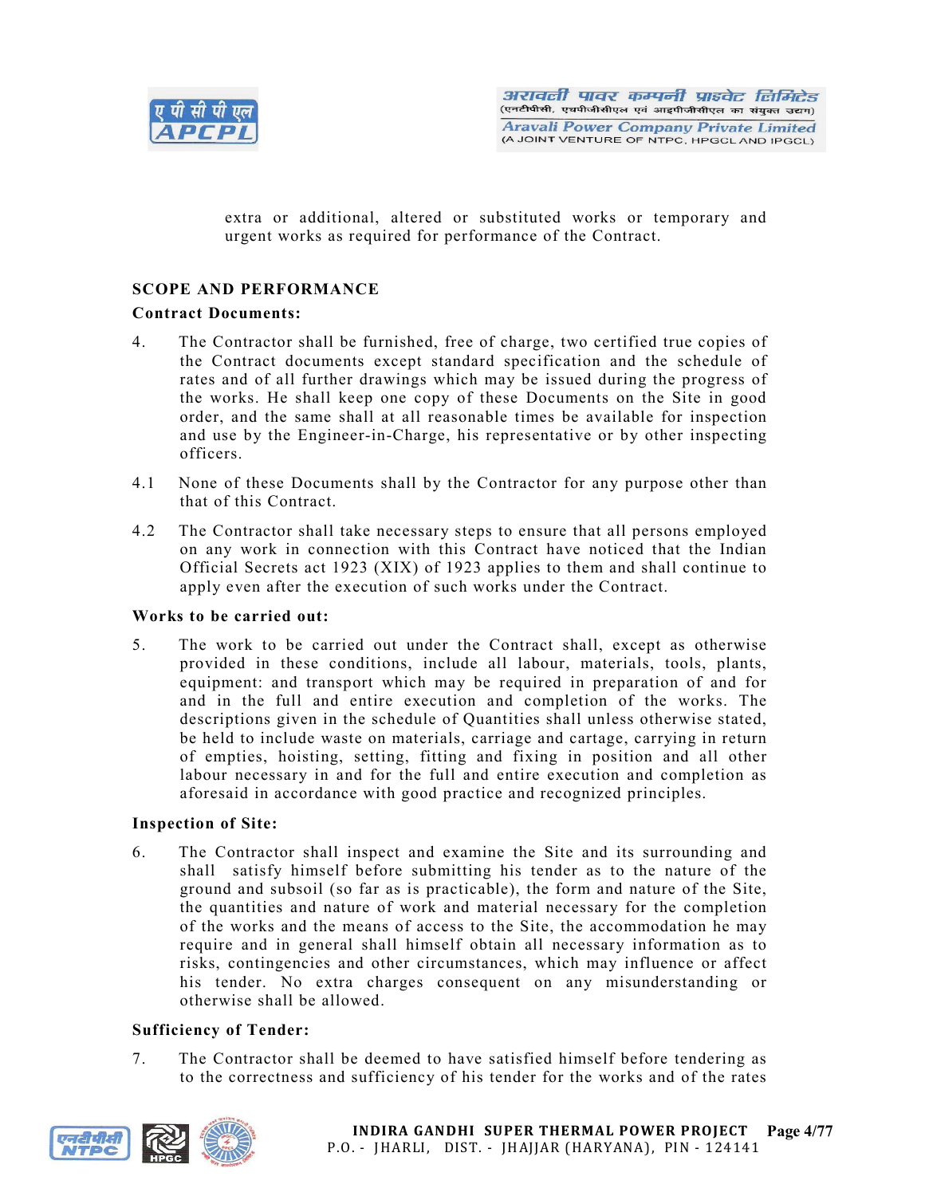extra or additional, altered or substituted works or temporary and urgent works as required for performance of the Contract.

## SCOPE AND PERFORMANCE

### Contract Documents:

4. The Contractor shall be furnished, free of charge, two certified true copies of the Contract documents except standard specification and the schedule of rates and of all further drawings which may be issued during the progress of the works. He shall keep one copy of these Documents on the Site in good order, and the same shall at all reasonable times be available for inspection and use by the Engineer-in-Charge, his representative or by other inspecting officers.

4.1 None of these Documents shall by the Contractor for any purpose other than that of this Contract.

4.2 The Contractor shall take necessary steps to ensure that all persons employed on any work in connection with this Contract have noticed that the Indian Official Secrets act 1923 (XIX) of 1923 applies to them and shall continue to apply even after the execution of such works under the Contract.

### Works to be carried out:

5. The work to be carried out under the Contract shall, except as otherwise provided in these conditions, include all labour, materials, tools, plants, equipment: and transport which may be required in preparation of and for and in the full and entire execution and completion of the works. The descriptions given in the schedule of Quantities shall unless otherwise stated, be held to include waste on materials, carriage and cartage, carrying in return of empties, hoisting, setting, fitting and fixing in position and all other labour necessary in and for the full and entire execution and completion as aforesaid in accordance with good practice and recognized principles.

### Inspection of Site:

6. The Contractor shall inspect and examine the Site and its surrounding and shall satisfy himself before submitting his tender as to the nature of the ground and subsoil (so far as is practicable), the form and nature of the Site, the quantities and nature of work and material necessary for the completion of the works and the means of access to the Site, the accommodation he may require and in general shall himself obtain all necessary information as to risks, contingencies and other circumstances, which may influence or affect his tender. No extra charges consequent on any misunderstanding or otherwise shall be allowed.

### Sufficiency of Tender:

7. The Contractor shall be deemed to have satisfied himself before tendering as to the correctness and sufficiency of his tender for the works and of the rates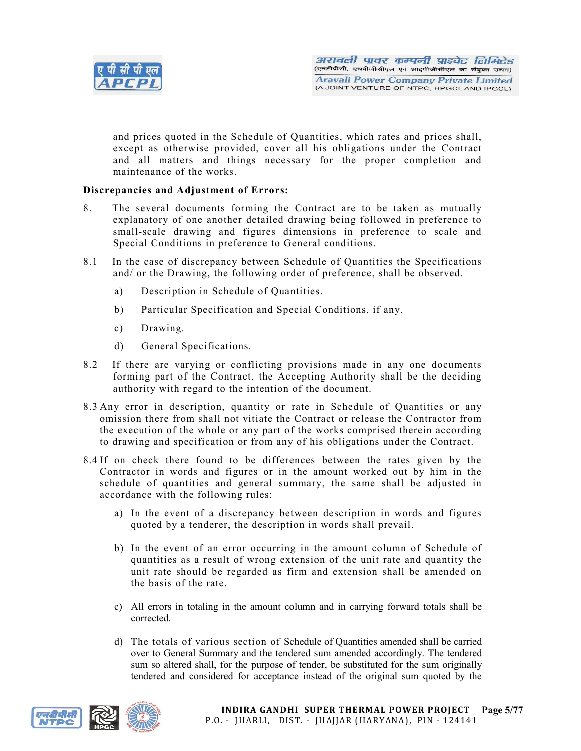and prices quoted in the Schedule of Quantities, which rates and prices shall, except as otherwise provided, cover all his obligations under the Contract and all matters and things necessary for the proper completion and maintenance of the works.

**Discrepancies and Adjustment of Errors:**

8. The several documents forming the Contract are to be taken as mutually explanatory of one another detailed drawing being followed in preference to small-scale drawing and figures dimensions in preference to scale and Special Conditions in preference to General conditions.

8.1 In the case of discrepancy between Schedule of Quantities the Specifications and/ or the Drawing, the following order of preference, shall be observed.

  a) Description in Schedule of Quantities.

  b) Particular Specification and Special Conditions, if any.

  c) Drawing.

  d) General Specifications.

8.2 If there are varying or conflicting provisions made in any one documents forming part of the Contract, the Accepting Authority shall be the deciding authority with regard to the intention of the document.

8.3 Any error in description, quantity or rate in Schedule of Quantities or any omission there from shall not vitiate the Contract or release the Contractor from the execution of the whole or any part of the works comprised therein according to drawing and specification or from any of his obligations under the Contract.

8.4 If on check there found to be differences between the rates given by the Contractor in words and figures or in the amount worked out by him in the schedule of quantities and general summary, the same shall be adjusted in accordance with the following rules:

  a) In the event of a discrepancy between description in words and figures quoted by a tenderer, the description in words shall prevail.

  b) In the event of an error occurring in the amount column of Schedule of quantities as a result of wrong extension of the unit rate and quantity the unit rate should be regarded as firm and extension shall be amended on the basis of the rate.

  c) All errors in totaling in the amount column and in carrying forward totals shall be corrected.

  d) The totals of various section of Schedule of Quantities amended shall be carried over to General Summary and the tendered sum amended accordingly. The tendered sum so altered shall, for the purpose of tender, be substituted for the sum originally tendered and considered for acceptance instead of the original sum quoted by the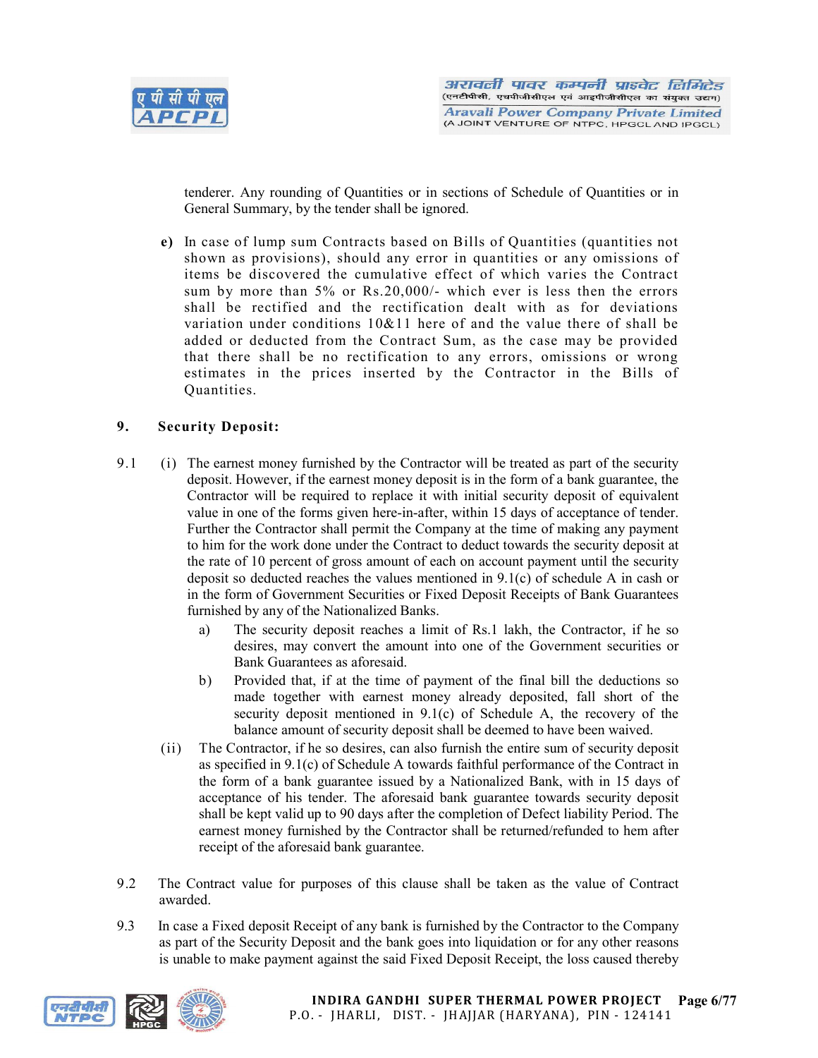tenderer. Any rounding of Quantities or in sections of Schedule of Quantities or in General Summary, by the tender shall be ignored.

**e)** In case of lump sum Contracts based on Bills of Quantities (quantities not shown as provisions), should any error in quantities or any omissions of items be discovered the cumulative effect of which varies the Contract sum by more than 5% or Rs.20,000/- which ever is less then the errors shall be rectified and the rectification dealt with as for deviations variation under conditions 10&11 here of and the value there of shall be added or deducted from the Contract Sum, as the case may be provided that there shall be no rectification to any errors, omissions or wrong estimates in the prices inserted by the Contractor in the Bills of Quantities.

## 9. Security Deposit:

9.1 (i) The earnest money furnished by the Contractor will be treated as part of the security deposit. However, if the earnest money deposit is in the form of a bank guarantee, the Contractor will be required to replace it with initial security deposit of equivalent value in one of the forms given here-in-after, within 15 days of acceptance of tender. Further the Contractor shall permit the Company at the time of making any payment to him for the work done under the Contract to deduct towards the security deposit at the rate of 10 percent of gross amount of each on account payment until the security deposit so deducted reaches the values mentioned in 9.1(c) of schedule A in cash or in the form of Government Securities or Fixed Deposit Receipts of Bank Guarantees furnished by any of the Nationalized Banks.

a) The security deposit reaches a limit of Rs.1 lakh, the Contractor, if he so desires, may convert the amount into one of the Government securities or Bank Guarantees as aforesaid.

b) Provided that, if at the time of payment of the final bill the deductions so made together with earnest money already deposited, fall short of the security deposit mentioned in 9.1(c) of Schedule A, the recovery of the balance amount of security deposit shall be deemed to have been waived.

(ii) The Contractor, if he so desires, can also furnish the entire sum of security deposit as specified in 9.1(c) of Schedule A towards faithful performance of the Contract in the form of a bank guarantee issued by a Nationalized Bank, with in 15 days of acceptance of his tender. The aforesaid bank guarantee towards security deposit shall be kept valid up to 90 days after the completion of Defect liability Period. The earnest money furnished by the Contractor shall be returned/refunded to hem after receipt of the aforesaid bank guarantee.

9.2 The Contract value for purposes of this clause shall be taken as the value of Contract awarded.

9.3 In case a Fixed deposit Receipt of any bank is furnished by the Contractor to the Company as part of the Security Deposit and the bank goes into liquidation or for any other reasons is unable to make payment against the said Fixed Deposit Receipt, the loss caused thereby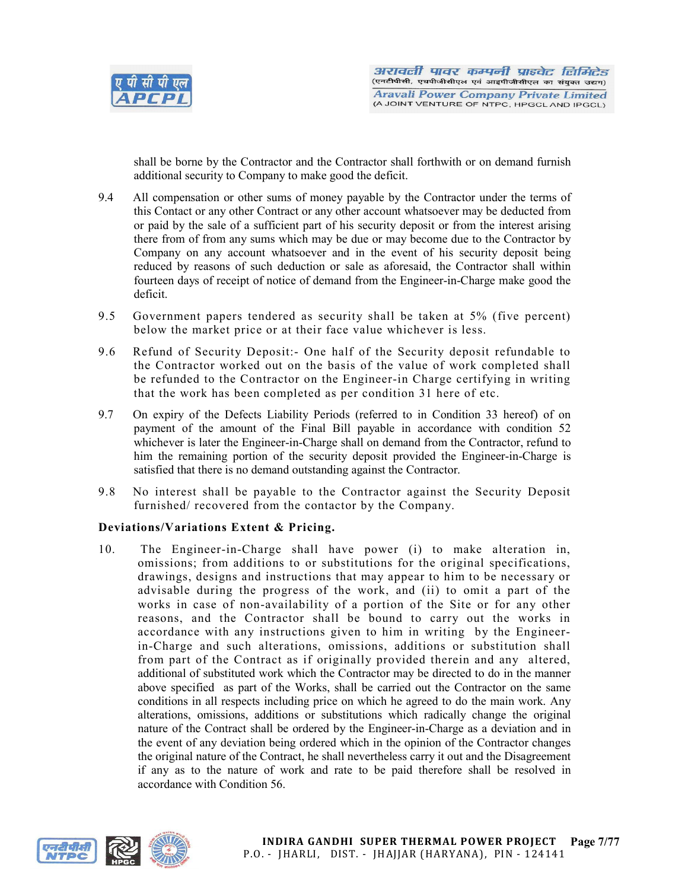shall be borne by the Contractor and the Contractor shall forthwith or on demand furnish additional security to Company to make good the deficit.

9.4 All compensation or other sums of money payable by the Contractor under the terms of this Contact or any other Contract or any other account whatsoever may be deducted from or paid by the sale of a sufficient part of his security deposit or from the interest arising there from of from any sums which may be due or may become due to the Contractor by Company on any account whatsoever and in the event of his security deposit being reduced by reasons of such deduction or sale as aforesaid, the Contractor shall within fourteen days of receipt of notice of demand from the Engineer-in-Charge make good the deficit.

9.5 Government papers tendered as security shall be taken at 5% (five percent) below the market price or at their face value whichever is less.

9.6 Refund of Security Deposit:- One half of the Security deposit refundable to the Contractor worked out on the basis of the value of work completed shall be refunded to the Contractor on the Engineer-in Charge certifying in writing that the work has been completed as per condition 31 here of etc.

9.7 On expiry of the Defects Liability Periods (referred to in Condition 33 hereof) of on payment of the amount of the Final Bill payable in accordance with condition 52 whichever is later the Engineer-in-Charge shall on demand from the Contractor, refund to him the remaining portion of the security deposit provided the Engineer-in-Charge is satisfied that there is no demand outstanding against the Contractor.

9.8 No interest shall be payable to the Contractor against the Security Deposit furnished/ recovered from the contactor by the Company.

**Deviations/Variations Extent & Pricing.**

10. The Engineer-in-Charge shall have power (i) to make alteration in, omissions; from additions to or substitutions for the original specifications, drawings, designs and instructions that may appear to him to be necessary or advisable during the progress of the work, and (ii) to omit a part of the works in case of non-availability of a portion of the Site or for any other reasons, and the Contractor shall be bound to carry out the works in accordance with any instructions given to him in writing by the Engineer-in-Charge and such alterations, omissions, additions or substitution shall from part of the Contract as if originally provided therein and any altered, additional of substituted work which the Contractor may be directed to do in the manner above specified as part of the Works, shall be carried out the Contractor on the same conditions in all respects including price on which he agreed to do the main work. Any alterations, omissions, additions or substitutions which radically change the original nature of the Contract shall be ordered by the Engineer-in-Charge as a deviation and in the event of any deviation being ordered which in the opinion of the Contractor changes the original nature of the Contract, he shall nevertheless carry it out and the Disagreement if any as to the nature of work and rate to be paid therefore shall be resolved in accordance with Condition 56.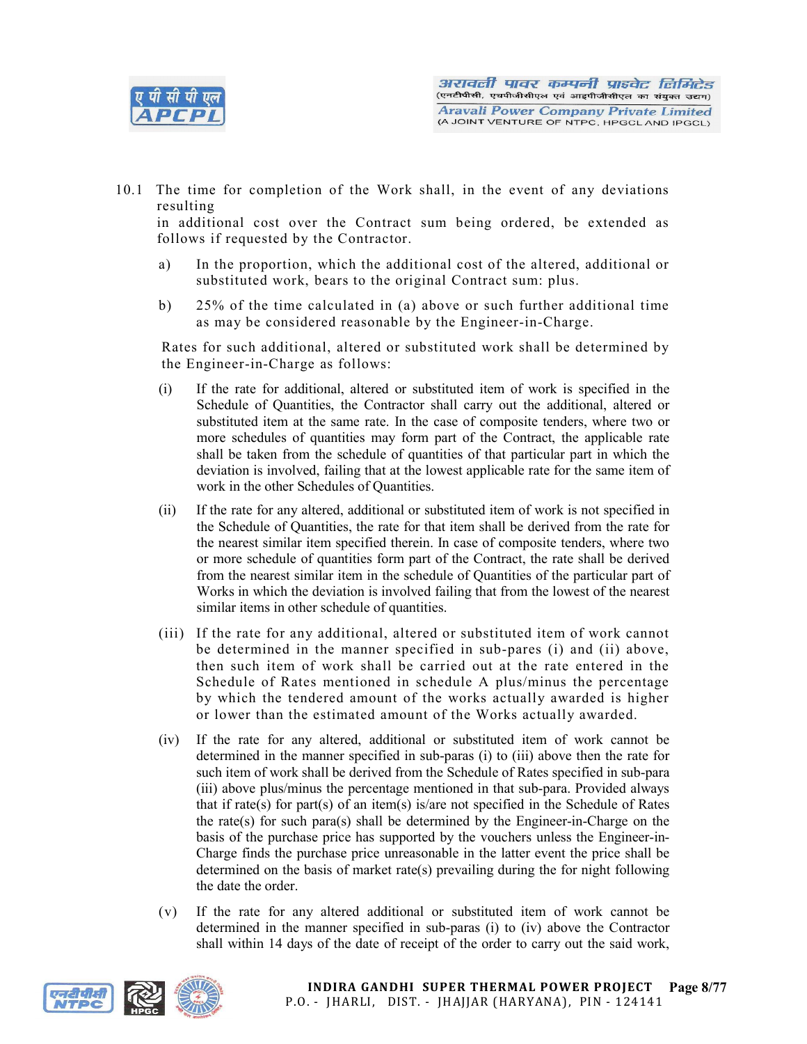10.1 The time for completion of the Work shall, in the event of any deviations resulting in additional cost over the Contract sum being ordered, be extended as follows if requested by the Contractor.

a) In the proportion, which the additional cost of the altered, additional or substituted work, bears to the original Contract sum: plus.

b) 25% of the time calculated in (a) above or such further additional time as may be considered reasonable by the Engineer-in-Charge.

Rates for such additional, altered or substituted work shall be determined by the Engineer-in-Charge as follows:

(i) If the rate for additional, altered or substituted item of work is specified in the Schedule of Quantities, the Contractor shall carry out the additional, altered or substituted item at the same rate. In the case of composite tenders, where two or more schedules of quantities may form part of the Contract, the applicable rate shall be taken from the schedule of quantities of that particular part in which the deviation is involved, failing that at the lowest applicable rate for the same item of work in the other Schedules of Quantities.

(ii) If the rate for any altered, additional or substituted item of work is not specified in the Schedule of Quantities, the rate for that item shall be derived from the rate for the nearest similar item specified therein. In case of composite tenders, where two or more schedule of quantities form part of the Contract, the rate shall be derived from the nearest similar item in the schedule of Quantities of the particular part of Works in which the deviation is involved failing that from the lowest of the nearest similar items in other schedule of quantities.

(iii) If the rate for any additional, altered or substituted item of work cannot be determined in the manner specified in sub-pares (i) and (ii) above, then such item of work shall be carried out at the rate entered in the Schedule of Rates mentioned in schedule A plus/minus the percentage by which the tendered amount of the works actually awarded is higher or lower than the estimated amount of the Works actually awarded.

(iv) If the rate for any altered, additional or substituted item of work cannot be determined in the manner specified in sub-paras (i) to (iii) above then the rate for such item of work shall be derived from the Schedule of Rates specified in sub-para (iii) above plus/minus the percentage mentioned in that sub-para. Provided always that if rate(s) for part(s) of an item(s) is/are not specified in the Schedule of Rates the rate(s) for such para(s) shall be determined by the Engineer-in-Charge on the basis of the purchase price has supported by the vouchers unless the Engineer-in-Charge finds the purchase price unreasonable in the latter event the price shall be determined on the basis of market rate(s) prevailing during the for night following the date the order.

(v) If the rate for any altered additional or substituted item of work cannot be determined in the manner specified in sub-paras (i) to (iv) above the Contractor shall within 14 days of the date of receipt of the order to carry out the said work,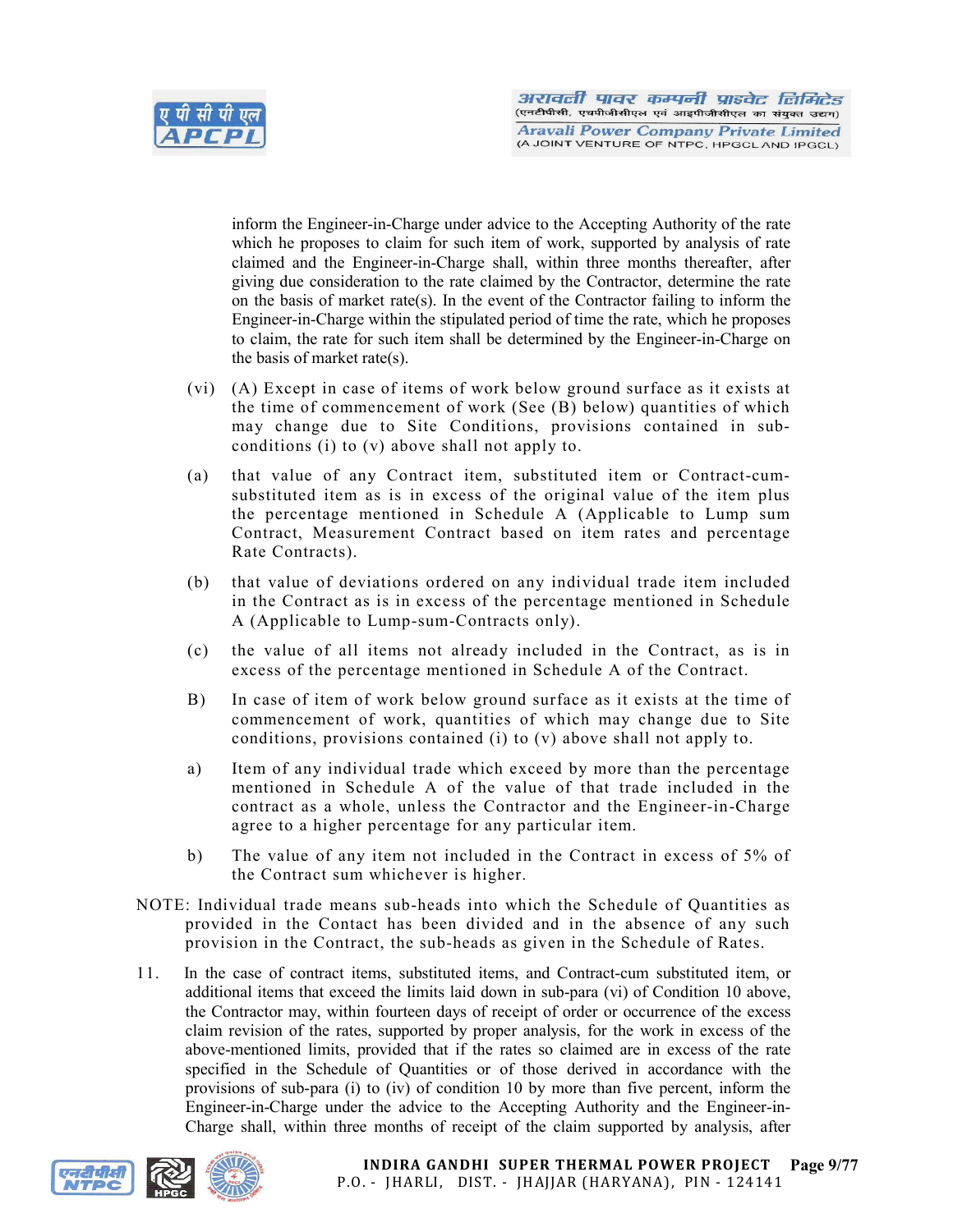inform the Engineer-in-Charge under advice to the Accepting Authority of the rate which he proposes to claim for such item of work, supported by analysis of rate claimed and the Engineer-in-Charge shall, within three months thereafter, after giving due consideration to the rate claimed by the Contractor, determine the rate on the basis of market rate(s). In the event of the Contractor failing to inform the Engineer-in-Charge within the stipulated period of time the rate, which he proposes to claim, the rate for such item shall be determined by the Engineer-in-Charge on the basis of market rate(s).

(vi) (A) Except in case of items of work below ground surface as it exists at the time of commencement of work (See (B) below) quantities of which may change due to Site Conditions, provisions contained in sub-conditions (i) to (v) above shall not apply to.

(a) that value of any Contract item, substituted item or Contract-cum-substituted item as is in excess of the original value of the item plus the percentage mentioned in Schedule A (Applicable to Lump sum Contract, Measurement Contract based on item rates and percentage Rate Contracts).

(b) that value of deviations ordered on any individual trade item included in the Contract as is in excess of the percentage mentioned in Schedule A (Applicable to Lump-sum-Contracts only).

(c) the value of all items not already included in the Contract, as is in excess of the percentage mentioned in Schedule A of the Contract.

B) In case of item of work below ground surface as it exists at the time of commencement of work, quantities of which may change due to Site conditions, provisions contained (i) to (v) above shall not apply to.

a) Item of any individual trade which exceed by more than the percentage mentioned in Schedule A of the value of that trade included in the contract as a whole, unless the Contractor and the Engineer-in-Charge agree to a higher percentage for any particular item.

b) The value of any item not included in the Contract in excess of 5% of the Contract sum whichever is higher.

NOTE: Individual trade means sub-heads into which the Schedule of Quantities as provided in the Contact has been divided and in the absence of any such provision in the Contract, the sub-heads as given in the Schedule of Rates.

11. In the case of contract items, substituted items, and Contract-cum substituted item, or additional items that exceed the limits laid down in sub-para (vi) of Condition 10 above, the Contractor may, within fourteen days of receipt of order or occurrence of the excess claim revision of the rates, supported by proper analysis, for the work in excess of the above-mentioned limits, provided that if the rates so claimed are in excess of the rate specified in the Schedule of Quantities or of those derived in accordance with the provisions of sub-para (i) to (iv) of condition 10 by more than five percent, inform the Engineer-in-Charge under the advice to the Accepting Authority and the Engineer-in-Charge shall, within three months of receipt of the claim supported by analysis, after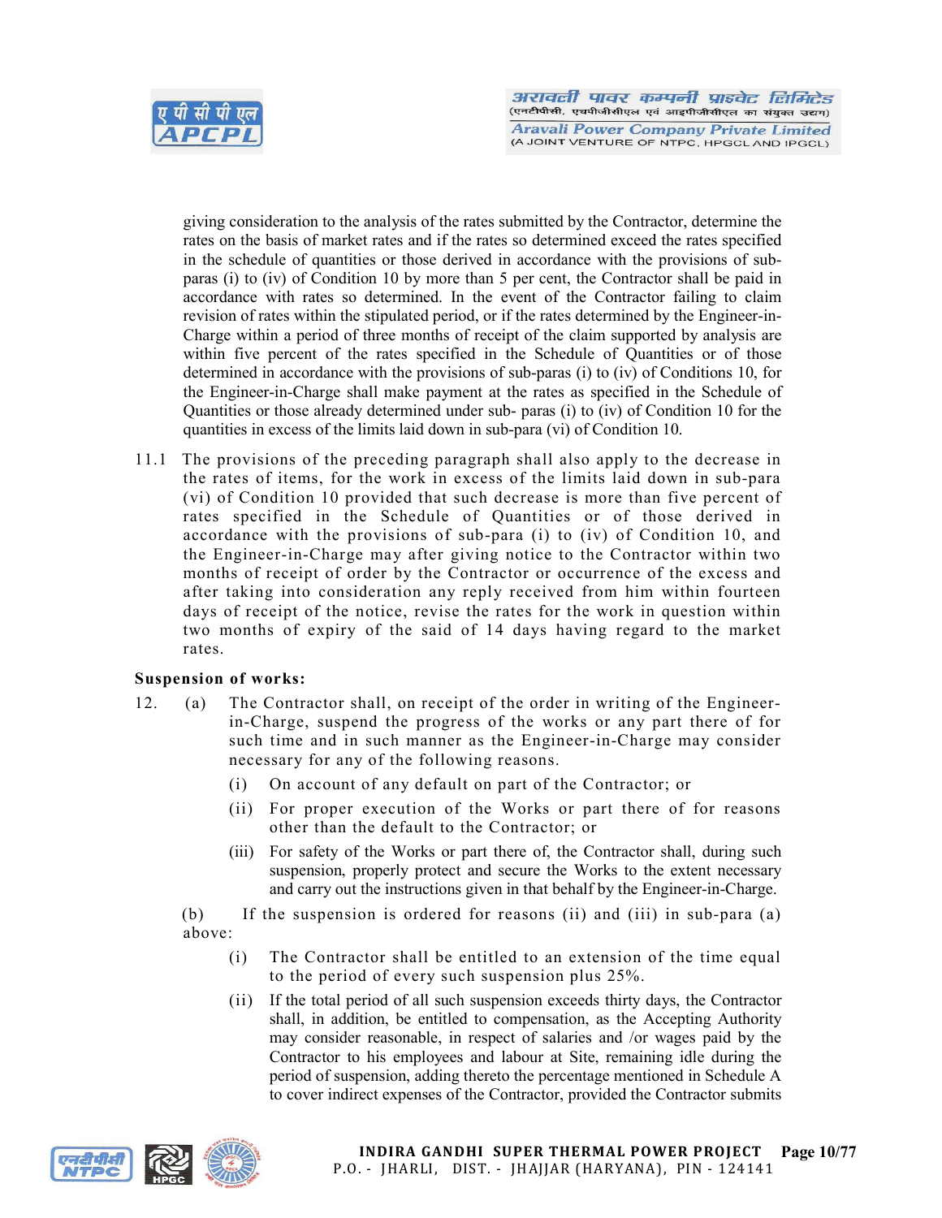giving consideration to the analysis of the rates submitted by the Contractor, determine the rates on the basis of market rates and if the rates so determined exceed the rates specified in the schedule of quantities or those derived in accordance with the provisions of sub-paras (i) to (iv) of Condition 10 by more than 5 per cent, the Contractor shall be paid in accordance with rates so determined. In the event of the Contractor failing to claim revision of rates within the stipulated period, or if the rates determined by the Engineer-in-Charge within a period of three months of receipt of the claim supported by analysis are within five percent of the rates specified in the Schedule of Quantities or of those determined in accordance with the provisions of sub-paras (i) to (iv) of Conditions 10, for the Engineer-in-Charge shall make payment at the rates as specified in the Schedule of Quantities or those already determined under sub- paras (i) to (iv) of Condition 10 for the quantities in excess of the limits laid down in sub-para (vi) of Condition 10.

11.1 The provisions of the preceding paragraph shall also apply to the decrease in the rates of items, for the work in excess of the limits laid down in sub-para (vi) of Condition 10 provided that such decrease is more than five percent of rates specified in the Schedule of Quantities or of those derived in accordance with the provisions of sub-para (i) to (iv) of Condition 10, and the Engineer-in-Charge may after giving notice to the Contractor within two months of receipt of order by the Contractor or occurrence of the excess and after taking into consideration any reply received from him within fourteen days of receipt of the notice, revise the rates for the work in question within two months of expiry of the said of 14 days having regard to the market rates.

**Suspension of works:**

12. (a) The Contractor shall, on receipt of the order in writing of the Engineer-in-Charge, suspend the progress of the works or any part there of for such time and in such manner as the Engineer-in-Charge may consider necessary for any of the following reasons.

    (i) On account of any default on part of the Contractor; or

    (ii) For proper execution of the Works or part there of for reasons other than the default to the Contractor; or

    (iii) For safety of the Works or part there of, the Contractor shall, during such suspension, properly protect and secure the Works to the extent necessary and carry out the instructions given in that behalf by the Engineer-in-Charge.

    (b) If the suspension is ordered for reasons (ii) and (iii) in sub-para (a) above:

    (i) The Contractor shall be entitled to an extension of the time equal to the period of every such suspension plus 25%.

    (ii) If the total period of all such suspension exceeds thirty days, the Contractor shall, in addition, be entitled to compensation, as the Accepting Authority may consider reasonable, in respect of salaries and /or wages paid by the Contractor to his employees and labour at Site, remaining idle during the period of suspension, adding thereto the percentage mentioned in Schedule A to cover indirect expenses of the Contractor, provided the Contractor submits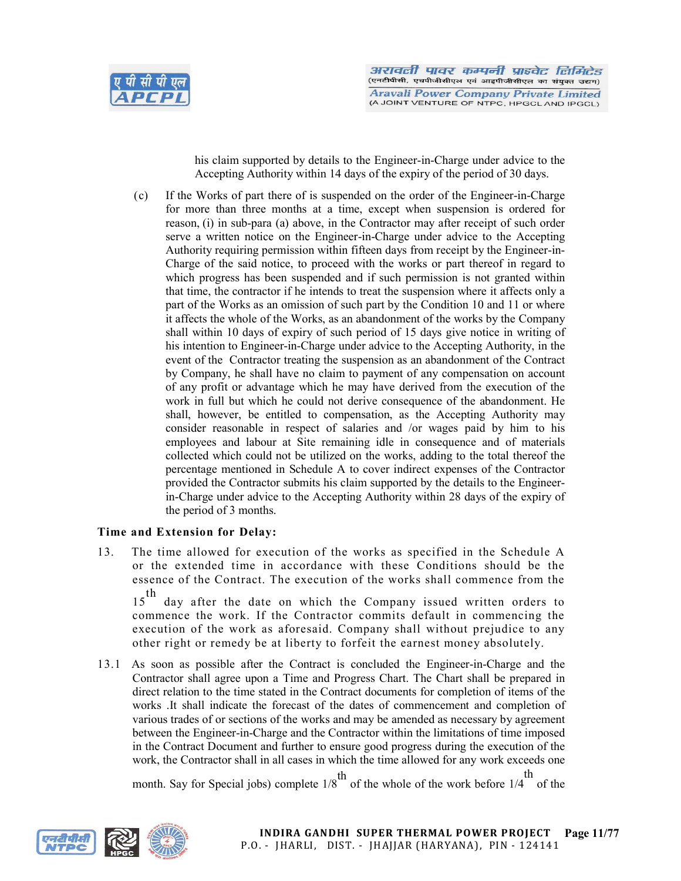his claim supported by details to the Engineer-in-Charge under advice to the Accepting Authority within 14 days of the expiry of the period of 30 days.

(c) If the Works of part there of is suspended on the order of the Engineer-in-Charge for more than three months at a time, except when suspension is ordered for reason, (i) in sub-para (a) above, in the Contractor may after receipt of such order serve a written notice on the Engineer-in-Charge under advice to the Accepting Authority requiring permission within fifteen days from receipt by the Engineer-in-Charge of the said notice, to proceed with the works or part thereof in regard to which progress has been suspended and if such permission is not granted within that time, the contractor if he intends to treat the suspension where it affects only a part of the Works as an omission of such part by the Condition 10 and 11 or where it affects the whole of the Works, as an abandonment of the works by the Company shall within 10 days of expiry of such period of 15 days give notice in writing of his intention to Engineer-in-Charge under advice to the Accepting Authority, in the event of the Contractor treating the suspension as an abandonment of the Contract by Company, he shall have no claim to payment of any compensation on account of any profit or advantage which he may have derived from the execution of the work in full but which he could not derive consequence of the abandonment. He shall, however, be entitled to compensation, as the Accepting Authority may consider reasonable in respect of salaries and /or wages paid by him to his employees and labour at Site remaining idle in consequence and of materials collected which could not be utilized on the works, adding to the total thereof the percentage mentioned in Schedule A to cover indirect expenses of the Contractor provided the Contractor submits his claim supported by the details to the Engineer-in-Charge under advice to the Accepting Authority within 28 days of the expiry of the period of 3 months.

**Time and Extension for Delay:**

13. The time allowed for execution of the works as specified in the Schedule A or the extended time in accordance with these Conditions should be the essence of the Contract. The execution of the works shall commence from the 15th day after the date on which the Company issued written orders to commence the work. If the Contractor commits default in commencing the execution of the work as aforesaid. Company shall without prejudice to any other right or remedy be at liberty to forfeit the earnest money absolutely.

13.1 As soon as possible after the Contract is concluded the Engineer-in-Charge and the Contractor shall agree upon a Time and Progress Chart. The Chart shall be prepared in direct relation to the time stated in the Contract documents for completion of items of the works .It shall indicate the forecast of the dates of commencement and completion of various trades of or sections of the works and may be amended as necessary by agreement between the Engineer-in-Charge and the Contractor within the limitations of time imposed in the Contract Document and further to ensure good progress during the execution of the work, the Contractor shall in all cases in which the time allowed for any work exceeds one month. Say for Special jobs) complete 1/8th of the whole of the work before 1/4th of the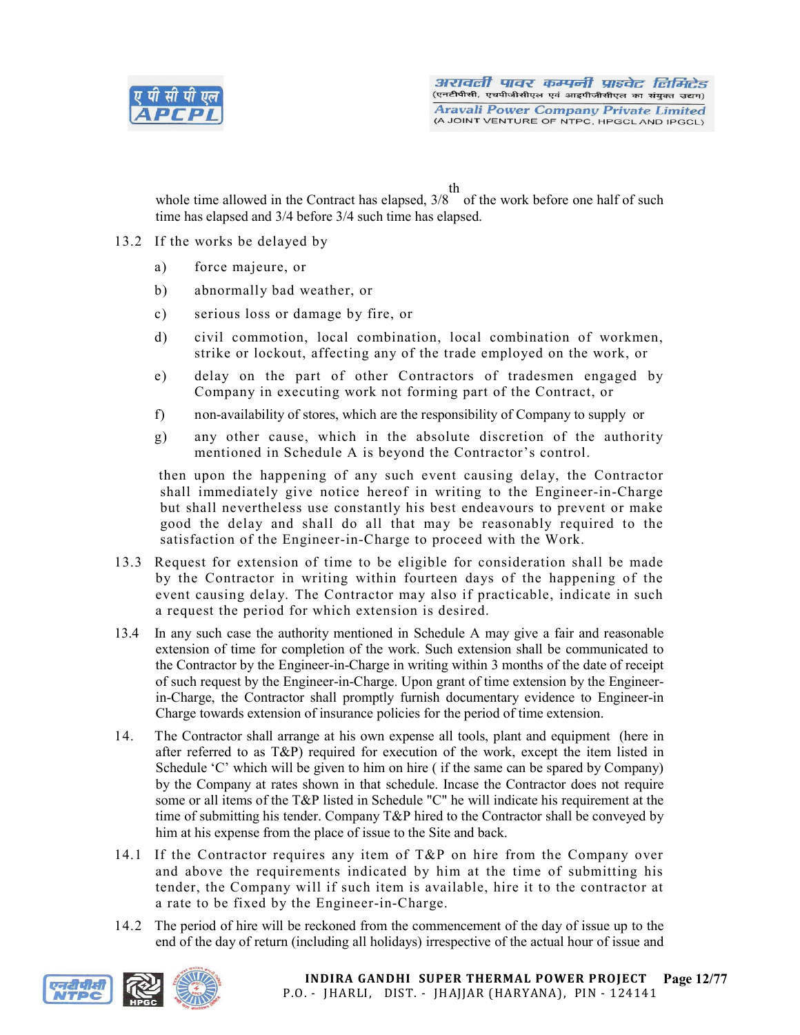whole time allowed in the Contract has elapsed, 3/8th of the work before one half of such time has elapsed and 3/4 before 3/4 such time has elapsed.

13.2 If the works be delayed by

a) force majeure, or

b) abnormally bad weather, or

c) serious loss or damage by fire, or

d) civil commotion, local combination, local combination of workmen, strike or lockout, affecting any of the trade employed on the work, or

e) delay on the part of other Contractors of tradesmen engaged by Company in executing work not forming part of the Contract, or

f) non-availability of stores, which are the responsibility of Company to supply or

g) any other cause, which in the absolute discretion of the authority mentioned in Schedule A is beyond the Contractor's control.

then upon the happening of any such event causing delay, the Contractor shall immediately give notice hereof in writing to the Engineer-in-Charge but shall nevertheless use constantly his best endeavours to prevent or make good the delay and shall do all that may be reasonably required to the satisfaction of the Engineer-in-Charge to proceed with the Work.

13.3 Request for extension of time to be eligible for consideration shall be made by the Contractor in writing within fourteen days of the happening of the event causing delay. The Contractor may also if practicable, indicate in such a request the period for which extension is desired.

13.4 In any such case the authority mentioned in Schedule A may give a fair and reasonable extension of time for completion of the work. Such extension shall be communicated to the Contractor by the Engineer-in-Charge in writing within 3 months of the date of receipt of such request by the Engineer-in-Charge. Upon grant of time extension by the Engineer-in-Charge, the Contractor shall promptly furnish documentary evidence to Engineer-in Charge towards extension of insurance policies for the period of time extension.

14. The Contractor shall arrange at his own expense all tools, plant and equipment (here in after referred to as T&P) required for execution of the work, except the item listed in Schedule 'C' which will be given to him on hire ( if the same can be spared by Company) by the Company at rates shown in that schedule. Incase the Contractor does not require some or all items of the T&P listed in Schedule "C" he will indicate his requirement at the time of submitting his tender. Company T&P hired to the Contractor shall be conveyed by him at his expense from the place of issue to the Site and back.

14.1 If the Contractor requires any item of T&P on hire from the Company over and above the requirements indicated by him at the time of submitting his tender, the Company will if such item is available, hire it to the contractor at a rate to be fixed by the Engineer-in-Charge.

14.2 The period of hire will be reckoned from the commencement of the day of issue up to the end of the day of return (including all holidays) irrespective of the actual hour of issue and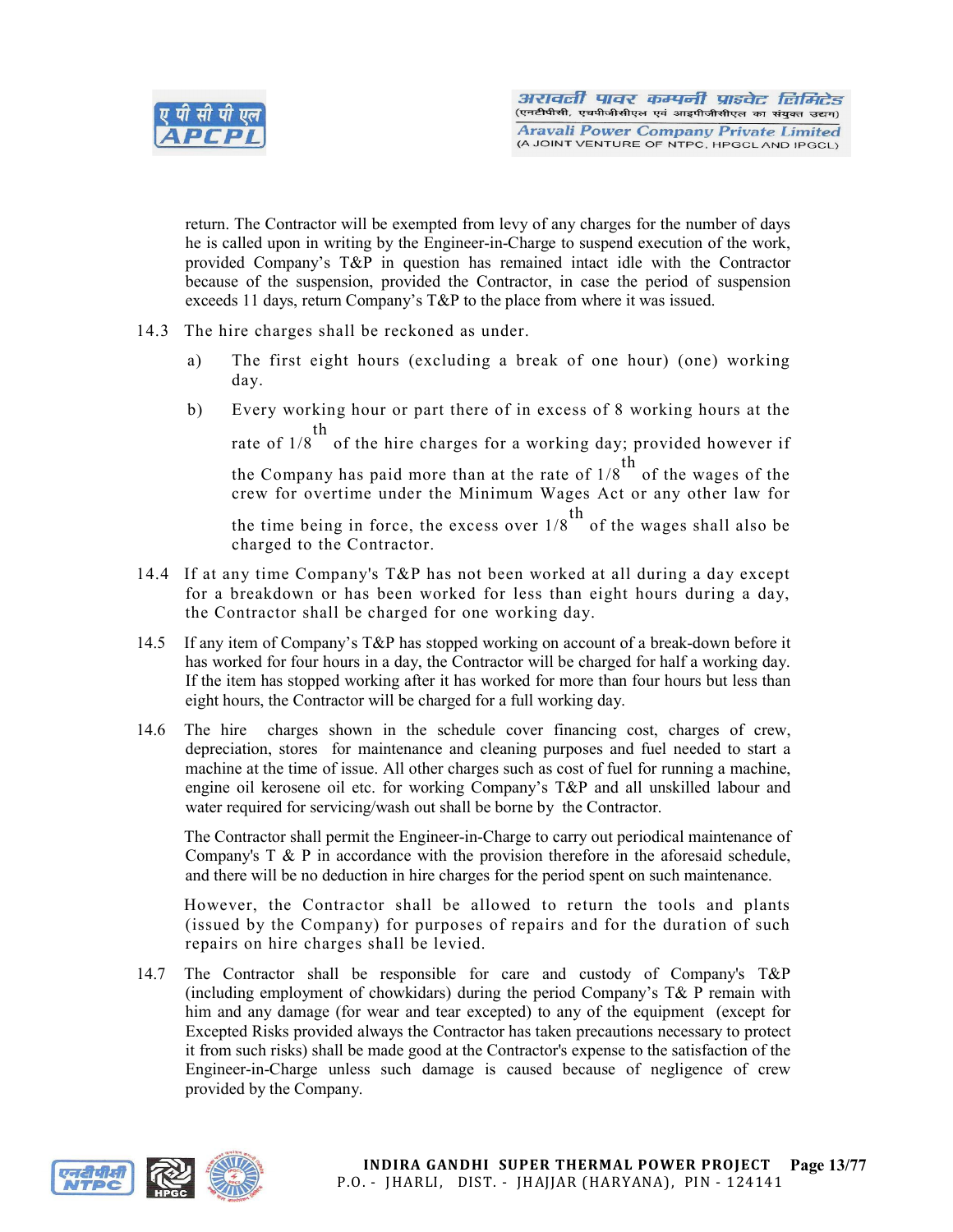return. The Contractor will be exempted from levy of any charges for the number of days he is called upon in writing by the Engineer-in-Charge to suspend execution of the work, provided Company's T&P in question has remained intact idle with the Contractor because of the suspension, provided the Contractor, in case the period of suspension exceeds 11 days, return Company's T&P to the place from where it was issued.

14.3 The hire charges shall be reckoned as under.

a) The first eight hours (excluding a break of one hour) (one) working day.

b) Every working hour or part there of in excess of 8 working hours at the rate of 1/8th of the hire charges for a working day; provided however if the Company has paid more than at the rate of 1/8th of the wages of the crew for overtime under the Minimum Wages Act or any other law for the time being in force, the excess over 1/8th of the wages shall also be charged to the Contractor.

14.4 If at any time Company's T&P has not been worked at all during a day except for a breakdown or has been worked for less than eight hours during a day, the Contractor shall be charged for one working day.

14.5 If any item of Company's T&P has stopped working on account of a break-down before it has worked for four hours in a day, the Contractor will be charged for half a working day. If the item has stopped working after it has worked for more than four hours but less than eight hours, the Contractor will be charged for a full working day.

14.6 The hire charges shown in the schedule cover financing cost, charges of crew, depreciation, stores for maintenance and cleaning purposes and fuel needed to start a machine at the time of issue. All other charges such as cost of fuel for running a machine, engine oil kerosene oil etc. for working Company's T&P and all unskilled labour and water required for servicing/wash out shall be borne by the Contractor.

The Contractor shall permit the Engineer-in-Charge to carry out periodical maintenance of Company's T & P in accordance with the provision therefore in the aforesaid schedule, and there will be no deduction in hire charges for the period spent on such maintenance.

However, the Contractor shall be allowed to return the tools and plants (issued by the Company) for purposes of repairs and for the duration of such repairs on hire charges shall be levied.

14.7 The Contractor shall be responsible for care and custody of Company's T&P (including employment of chowkidars) during the period Company's T& P remain with him and any damage (for wear and tear excepted) to any of the equipment (except for Excepted Risks provided always the Contractor has taken precautions necessary to protect it from such risks) shall be made good at the Contractor's expense to the satisfaction of the Engineer-in-Charge unless such damage is caused because of negligence of crew provided by the Company.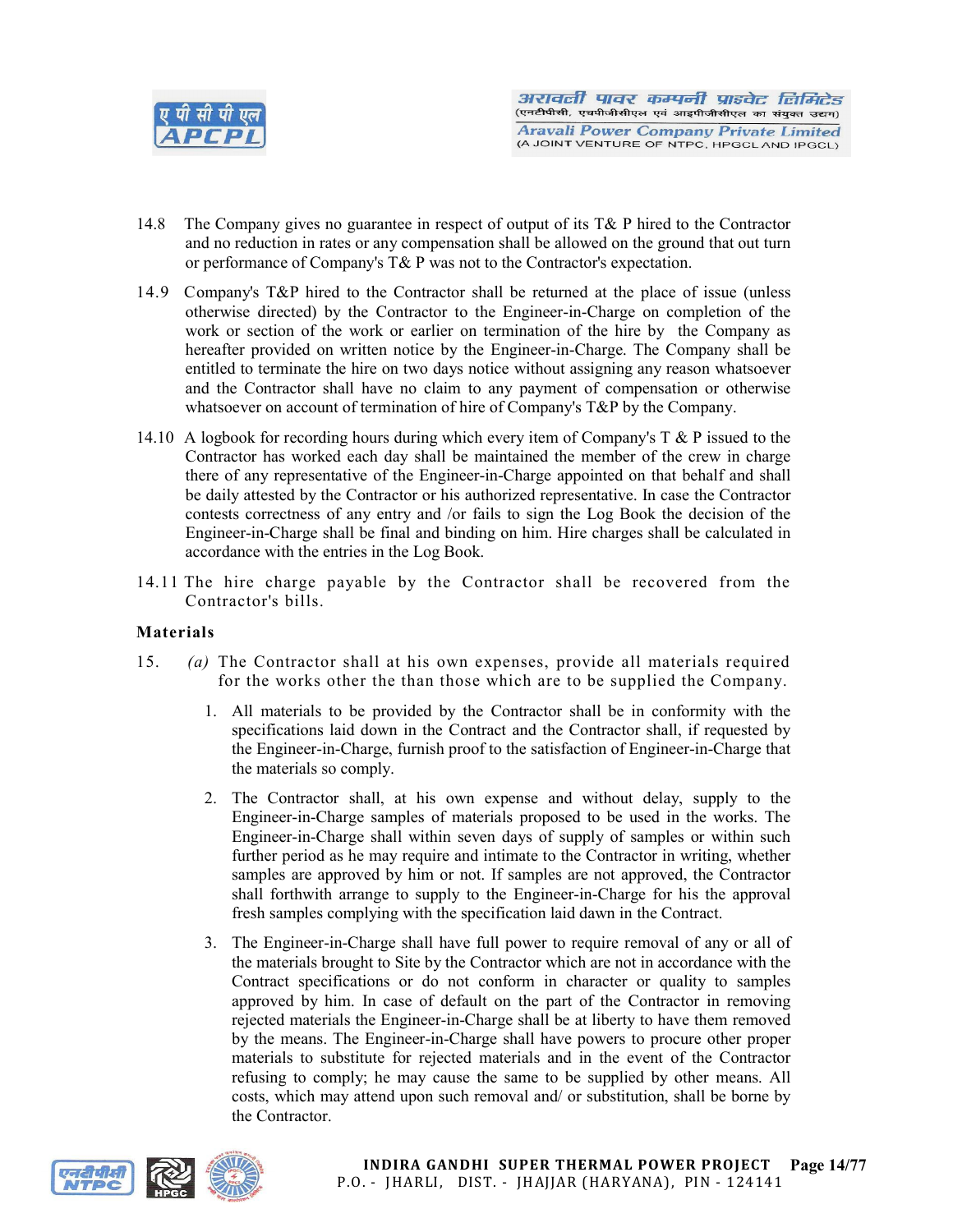14.8 The Company gives no guarantee in respect of output of its T& P hired to the Contractor and no reduction in rates or any compensation shall be allowed on the ground that out turn or performance of Company's T& P was not to the Contractor's expectation.

14.9 Company's T&P hired to the Contractor shall be returned at the place of issue (unless otherwise directed) by the Contractor to the Engineer-in-Charge on completion of the work or section of the work or earlier on termination of the hire by the Company as hereafter provided on written notice by the Engineer-in-Charge. The Company shall be entitled to terminate the hire on two days notice without assigning any reason whatsoever and the Contractor shall have no claim to any payment of compensation or otherwise whatsoever on account of termination of hire of Company's T&P by the Company.

14.10 A logbook for recording hours during which every item of Company's T & P issued to the Contractor has worked each day shall be maintained the member of the crew in charge there of any representative of the Engineer-in-Charge appointed on that behalf and shall be daily attested by the Contractor or his authorized representative. In case the Contractor contests correctness of any entry and /or fails to sign the Log Book the decision of the Engineer-in-Charge shall be final and binding on him. Hire charges shall be calculated in accordance with the entries in the Log Book.

14.11 The hire charge payable by the Contractor shall be recovered from the Contractor's bills.

**Materials**

15. *(a)* The Contractor shall at his own expenses, provide all materials required for the works other the than those which are to be supplied the Company.

1. All materials to be provided by the Contractor shall be in conformity with the specifications laid down in the Contract and the Contractor shall, if requested by the Engineer-in-Charge, furnish proof to the satisfaction of Engineer-in-Charge that the materials so comply.

2. The Contractor shall, at his own expense and without delay, supply to the Engineer-in-Charge samples of materials proposed to be used in the works. The Engineer-in-Charge shall within seven days of supply of samples or within such further period as he may require and intimate to the Contractor in writing, whether samples are approved by him or not. If samples are not approved, the Contractor shall forthwith arrange to supply to the Engineer-in-Charge for his the approval fresh samples complying with the specification laid dawn in the Contract.

3. The Engineer-in-Charge shall have full power to require removal of any or all of the materials brought to Site by the Contractor which are not in accordance with the Contract specifications or do not conform in character or quality to samples approved by him. In case of default on the part of the Contractor in removing rejected materials the Engineer-in-Charge shall be at liberty to have them removed by the means. The Engineer-in-Charge shall have powers to procure other proper materials to substitute for rejected materials and in the event of the Contractor refusing to comply; he may cause the same to be supplied by other means. All costs, which may attend upon such removal and/ or substitution, shall be borne by the Contractor.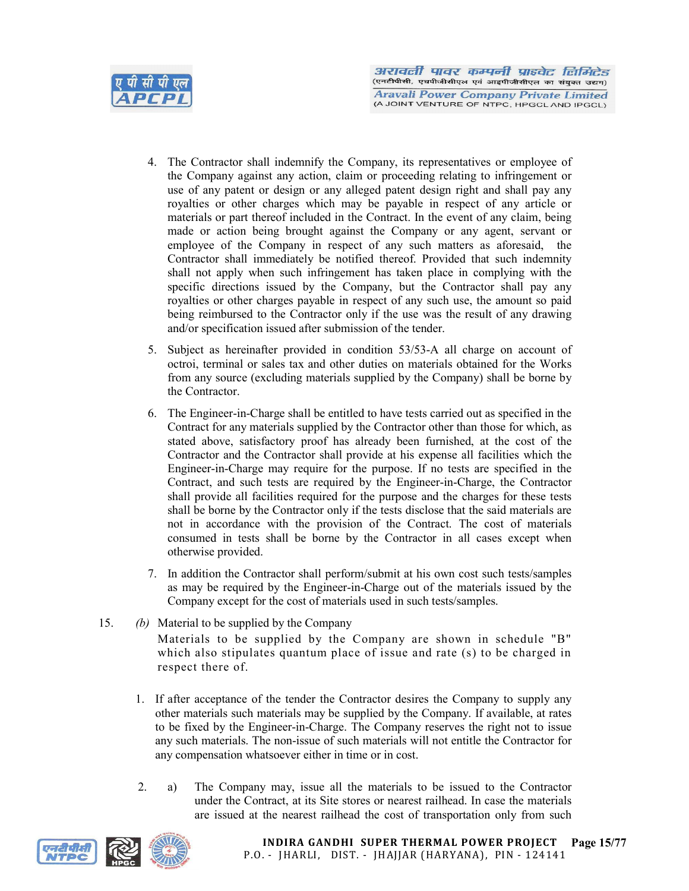4. The Contractor shall indemnify the Company, its representatives or employee of the Company against any action, claim or proceeding relating to infringement or use of any patent or design or any alleged patent design right and shall pay any royalties or other charges which may be payable in respect of any article or materials or part thereof included in the Contract. In the event of any claim, being made or action being brought against the Company or any agent, servant or employee of the Company in respect of any such matters as aforesaid, the Contractor shall immediately be notified thereof. Provided that such indemnity shall not apply when such infringement has taken place in complying with the specific directions issued by the Company, but the Contractor shall pay any royalties or other charges payable in respect of any such use, the amount so paid being reimbursed to the Contractor only if the use was the result of any drawing and/or specification issued after submission of the tender.

5. Subject as hereinafter provided in condition 53/53-A all charge on account of octroi, terminal or sales tax and other duties on materials obtained for the Works from any source (excluding materials supplied by the Company) shall be borne by the Contractor.

6. The Engineer-in-Charge shall be entitled to have tests carried out as specified in the Contract for any materials supplied by the Contractor other than those for which, as stated above, satisfactory proof has already been furnished, at the cost of the Contractor and the Contractor shall provide at his expense all facilities which the Engineer-in-Charge may require for the purpose. If no tests are specified in the Contract, and such tests are required by the Engineer-in-Charge, the Contractor shall provide all facilities required for the purpose and the charges for these tests shall be borne by the Contractor only if the tests disclose that the said materials are not in accordance with the provision of the Contract. The cost of materials consumed in tests shall be borne by the Contractor in all cases except when otherwise provided.

7. In addition the Contractor shall perform/submit at his own cost such tests/samples as may be required by the Engineer-in-Charge out of the materials issued by the Company except for the cost of materials used in such tests/samples.

15. *(b)* Material to be supplied by the Company

Materials to be supplied by the Company are shown in schedule "B" which also stipulates quantum place of issue and rate (s) to be charged in respect there of.

1. If after acceptance of the tender the Contractor desires the Company to supply any other materials such materials may be supplied by the Company. If available, at rates to be fixed by the Engineer-in-Charge. The Company reserves the right not to issue any such materials. The non-issue of such materials will not entitle the Contractor for any compensation whatsoever either in time or in cost.

2. a) The Company may, issue all the materials to be issued to the Contractor under the Contract, at its Site stores or nearest railhead. In case the materials are issued at the nearest railhead the cost of transportation only from such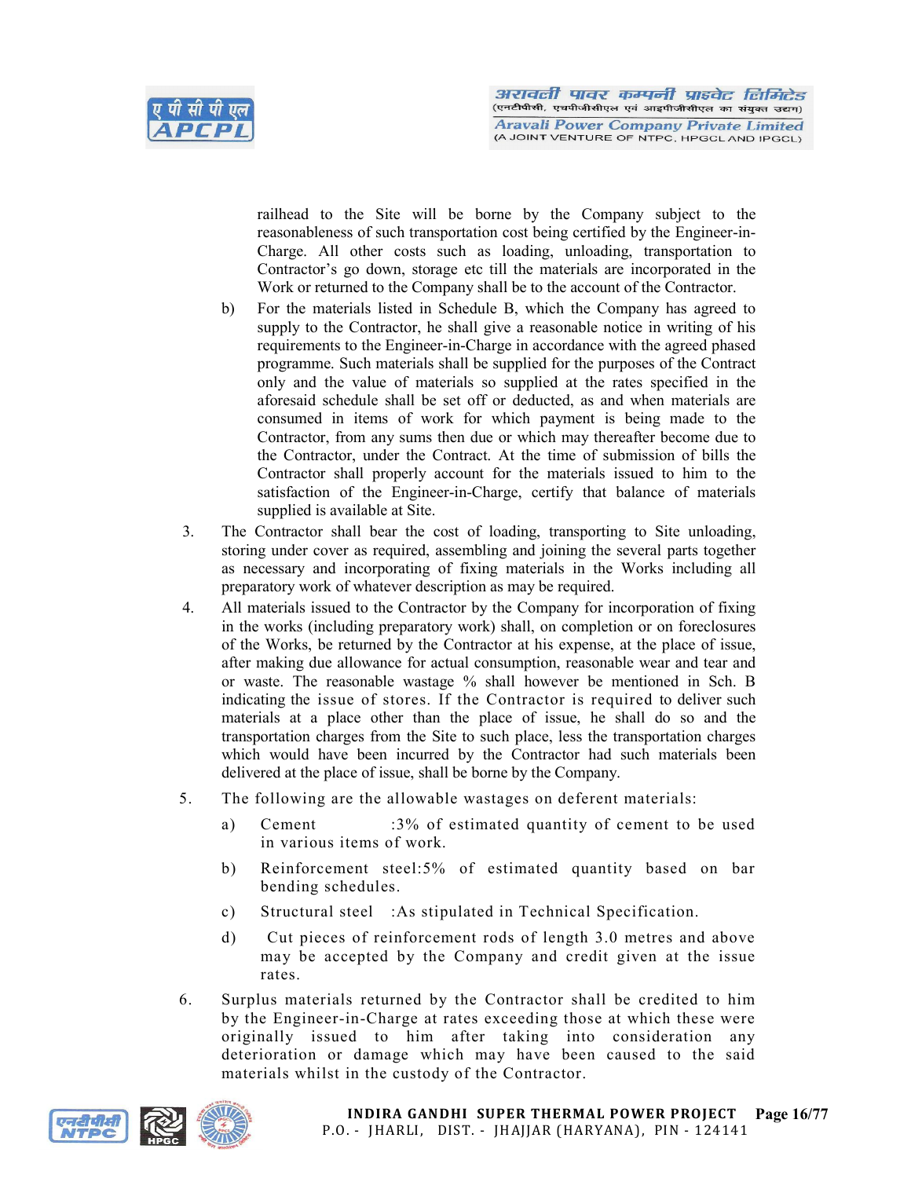railhead to the Site will be borne by the Company subject to the reasonableness of such transportation cost being certified by the Engineer-in-Charge. All other costs such as loading, unloading, transportation to Contractor's go down, storage etc till the materials are incorporated in the Work or returned to the Company shall be to the account of the Contractor.

b) For the materials listed in Schedule B, which the Company has agreed to supply to the Contractor, he shall give a reasonable notice in writing of his requirements to the Engineer-in-Charge in accordance with the agreed phased programme. Such materials shall be supplied for the purposes of the Contract only and the value of materials so supplied at the rates specified in the aforesaid schedule shall be set off or deducted, as and when materials are consumed in items of work for which payment is being made to the Contractor, from any sums then due or which may thereafter become due to the Contractor, under the Contract. At the time of submission of bills the Contractor shall properly account for the materials issued to him to the satisfaction of the Engineer-in-Charge, certify that balance of materials supplied is available at Site.

3. The Contractor shall bear the cost of loading, transporting to Site unloading, storing under cover as required, assembling and joining the several parts together as necessary and incorporating of fixing materials in the Works including all preparatory work of whatever description as may be required.

4. All materials issued to the Contractor by the Company for incorporation of fixing in the works (including preparatory work) shall, on completion or on foreclosures of the Works, be returned by the Contractor at his expense, at the place of issue, after making due allowance for actual consumption, reasonable wear and tear and or waste. The reasonable wastage % shall however be mentioned in Sch. B indicating the issue of stores. If the Contractor is required to deliver such materials at a place other than the place of issue, he shall do so and the transportation charges from the Site to such place, less the transportation charges which would have been incurred by the Contractor had such materials been delivered at the place of issue, shall be borne by the Company.

5. The following are the allowable wastages on deferent materials:

   a) Cement :3% of estimated quantity of cement to be used in various items of work.

   b) Reinforcement steel:5% of estimated quantity based on bar bending schedules.

   c) Structural steel :As stipulated in Technical Specification.

   d) Cut pieces of reinforcement rods of length 3.0 metres and above may be accepted by the Company and credit given at the issue rates.

6. Surplus materials returned by the Contractor shall be credited to him by the Engineer-in-Charge at rates exceeding those at which these were originally issued to him after taking into consideration any deterioration or damage which may have been caused to the said materials whilst in the custody of the Contractor.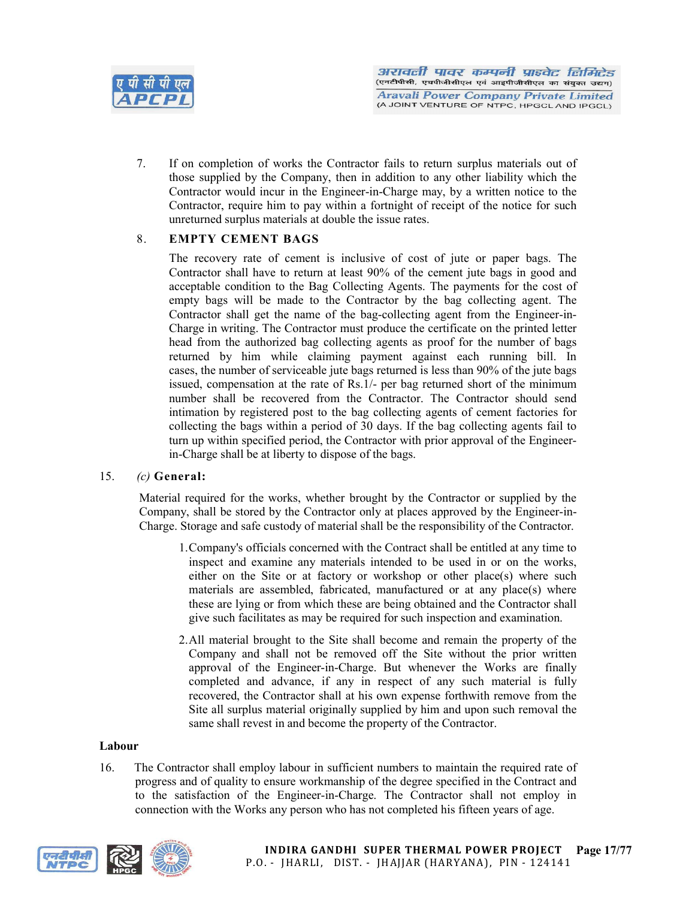7. If on completion of works the Contractor fails to return surplus materials out of those supplied by the Company, then in addition to any other liability which the Contractor would incur in the Engineer-in-Charge may, by a written notice to the Contractor, require him to pay within a fortnight of receipt of the notice for such unreturned surplus materials at double the issue rates.

8. **EMPTY CEMENT BAGS**

   The recovery rate of cement is inclusive of cost of jute or paper bags. The Contractor shall have to return at least 90% of the cement jute bags in good and acceptable condition to the Bag Collecting Agents. The payments for the cost of empty bags will be made to the Contractor by the bag collecting agent. The Contractor shall get the name of the bag-collecting agent from the Engineer-in-Charge in writing. The Contractor must produce the certificate on the printed letter head from the authorized bag collecting agents as proof for the number of bags returned by him while claiming payment against each running bill. In cases, the number of serviceable jute bags returned is less than 90% of the jute bags issued, compensation at the rate of Rs.1/- per bag returned short of the minimum number shall be recovered from the Contractor. The Contractor should send intimation by registered post to the bag collecting agents of cement factories for collecting the bags within a period of 30 days. If the bag collecting agents fail to turn up within specified period, the Contractor with prior approval of the Engineer-in-Charge shall be at liberty to dispose of the bags.

15. *(c)* **General:**

Material required for the works, whether brought by the Contractor or supplied by the Company, shall be stored by the Contractor only at places approved by the Engineer-in-Charge. Storage and safe custody of material shall be the responsibility of the Contractor.

1. Company's officials concerned with the Contract shall be entitled at any time to inspect and examine any materials intended to be used in or on the works, either on the Site or at factory or workshop or other place(s) where such materials are assembled, fabricated, manufactured or at any place(s) where these are lying or from which these are being obtained and the Contractor shall give such facilitates as may be required for such inspection and examination.

2. All material brought to the Site shall become and remain the property of the Company and shall not be removed off the Site without the prior written approval of the Engineer-in-Charge. But whenever the Works are finally completed and advance, if any in respect of any such material is fully recovered, the Contractor shall at his own expense forthwith remove from the Site all surplus material originally supplied by him and upon such removal the same shall revest in and become the property of the Contractor.

**Labour**

16. The Contractor shall employ labour in sufficient numbers to maintain the required rate of progress and of quality to ensure workmanship of the degree specified in the Contract and to the satisfaction of the Engineer-in-Charge. The Contractor shall not employ in connection with the Works any person who has not completed his fifteen years of age.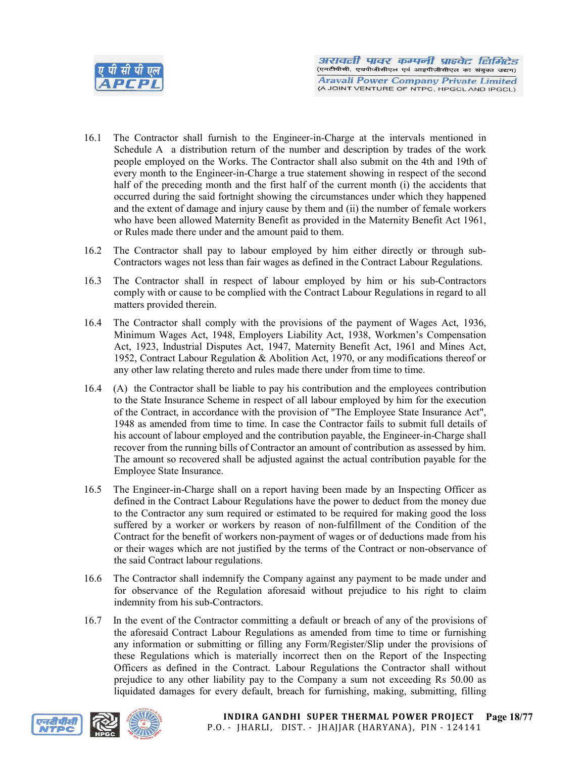16.1 The Contractor shall furnish to the Engineer-in-Charge at the intervals mentioned in Schedule A a distribution return of the number and description by trades of the work people employed on the Works. The Contractor shall also submit on the 4th and 19th of every month to the Engineer-in-Charge a true statement showing in respect of the second half of the preceding month and the first half of the current month (i) the accidents that occurred during the said fortnight showing the circumstances under which they happened and the extent of damage and injury cause by them and (ii) the number of female workers who have been allowed Maternity Benefit as provided in the Maternity Benefit Act 1961, or Rules made there under and the amount paid to them.

16.2 The Contractor shall pay to labour employed by him either directly or through sub-Contractors wages not less than fair wages as defined in the Contract Labour Regulations.

16.3 The Contractor shall in respect of labour employed by him or his sub-Contractors comply with or cause to be complied with the Contract Labour Regulations in regard to all matters provided therein.

16.4 The Contractor shall comply with the provisions of the payment of Wages Act, 1936, Minimum Wages Act, 1948, Employers Liability Act, 1938, Workmen's Compensation Act, 1923, Industrial Disputes Act, 1947, Maternity Benefit Act, 1961 and Mines Act, 1952, Contract Labour Regulation & Abolition Act, 1970, or any modifications thereof or any other law relating thereto and rules made there under from time to time.

16.4 (A) the Contractor shall be liable to pay his contribution and the employees contribution to the State Insurance Scheme in respect of all labour employed by him for the execution of the Contract, in accordance with the provision of "The Employee State Insurance Act", 1948 as amended from time to time. In case the Contractor fails to submit full details of his account of labour employed and the contribution payable, the Engineer-in-Charge shall recover from the running bills of Contractor an amount of contribution as assessed by him. The amount so recovered shall be adjusted against the actual contribution payable for the Employee State Insurance.

16.5 The Engineer-in-Charge shall on a report having been made by an Inspecting Officer as defined in the Contract Labour Regulations have the power to deduct from the money due to the Contractor any sum required or estimated to be required for making good the loss suffered by a worker or workers by reason of non-fulfillment of the Condition of the Contract for the benefit of workers non-payment of wages or of deductions made from his or their wages which are not justified by the terms of the Contract or non-observance of the said Contract labour regulations.

16.6 The Contractor shall indemnify the Company against any payment to be made under and for observance of the Regulation aforesaid without prejudice to his right to claim indemnity from his sub-Contractors.

16.7 In the event of the Contractor committing a default or breach of any of the provisions of the aforesaid Contract Labour Regulations as amended from time to time or furnishing any information or submitting or filling any Form/Register/Slip under the provisions of these Regulations which is materially incorrect then on the Report of the Inspecting Officers as defined in the Contract. Labour Regulations the Contractor shall without prejudice to any other liability pay to the Company a sum not exceeding Rs 50.00 as liquidated damages for every default, breach for furnishing, making, submitting, filling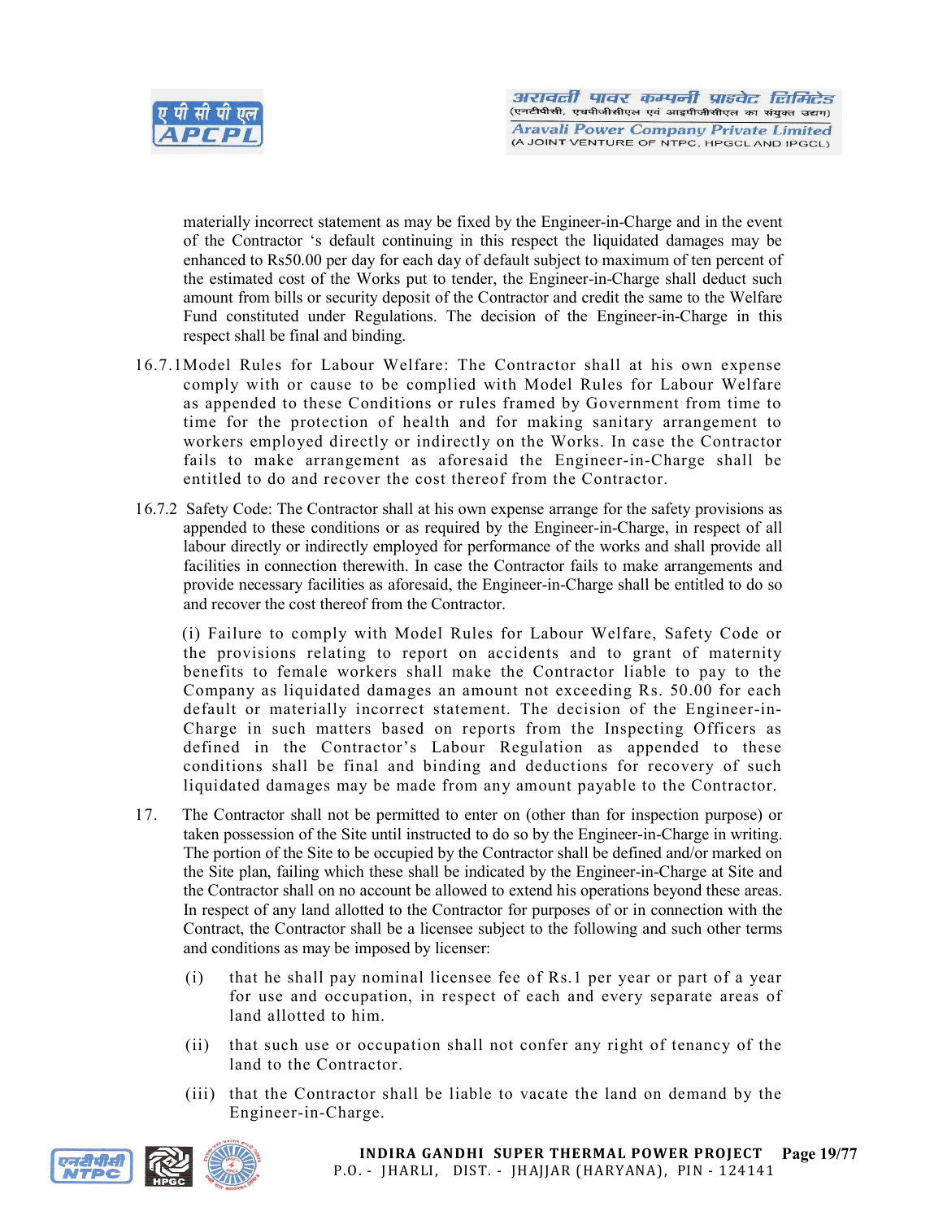materially incorrect statement as may be fixed by the Engineer-in-Charge and in the event of the Contractor 's default continuing in this respect the liquidated damages may be enhanced to Rs50.00 per day for each day of default subject to maximum of ten percent of the estimated cost of the Works put to tender, the Engineer-in-Charge shall deduct such amount from bills or security deposit of the Contractor and credit the same to the Welfare Fund constituted under Regulations. The decision of the Engineer-in-Charge in this respect shall be final and binding.

16.7.1 Model Rules for Labour Welfare: The Contractor shall at his own expense comply with or cause to be complied with Model Rules for Labour Welfare as appended to these Conditions or rules framed by Government from time to time for the protection of health and for making sanitary arrangement to workers employed directly or indirectly on the Works. In case the Contractor fails to make arrangement as aforesaid the Engineer-in-Charge shall be entitled to do and recover the cost thereof from the Contractor.

16.7.2 Safety Code: The Contractor shall at his own expense arrange for the safety provisions as appended to these conditions or as required by the Engineer-in-Charge, in respect of all labour directly or indirectly employed for performance of the works and shall provide all facilities in connection therewith. In case the Contractor fails to make arrangements and provide necessary facilities as aforesaid, the Engineer-in-Charge shall be entitled to do so and recover the cost thereof from the Contractor.

(i) Failure to comply with Model Rules for Labour Welfare, Safety Code or the provisions relating to report on accidents and to grant of maternity benefits to female workers shall make the Contractor liable to pay to the Company as liquidated damages an amount not exceeding Rs. 50.00 for each default or materially incorrect statement. The decision of the Engineer-in-Charge in such matters based on reports from the Inspecting Officers as defined in the Contractor's Labour Regulation as appended to these conditions shall be final and binding and deductions for recovery of such liquidated damages may be made from any amount payable to the Contractor.

17. The Contractor shall not be permitted to enter on (other than for inspection purpose) or taken possession of the Site until instructed to do so by the Engineer-in-Charge in writing. The portion of the Site to be occupied by the Contractor shall be defined and/or marked on the Site plan, failing which these shall be indicated by the Engineer-in-Charge at Site and the Contractor shall on no account be allowed to extend his operations beyond these areas. In respect of any land allotted to the Contractor for purposes of or in connection with the Contract, the Contractor shall be a licensee subject to the following and such other terms and conditions as may be imposed by licenser:

(i) that he shall pay nominal licensee fee of Rs.1 per year or part of a year for use and occupation, in respect of each and every separate areas of land allotted to him.

(ii) that such use or occupation shall not confer any right of tenancy of the land to the Contractor.

(iii) that the Contractor shall be liable to vacate the land on demand by the Engineer-in-Charge.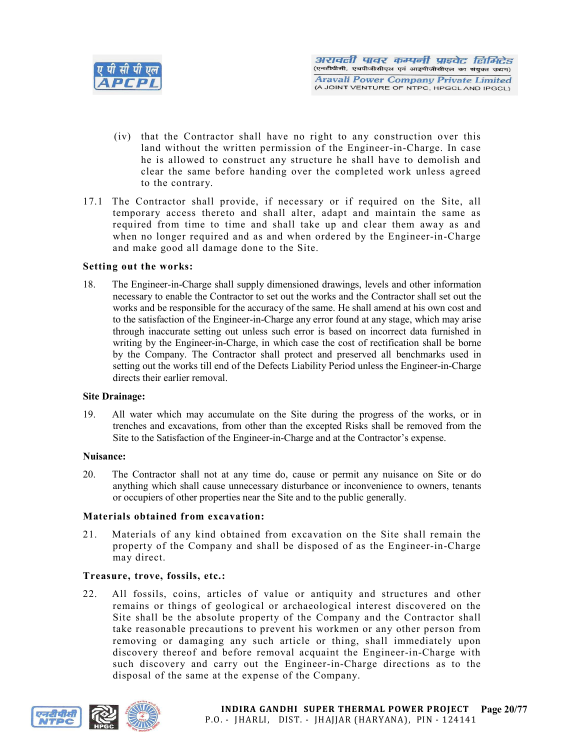(iv) that the Contractor shall have no right to any construction over this land without the written permission of the Engineer-in-Charge. In case he is allowed to construct any structure he shall have to demolish and clear the same before handing over the completed work unless agreed to the contrary.

17.1 The Contractor shall provide, if necessary or if required on the Site, all temporary access thereto and shall alter, adapt and maintain the same as required from time to time and shall take up and clear them away as and when no longer required and as and when ordered by the Engineer-in-Charge and make good all damage done to the Site.

**Setting out the works:**

18. The Engineer-in-Charge shall supply dimensioned drawings, levels and other information necessary to enable the Contractor to set out the works and the Contractor shall set out the works and be responsible for the accuracy of the same. He shall amend at his own cost and to the satisfaction of the Engineer-in-Charge any error found at any stage, which may arise through inaccurate setting out unless such error is based on incorrect data furnished in writing by the Engineer-in-Charge, in which case the cost of rectification shall be borne by the Company. The Contractor shall protect and preserved all benchmarks used in setting out the works till end of the Defects Liability Period unless the Engineer-in-Charge directs their earlier removal.

**Site Drainage:**

19. All water which may accumulate on the Site during the progress of the works, or in trenches and excavations, from other than the excepted Risks shall be removed from the Site to the Satisfaction of the Engineer-in-Charge and at the Contractor's expense.

**Nuisance:**

20. The Contractor shall not at any time do, cause or permit any nuisance on Site or do anything which shall cause unnecessary disturbance or inconvenience to owners, tenants or occupiers of other properties near the Site and to the public generally.

**Materials obtained from excavation:**

21. Materials of any kind obtained from excavation on the Site shall remain the property of the Company and shall be disposed of as the Engineer-in-Charge may direct.

**Treasure, trove, fossils, etc.:**

22. All fossils, coins, articles of value or antiquity and structures and other remains or things of geological or archaeological interest discovered on the Site shall be the absolute property of the Company and the Contractor shall take reasonable precautions to prevent his workmen or any other person from removing or damaging any such article or thing, shall immediately upon discovery thereof and before removal acquaint the Engineer-in-Charge with such discovery and carry out the Engineer-in-Charge directions as to the disposal of the same at the expense of the Company.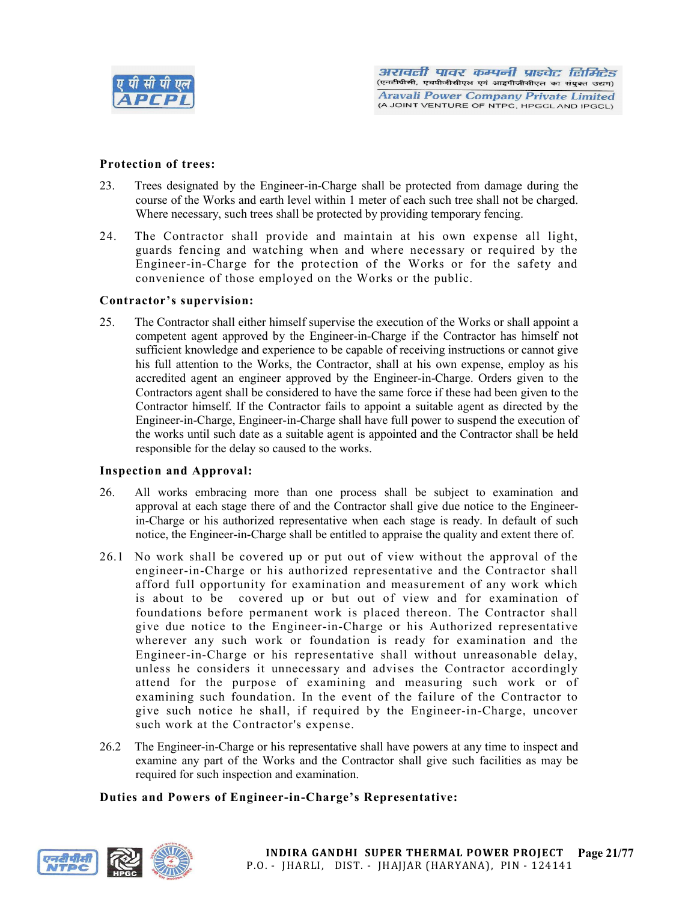**Protection of trees:**

23. Trees designated by the Engineer-in-Charge shall be protected from damage during the course of the Works and earth level within 1 meter of each such tree shall not be charged. Where necessary, such trees shall be protected by providing temporary fencing.

24. The Contractor shall provide and maintain at his own expense all light, guards fencing and watching when and where necessary or required by the Engineer-in-Charge for the protection of the Works or for the safety and convenience of those employed on the Works or the public.

**Contractor's supervision:**

25. The Contractor shall either himself supervise the execution of the Works or shall appoint a competent agent approved by the Engineer-in-Charge if the Contractor has himself not sufficient knowledge and experience to be capable of receiving instructions or cannot give his full attention to the Works, the Contractor, shall at his own expense, employ as his accredited agent an engineer approved by the Engineer-in-Charge. Orders given to the Contractors agent shall be considered to have the same force if these had been given to the Contractor himself. If the Contractor fails to appoint a suitable agent as directed by the Engineer-in-Charge, Engineer-in-Charge shall have full power to suspend the execution of the works until such date as a suitable agent is appointed and the Contractor shall be held responsible for the delay so caused to the works.

**Inspection and Approval:**

26. All works embracing more than one process shall be subject to examination and approval at each stage there of and the Contractor shall give due notice to the Engineer-in-Charge or his authorized representative when each stage is ready. In default of such notice, the Engineer-in-Charge shall be entitled to appraise the quality and extent there of.

26.1 No work shall be covered up or put out of view without the approval of the engineer-in-Charge or his authorized representative and the Contractor shall afford full opportunity for examination and measurement of any work which is about to be covered up or but out of view and for examination of foundations before permanent work is placed thereon. The Contractor shall give due notice to the Engineer-in-Charge or his Authorized representative wherever any such work or foundation is ready for examination and the Engineer-in-Charge or his representative shall without unreasonable delay, unless he considers it unnecessary and advises the Contractor accordingly attend for the purpose of examining and measuring such work or of examining such foundation. In the event of the failure of the Contractor to give such notice he shall, if required by the Engineer-in-Charge, uncover such work at the Contractor's expense.

26.2 The Engineer-in-Charge or his representative shall have powers at any time to inspect and examine any part of the Works and the Contractor shall give such facilities as may be required for such inspection and examination.

**Duties and Powers of Engineer-in-Charge's Representative:**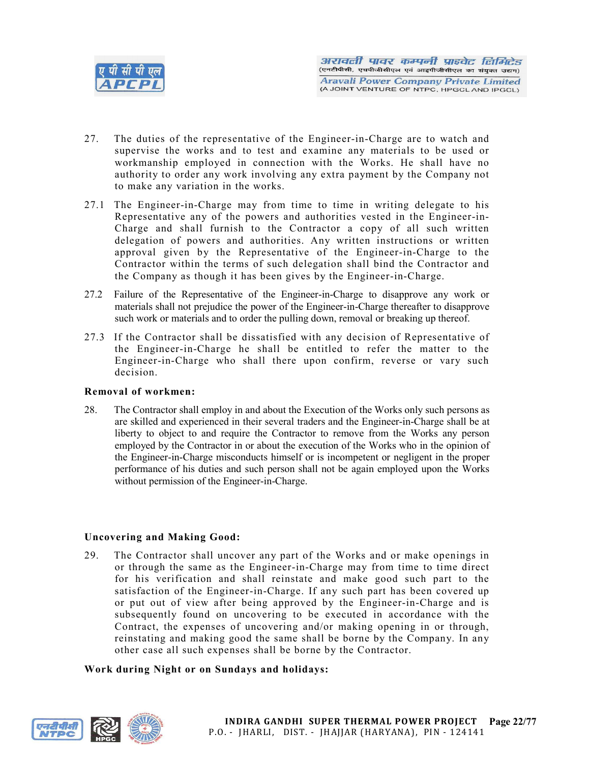27. The duties of the representative of the Engineer-in-Charge are to watch and supervise the works and to test and examine any materials to be used or workmanship employed in connection with the Works. He shall have no authority to order any work involving any extra payment by the Company not to make any variation in the works.

27.1 The Engineer-in-Charge may from time to time in writing delegate to his Representative any of the powers and authorities vested in the Engineer-in-Charge and shall furnish to the Contractor a copy of all such written delegation of powers and authorities. Any written instructions or written approval given by the Representative of the Engineer-in-Charge to the Contractor within the terms of such delegation shall bind the Contractor and the Company as though it has been gives by the Engineer-in-Charge.

27.2 Failure of the Representative of the Engineer-in-Charge to disapprove any work or materials shall not prejudice the power of the Engineer-in-Charge thereafter to disapprove such work or materials and to order the pulling down, removal or breaking up thereof.

27.3 If the Contractor shall be dissatisfied with any decision of Representative of the Engineer-in-Charge he shall be entitled to refer the matter to the Engineer-in-Charge who shall there upon confirm, reverse or vary such decision.

**Removal of workmen:**

28. The Contractor shall employ in and about the Execution of the Works only such persons as are skilled and experienced in their several traders and the Engineer-in-Charge shall be at liberty to object to and require the Contractor to remove from the Works any person employed by the Contractor in or about the execution of the Works who in the opinion of the Engineer-in-Charge misconducts himself or is incompetent or negligent in the proper performance of his duties and such person shall not be again employed upon the Works without permission of the Engineer-in-Charge.

**Uncovering and Making Good:**

29. The Contractor shall uncover any part of the Works and or make openings in or through the same as the Engineer-in-Charge may from time to time direct for his verification and shall reinstate and make good such part to the satisfaction of the Engineer-in-Charge. If any such part has been covered up or put out of view after being approved by the Engineer-in-Charge and is subsequently found on uncovering to be executed in accordance with the Contract, the expenses of uncovering and/or making opening in or through, reinstating and making good the same shall be borne by the Company. In any other case all such expenses shall be borne by the Contractor.

**Work during Night or on Sundays and holidays:**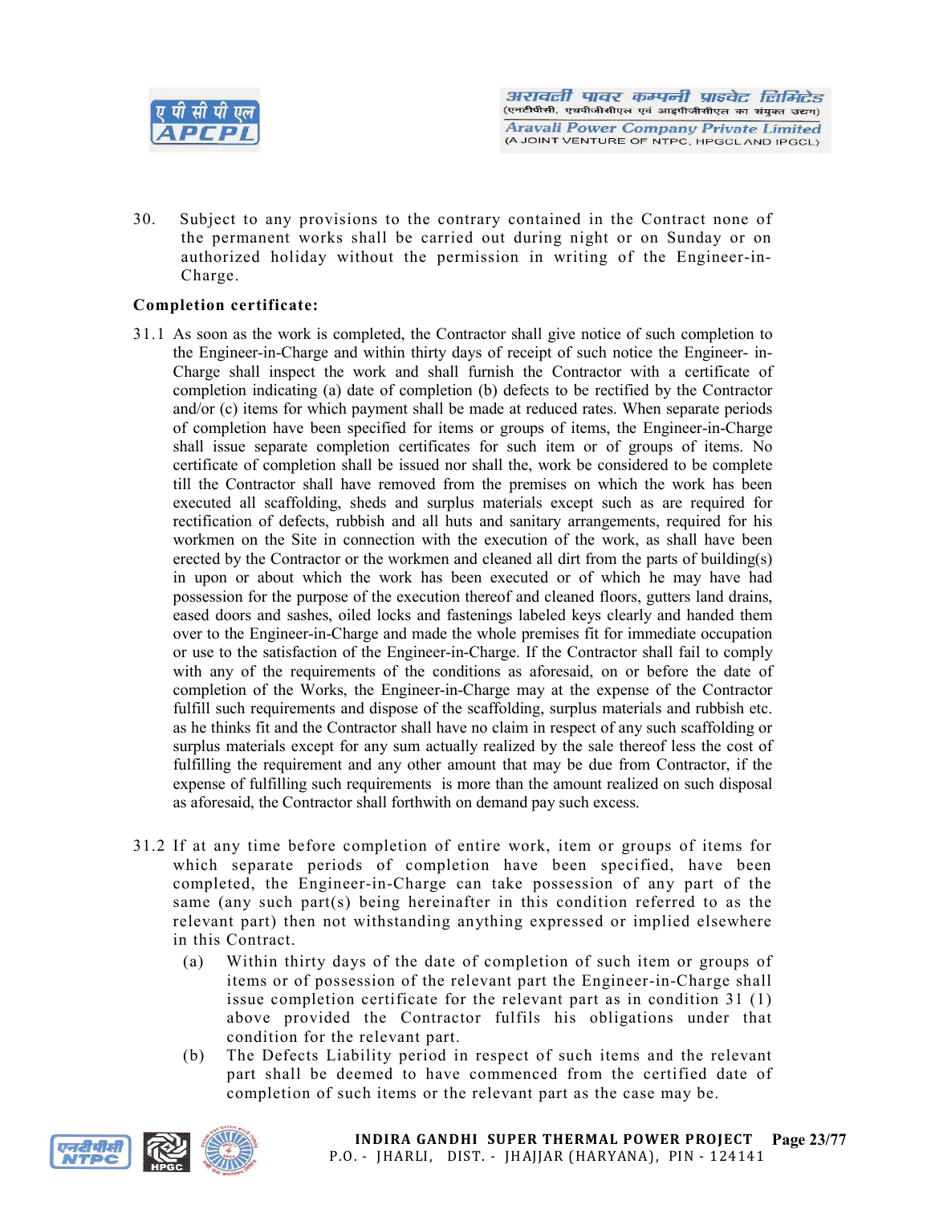30. Subject to any provisions to the contrary contained in the Contract none of the permanent works shall be carried out during night or on Sunday or on authorized holiday without the permission in writing of the Engineer-in-Charge.

**Completion certificate:**

31.1 As soon as the work is completed, the Contractor shall give notice of such completion to the Engineer-in-Charge and within thirty days of receipt of such notice the Engineer- in-Charge shall inspect the work and shall furnish the Contractor with a certificate of completion indicating (a) date of completion (b) defects to be rectified by the Contractor and/or (c) items for which payment shall be made at reduced rates. When separate periods of completion have been specified for items or groups of items, the Engineer-in-Charge shall issue separate completion certificates for such item or of groups of items. No certificate of completion shall be issued nor shall the, work be considered to be complete till the Contractor shall have removed from the premises on which the work has been executed all scaffolding, sheds and surplus materials except such as are required for rectification of defects, rubbish and all huts and sanitary arrangements, required for his workmen on the Site in connection with the execution of the work, as shall have been erected by the Contractor or the workmen and cleaned all dirt from the parts of building(s) in upon or about which the work has been executed or of which he may have had possession for the purpose of the execution thereof and cleaned floors, gutters land drains, eased doors and sashes, oiled locks and fastenings labeled keys clearly and handed them over to the Engineer-in-Charge and made the whole premises fit for immediate occupation or use to the satisfaction of the Engineer-in-Charge. If the Contractor shall fail to comply with any of the requirements of the conditions as aforesaid, on or before the date of completion of the Works, the Engineer-in-Charge may at the expense of the Contractor fulfill such requirements and dispose of the scaffolding, surplus materials and rubbish etc. as he thinks fit and the Contractor shall have no claim in respect of any such scaffolding or surplus materials except for any sum actually realized by the sale thereof less the cost of fulfilling the requirement and any other amount that may be due from Contractor, if the expense of fulfilling such requirements is more than the amount realized on such disposal as aforesaid, the Contractor shall forthwith on demand pay such excess.

31.2 If at any time before completion of entire work, item or groups of items for which separate periods of completion have been specified, have been completed, the Engineer-in-Charge can take possession of any part of the same (any such part(s) being hereinafter in this condition referred to as the relevant part) then not withstanding anything expressed or implied elsewhere in this Contract.

(a) Within thirty days of the date of completion of such item or groups of items or of possession of the relevant part the Engineer-in-Charge shall issue completion certificate for the relevant part as in condition 31 (1) above provided the Contractor fulfils his obligations under that condition for the relevant part.

(b) The Defects Liability period in respect of such items and the relevant part shall be deemed to have commenced from the certified date of completion of such items or the relevant part as the case may be.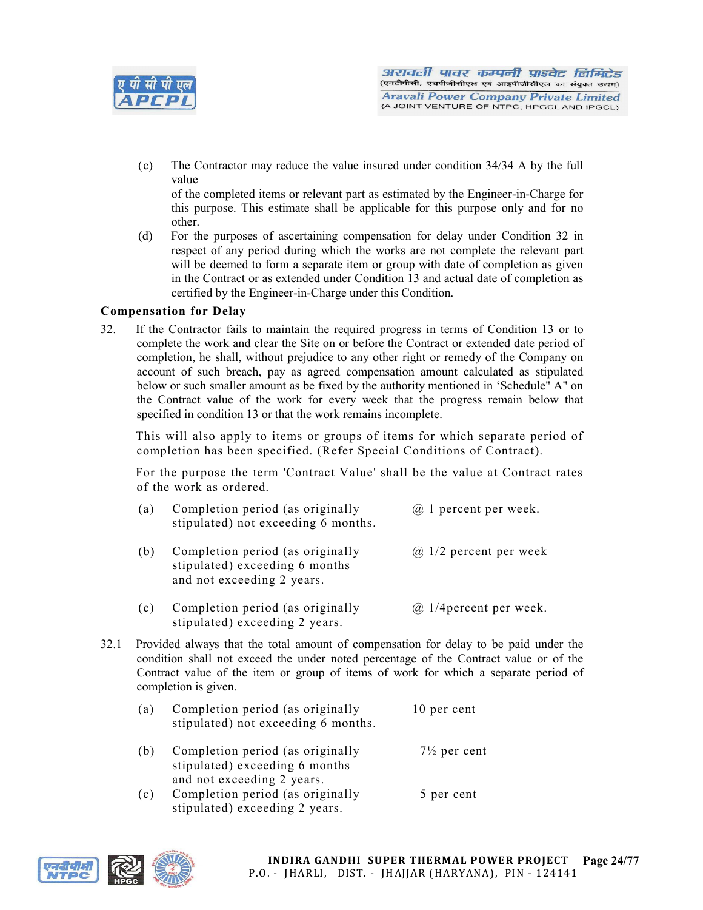(c) The Contractor may reduce the value insured under condition 34/34 A by the full value
of the completed items or relevant part as estimated by the Engineer-in-Charge for this purpose. This estimate shall be applicable for this purpose only and for no other.

(d) For the purposes of ascertaining compensation for delay under Condition 32 in respect of any period during which the works are not complete the relevant part will be deemed to form a separate item or group with date of completion as given in the Contract or as extended under Condition 13 and actual date of completion as certified by the Engineer-in-Charge under this Condition.

**Compensation for Delay**

32. If the Contractor fails to maintain the required progress in terms of Condition 13 or to complete the work and clear the Site on or before the Contract or extended date period of completion, he shall, without prejudice to any other right or remedy of the Company on account of such breach, pay as agreed compensation amount calculated as stipulated below or such smaller amount as be fixed by the authority mentioned in 'Schedule" A" on the Contract value of the work for every week that the progress remain below that specified in condition 13 or that the work remains incomplete.

This will also apply to items or groups of items for which separate period of completion has been specified. (Refer Special Conditions of Contract).

For the purpose the term 'Contract Value' shall be the value at Contract rates of the work as ordered.

| | | |
|---|---|---|
| (a) | Completion period (as originally stipulated) not exceeding 6 months. | @ 1 percent per week. |
| (b) | Completion period (as originally stipulated) exceeding 6 months and not exceeding 2 years. | @ 1/2 percent per week |
| (c) | Completion period (as originally stipulated) exceeding 2 years. | @ 1/4percent per week. |

32.1 Provided always that the total amount of compensation for delay to be paid under the condition shall not exceed the under noted percentage of the Contract value or of the Contract value of the item or group of items of work for which a separate period of completion is given.

| | | |
|---|---|---|
| (a) | Completion period (as originally stipulated) not exceeding 6 months. | 10 per cent |
| (b) | Completion period (as originally stipulated) exceeding 6 months and not exceeding 2 years. | 7½ per cent |
| (c) | Completion period (as originally stipulated) exceeding 2 years. | 5 per cent |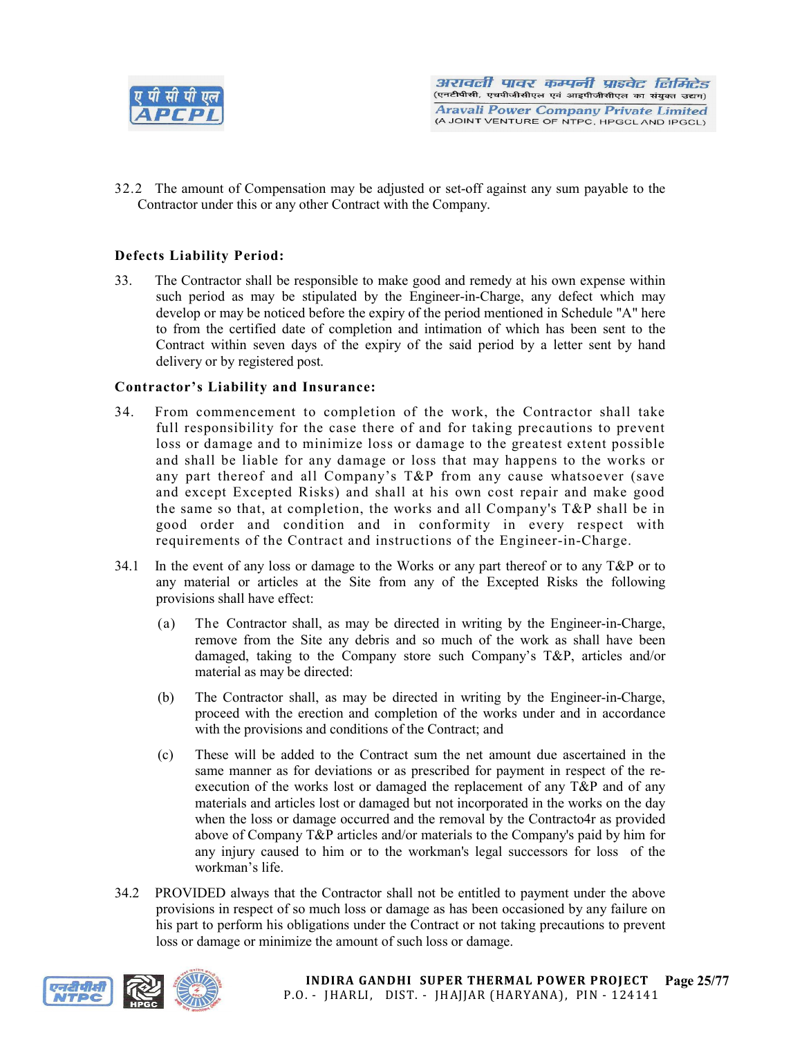32.2 The amount of Compensation may be adjusted or set-off against any sum payable to the Contractor under this or any other Contract with the Company.

**Defects Liability Period:**

33. The Contractor shall be responsible to make good and remedy at his own expense within such period as may be stipulated by the Engineer-in-Charge, any defect which may develop or may be noticed before the expiry of the period mentioned in Schedule "A" here to from the certified date of completion and intimation of which has been sent to the Contract within seven days of the expiry of the said period by a letter sent by hand delivery or by registered post.

**Contractor's Liability and Insurance:**

34. From commencement to completion of the work, the Contractor shall take full responsibility for the case there of and for taking precautions to prevent loss or damage and to minimize loss or damage to the greatest extent possible and shall be liable for any damage or loss that may happens to the works or any part thereof and all Company's T&P from any cause whatsoever (save and except Excepted Risks) and shall at his own cost repair and make good the same so that, at completion, the works and all Company's T&P shall be in good order and condition and in conformity in every respect with requirements of the Contract and instructions of the Engineer-in-Charge.

34.1 In the event of any loss or damage to the Works or any part thereof or to any T&P or to any material or articles at the Site from any of the Excepted Risks the following provisions shall have effect:

(a) The Contractor shall, as may be directed in writing by the Engineer-in-Charge, remove from the Site any debris and so much of the work as shall have been damaged, taking to the Company store such Company's T&P, articles and/or material as may be directed:

(b) The Contractor shall, as may be directed in writing by the Engineer-in-Charge, proceed with the erection and completion of the works under and in accordance with the provisions and conditions of the Contract; and

(c) These will be added to the Contract sum the net amount due ascertained in the same manner as for deviations or as prescribed for payment in respect of the re-execution of the works lost or damaged the replacement of any T&P and of any materials and articles lost or damaged but not incorporated in the works on the day when the loss or damage occurred and the removal by the Contracto4r as provided above of Company T&P articles and/or materials to the Company's paid by him for any injury caused to him or to the workman's legal successors for loss of the workman's life.

34.2 PROVIDED always that the Contractor shall not be entitled to payment under the above provisions in respect of so much loss or damage as has been occasioned by any failure on his part to perform his obligations under the Contract or not taking precautions to prevent loss or damage or minimize the amount of such loss or damage.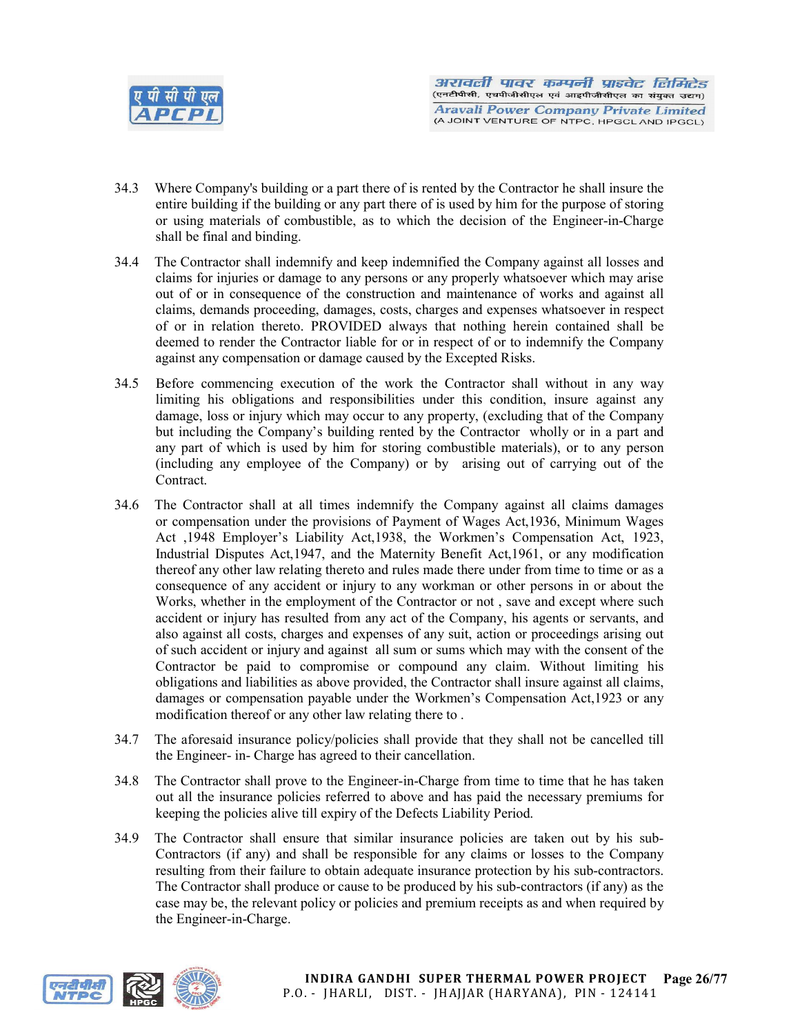34.3 Where Company's building or a part there of is rented by the Contractor he shall insure the entire building if the building or any part there of is used by him for the purpose of storing or using materials of combustible, as to which the decision of the Engineer-in-Charge shall be final and binding.

34.4 The Contractor shall indemnify and keep indemnified the Company against all losses and claims for injuries or damage to any persons or any properly whatsoever which may arise out of or in consequence of the construction and maintenance of works and against all claims, demands proceeding, damages, costs, charges and expenses whatsoever in respect of or in relation thereto. PROVIDED always that nothing herein contained shall be deemed to render the Contractor liable for or in respect of or to indemnify the Company against any compensation or damage caused by the Excepted Risks.

34.5 Before commencing execution of the work the Contractor shall without in any way limiting his obligations and responsibilities under this condition, insure against any damage, loss or injury which may occur to any property, (excluding that of the Company but including the Company's building rented by the Contractor wholly or in a part and any part of which is used by him for storing combustible materials), or to any person (including any employee of the Company) or by arising out of carrying out of the Contract.

34.6 The Contractor shall at all times indemnify the Company against all claims damages or compensation under the provisions of Payment of Wages Act,1936, Minimum Wages Act ,1948 Employer's Liability Act,1938, the Workmen's Compensation Act, 1923, Industrial Disputes Act,1947, and the Maternity Benefit Act,1961, or any modification thereof any other law relating thereto and rules made there under from time to time or as a consequence of any accident or injury to any workman or other persons in or about the Works, whether in the employment of the Contractor or not , save and except where such accident or injury has resulted from any act of the Company, his agents or servants, and also against all costs, charges and expenses of any suit, action or proceedings arising out of such accident or injury and against all sum or sums which may with the consent of the Contractor be paid to compromise or compound any claim. Without limiting his obligations and liabilities as above provided, the Contractor shall insure against all claims, damages or compensation payable under the Workmen's Compensation Act,1923 or any modification thereof or any other law relating there to .

34.7 The aforesaid insurance policy/policies shall provide that they shall not be cancelled till the Engineer- in- Charge has agreed to their cancellation.

34.8 The Contractor shall prove to the Engineer-in-Charge from time to time that he has taken out all the insurance policies referred to above and has paid the necessary premiums for keeping the policies alive till expiry of the Defects Liability Period.

34.9 The Contractor shall ensure that similar insurance policies are taken out by his sub-Contractors (if any) and shall be responsible for any claims or losses to the Company resulting from their failure to obtain adequate insurance protection by his sub-contractors. The Contractor shall produce or cause to be produced by his sub-contractors (if any) as the case may be, the relevant policy or policies and premium receipts as and when required by the Engineer-in-Charge.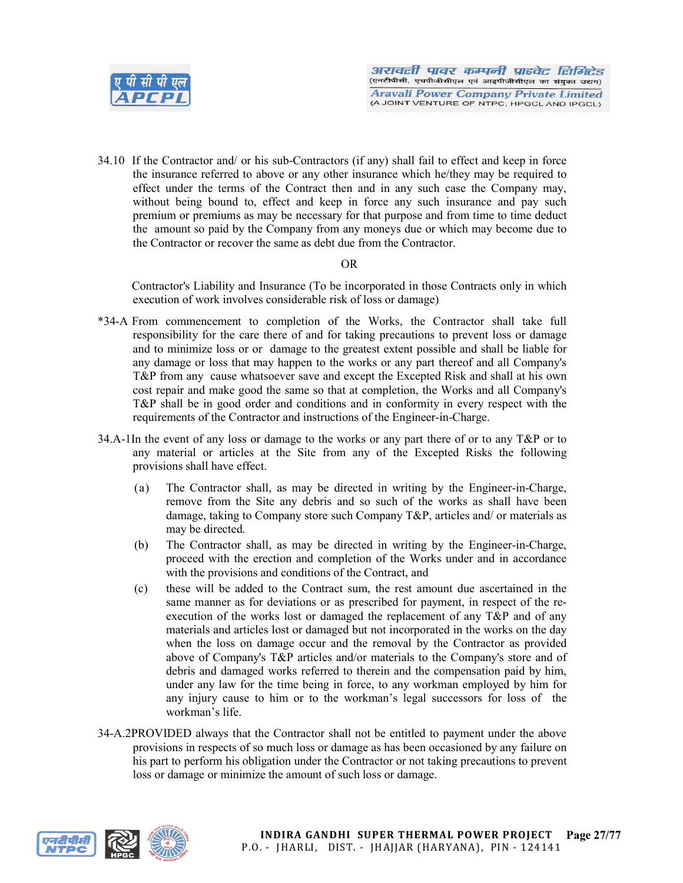34.10 If the Contractor and/ or his sub-Contractors (if any) shall fail to effect and keep in force the insurance referred to above or any other insurance which he/they may be required to effect under the terms of the Contract then and in any such case the Company may, without being bound to, effect and keep in force any such insurance and pay such premium or premiums as may be necessary for that purpose and from time to time deduct the amount so paid by the Company from any moneys due or which may become due to the Contractor or recover the same as debt due from the Contractor.

OR

Contractor's Liability and Insurance (To be incorporated in those Contracts only in which execution of work involves considerable risk of loss or damage)

*34-A From commencement to completion of the Works, the Contractor shall take full responsibility for the care there of and for taking precautions to prevent loss or damage and to minimize loss or or damage to the greatest extent possible and shall be liable for any damage or loss that may happen to the works or any part thereof and all Company's T&P from any cause whatsoever save and except the Excepted Risk and shall at his own cost repair and make good the same so that at completion, the Works and all Company's T&P shall be in good order and conditions and in conformity in every respect with the requirements of the Contractor and instructions of the Engineer-in-Charge.

34.A-1In the event of any loss or damage to the works or any part there of or to any T&P or to any material or articles at the Site from any of the Excepted Risks the following provisions shall have effect.

(a) The Contractor shall, as may be directed in writing by the Engineer-in-Charge, remove from the Site any debris and so such of the works as shall have been damage, taking to Company store such Company T&P, articles and/ or materials as may be directed.

(b) The Contractor shall, as may be directed in writing by the Engineer-in-Charge, proceed with the erection and completion of the Works under and in accordance with the provisions and conditions of the Contract, and

(c) these will be added to the Contract sum, the rest amount due ascertained in the same manner as for deviations or as prescribed for payment, in respect of the re-execution of the works lost or damaged the replacement of any T&P and of any materials and articles lost or damaged but not incorporated in the works on the day when the loss on damage occur and the removal by the Contractor as provided above of Company's T&P articles and/or materials to the Company's store and of debris and damaged works referred to therein and the compensation paid by him, under any law for the time being in force, to any workman employed by him for any injury cause to him or to the workman's legal successors for loss of the workman's life.

34-A.2PROVIDED always that the Contractor shall not be entitled to payment under the above provisions in respects of so much loss or damage as has been occasioned by any failure on his part to perform his obligation under the Contractor or not taking precautions to prevent loss or damage or minimize the amount of such loss or damage.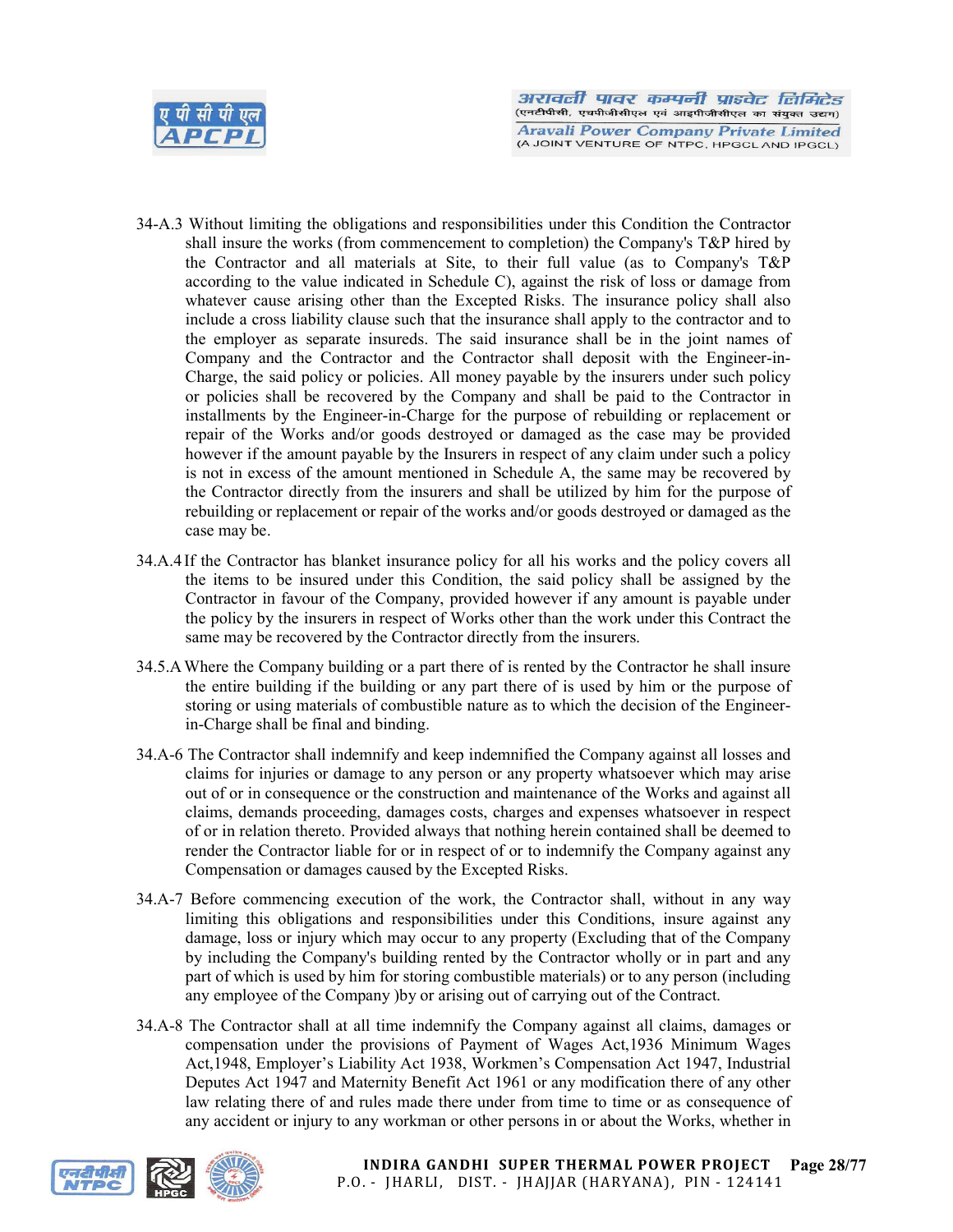34-A.3 Without limiting the obligations and responsibilities under this Condition the Contractor shall insure the works (from commencement to completion) the Company's T&P hired by the Contractor and all materials at Site, to their full value (as to Company's T&P according to the value indicated in Schedule C), against the risk of loss or damage from whatever cause arising other than the Excepted Risks. The insurance policy shall also include a cross liability clause such that the insurance shall apply to the contractor and to the employer as separate insureds. The said insurance shall be in the joint names of Company and the Contractor and the Contractor shall deposit with the Engineer-in-Charge, the said policy or policies. All money payable by the insurers under such policy or policies shall be recovered by the Company and shall be paid to the Contractor in installments by the Engineer-in-Charge for the purpose of rebuilding or replacement or repair of the Works and/or goods destroyed or damaged as the case may be provided however if the amount payable by the Insurers in respect of any claim under such a policy is not in excess of the amount mentioned in Schedule A, the same may be recovered by the Contractor directly from the insurers and shall be utilized by him for the purpose of rebuilding or replacement or repair of the works and/or goods destroyed or damaged as the case may be.

34.A.4 If the Contractor has blanket insurance policy for all his works and the policy covers all the items to be insured under this Condition, the said policy shall be assigned by the Contractor in favour of the Company, provided however if any amount is payable under the policy by the insurers in respect of Works other than the work under this Contract the same may be recovered by the Contractor directly from the insurers.

34.5.A Where the Company building or a part there of is rented by the Contractor he shall insure the entire building if the building or any part there of is used by him or the purpose of storing or using materials of combustible nature as to which the decision of the Engineer-in-Charge shall be final and binding.

34.A-6 The Contractor shall indemnify and keep indemnified the Company against all losses and claims for injuries or damage to any person or any property whatsoever which may arise out of or in consequence or the construction and maintenance of the Works and against all claims, demands proceeding, damages costs, charges and expenses whatsoever in respect of or in relation thereto. Provided always that nothing herein contained shall be deemed to render the Contractor liable for or in respect of or to indemnify the Company against any Compensation or damages caused by the Excepted Risks.

34.A-7 Before commencing execution of the work, the Contractor shall, without in any way limiting this obligations and responsibilities under this Conditions, insure against any damage, loss or injury which may occur to any property (Excluding that of the Company by including the Company's building rented by the Contractor wholly or in part and any part of which is used by him for storing combustible materials) or to any person (including any employee of the Company )by or arising out of carrying out of the Contract.

34.A-8 The Contractor shall at all time indemnify the Company against all claims, damages or compensation under the provisions of Payment of Wages Act,1936 Minimum Wages Act,1948, Employer's Liability Act 1938, Workmen's Compensation Act 1947, Industrial Deputes Act 1947 and Maternity Benefit Act 1961 or any modification there of any other law relating there of and rules made there under from time to time or as consequence of any accident or injury to any workman or other persons in or about the Works, whether in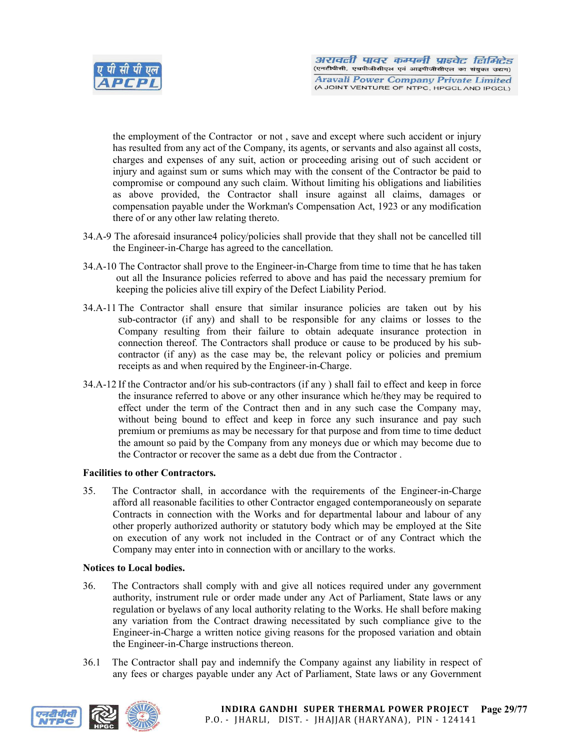the employment of the Contractor or not , save and except where such accident or injury has resulted from any act of the Company, its agents, or servants and also against all costs, charges and expenses of any suit, action or proceeding arising out of such accident or injury and against sum or sums which may with the consent of the Contractor be paid to compromise or compound any such claim. Without limiting his obligations and liabilities as above provided, the Contractor shall insure against all claims, damages or compensation payable under the Workman's Compensation Act, 1923 or any modification there of or any other law relating thereto.

34.A-9 The aforesaid insurance4 policy/policies shall provide that they shall not be cancelled till the Engineer-in-Charge has agreed to the cancellation.

34.A-10 The Contractor shall prove to the Engineer-in-Charge from time to time that he has taken out all the Insurance policies referred to above and has paid the necessary premium for keeping the policies alive till expiry of the Defect Liability Period.

34.A-11 The Contractor shall ensure that similar insurance policies are taken out by his sub-contractor (if any) and shall to be responsible for any claims or losses to the Company resulting from their failure to obtain adequate insurance protection in connection thereof. The Contractors shall produce or cause to be produced by his sub-contractor (if any) as the case may be, the relevant policy or policies and premium receipts as and when required by the Engineer-in-Charge.

34.A-12 If the Contractor and/or his sub-contractors (if any ) shall fail to effect and keep in force the insurance referred to above or any other insurance which he/they may be required to effect under the term of the Contract then and in any such case the Company may, without being bound to effect and keep in force any such insurance and pay such premium or premiums as may be necessary for that purpose and from time to time deduct the amount so paid by the Company from any moneys due or which may become due to the Contractor or recover the same as a debt due from the Contractor .

**Facilities to other Contractors.**

35. The Contractor shall, in accordance with the requirements of the Engineer-in-Charge afford all reasonable facilities to other Contractor engaged contemporaneously on separate Contracts in connection with the Works and for departmental labour and labour of any other properly authorized authority or statutory body which may be employed at the Site on execution of any work not included in the Contract or of any Contract which the Company may enter into in connection with or ancillary to the works.

**Notices to Local bodies.**

36. The Contractors shall comply with and give all notices required under any government authority, instrument rule or order made under any Act of Parliament, State laws or any regulation or byelaws of any local authority relating to the Works. He shall before making any variation from the Contract drawing necessitated by such compliance give to the Engineer-in-Charge a written notice giving reasons for the proposed variation and obtain the Engineer-in-Charge instructions thereon.

36.1 The Contractor shall pay and indemnify the Company against any liability in respect of any fees or charges payable under any Act of Parliament, State laws or any Government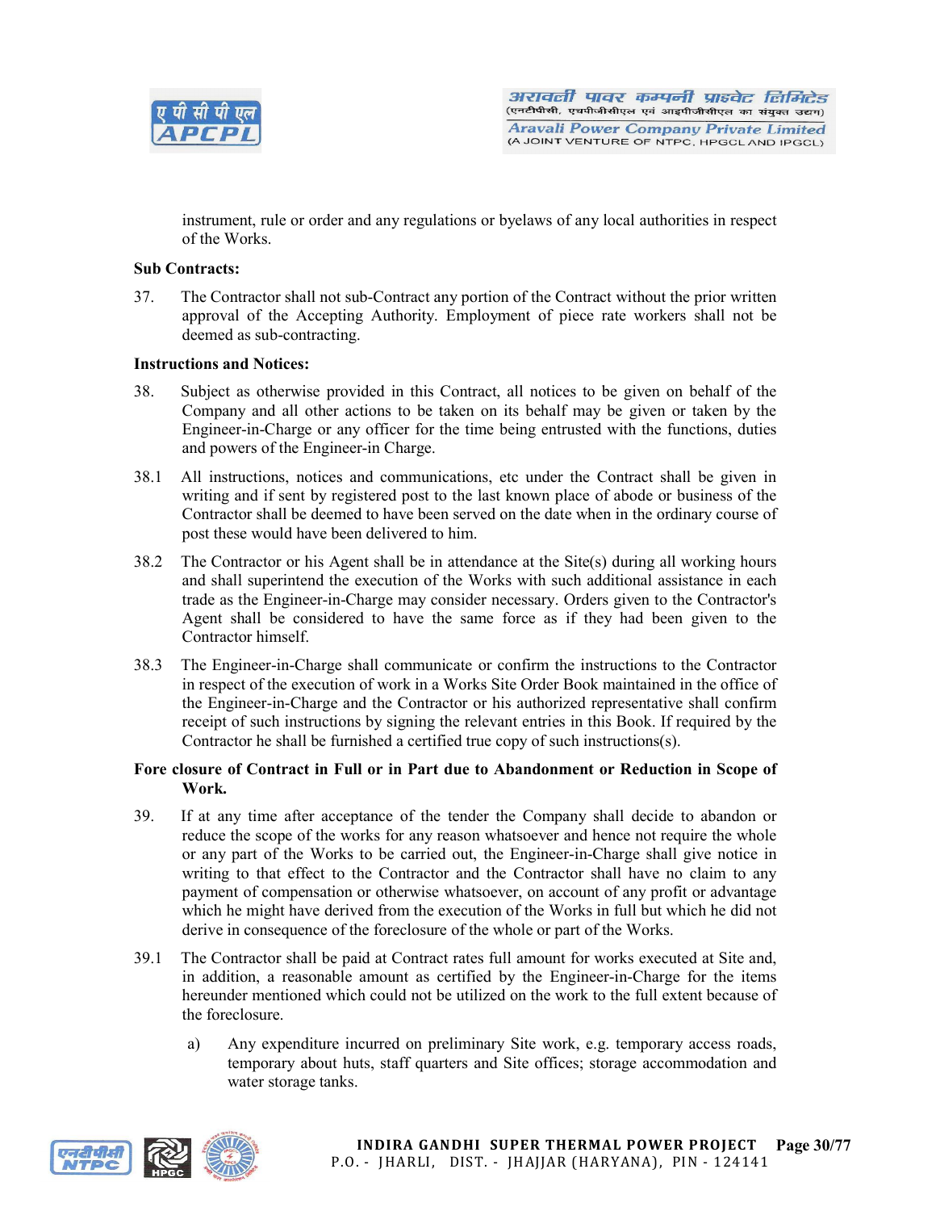instrument, rule or order and any regulations or byelaws of any local authorities in respect of the Works.

**Sub Contracts:**

37. The Contractor shall not sub-Contract any portion of the Contract without the prior written approval of the Accepting Authority. Employment of piece rate workers shall not be deemed as sub-contracting.

**Instructions and Notices:**

38. Subject as otherwise provided in this Contract, all notices to be given on behalf of the Company and all other actions to be taken on its behalf may be given or taken by the Engineer-in-Charge or any officer for the time being entrusted with the functions, duties and powers of the Engineer-in Charge.

38.1 All instructions, notices and communications, etc under the Contract shall be given in writing and if sent by registered post to the last known place of abode or business of the Contractor shall be deemed to have been served on the date when in the ordinary course of post these would have been delivered to him.

38.2 The Contractor or his Agent shall be in attendance at the Site(s) during all working hours and shall superintend the execution of the Works with such additional assistance in each trade as the Engineer-in-Charge may consider necessary. Orders given to the Contractor's Agent shall be considered to have the same force as if they had been given to the Contractor himself.

38.3 The Engineer-in-Charge shall communicate or confirm the instructions to the Contractor in respect of the execution of work in a Works Site Order Book maintained in the office of the Engineer-in-Charge and the Contractor or his authorized representative shall confirm receipt of such instructions by signing the relevant entries in this Book. If required by the Contractor he shall be furnished a certified true copy of such instructions(s).

**Fore closure of Contract in Full or in Part due to Abandonment or Reduction in Scope of Work.**

39. If at any time after acceptance of the tender the Company shall decide to abandon or reduce the scope of the works for any reason whatsoever and hence not require the whole or any part of the Works to be carried out, the Engineer-in-Charge shall give notice in writing to that effect to the Contractor and the Contractor shall have no claim to any payment of compensation or otherwise whatsoever, on account of any profit or advantage which he might have derived from the execution of the Works in full but which he did not derive in consequence of the foreclosure of the whole or part of the Works.

39.1 The Contractor shall be paid at Contract rates full amount for works executed at Site and, in addition, a reasonable amount as certified by the Engineer-in-Charge for the items hereunder mentioned which could not be utilized on the work to the full extent because of the foreclosure.

   a) Any expenditure incurred on preliminary Site work, e.g. temporary access roads, temporary about huts, staff quarters and Site offices; storage accommodation and water storage tanks.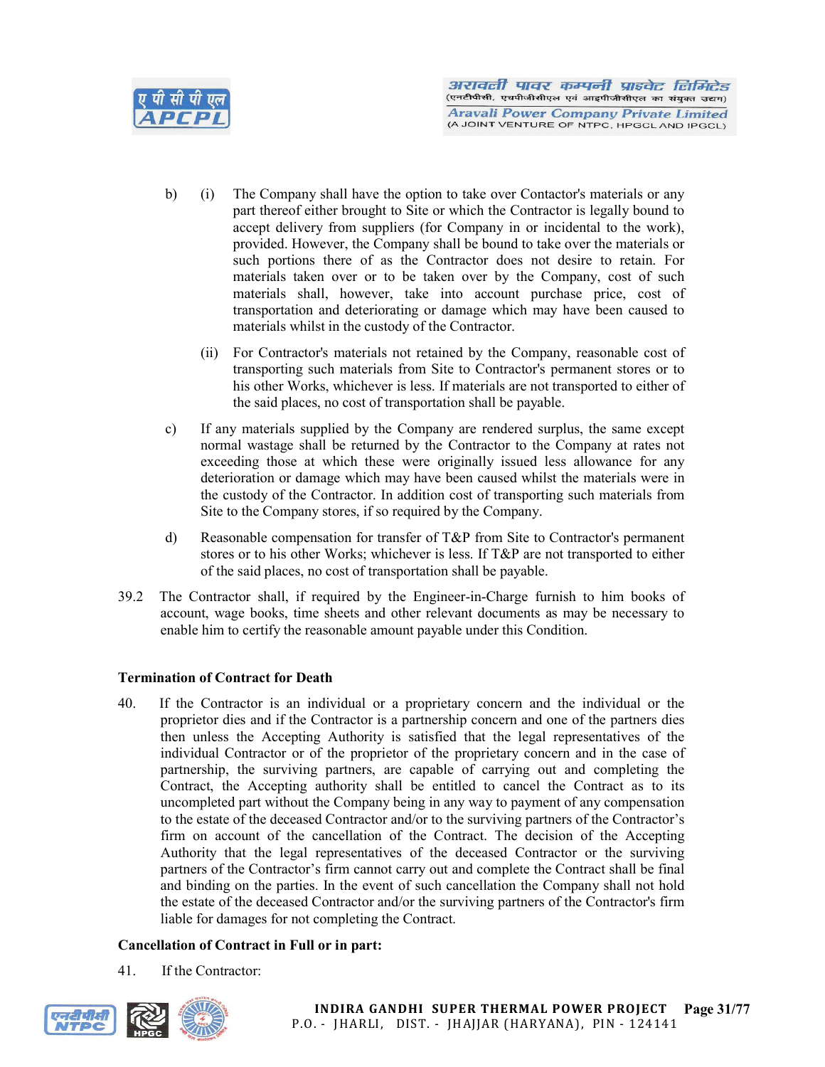b) (i) The Company shall have the option to take over Contactor's materials or any part thereof either brought to Site or which the Contractor is legally bound to accept delivery from suppliers (for Company in or incidental to the work), provided. However, the Company shall be bound to take over the materials or such portions there of as the Contractor does not desire to retain. For materials taken over or to be taken over by the Company, cost of such materials shall, however, take into account purchase price, cost of transportation and deteriorating or damage which may have been caused to materials whilst in the custody of the Contractor.

(ii) For Contractor's materials not retained by the Company, reasonable cost of transporting such materials from Site to Contractor's permanent stores or to his other Works, whichever is less. If materials are not transported to either of the said places, no cost of transportation shall be payable.

c) If any materials supplied by the Company are rendered surplus, the same except normal wastage shall be returned by the Contractor to the Company at rates not exceeding those at which these were originally issued less allowance for any deterioration or damage which may have been caused whilst the materials were in the custody of the Contractor. In addition cost of transporting such materials from Site to the Company stores, if so required by the Company.

d) Reasonable compensation for transfer of T&P from Site to Contractor's permanent stores or to his other Works; whichever is less. If T&P are not transported to either of the said places, no cost of transportation shall be payable.

39.2 The Contractor shall, if required by the Engineer-in-Charge furnish to him books of account, wage books, time sheets and other relevant documents as may be necessary to enable him to certify the reasonable amount payable under this Condition.

**Termination of Contract for Death**

40. If the Contractor is an individual or a proprietary concern and the individual or the proprietor dies and if the Contractor is a partnership concern and one of the partners dies then unless the Accepting Authority is satisfied that the legal representatives of the individual Contractor or of the proprietor of the proprietary concern and in the case of partnership, the surviving partners, are capable of carrying out and completing the Contract, the Accepting authority shall be entitled to cancel the Contract as to its uncompleted part without the Company being in any way to payment of any compensation to the estate of the deceased Contractor and/or to the surviving partners of the Contractor's firm on account of the cancellation of the Contract. The decision of the Accepting Authority that the legal representatives of the deceased Contractor or the surviving partners of the Contractor's firm cannot carry out and complete the Contract shall be final and binding on the parties. In the event of such cancellation the Company shall not hold the estate of the deceased Contractor and/or the surviving partners of the Contractor's firm liable for damages for not completing the Contract.

**Cancellation of Contract in Full or in part:**

41. If the Contractor: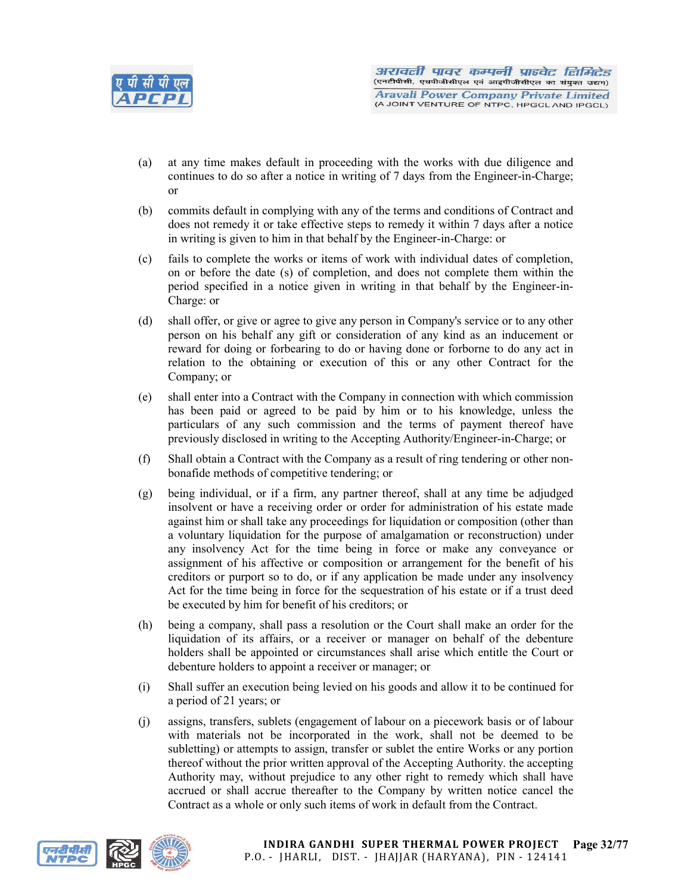(a) at any time makes default in proceeding with the works with due diligence and continues to do so after a notice in writing of 7 days from the Engineer-in-Charge; or

(b) commits default in complying with any of the terms and conditions of Contract and does not remedy it or take effective steps to remedy it within 7 days after a notice in writing is given to him in that behalf by the Engineer-in-Charge: or

(c) fails to complete the works or items of work with individual dates of completion, on or before the date (s) of completion, and does not complete them within the period specified in a notice given in writing in that behalf by the Engineer-in-Charge: or

(d) shall offer, or give or agree to give any person in Company's service or to any other person on his behalf any gift or consideration of any kind as an inducement or reward for doing or forbearing to do or having done or forborne to do any act in relation to the obtaining or execution of this or any other Contract for the Company; or

(e) shall enter into a Contract with the Company in connection with which commission has been paid or agreed to be paid by him or to his knowledge, unless the particulars of any such commission and the terms of payment thereof have previously disclosed in writing to the Accepting Authority/Engineer-in-Charge; or

(f) Shall obtain a Contract with the Company as a result of ring tendering or other non-bonafide methods of competitive tendering; or

(g) being individual, or if a firm, any partner thereof, shall at any time be adjudged insolvent or have a receiving order or order for administration of his estate made against him or shall take any proceedings for liquidation or composition (other than a voluntary liquidation for the purpose of amalgamation or reconstruction) under any insolvency Act for the time being in force or make any conveyance or assignment of his affective or composition or arrangement for the benefit of his creditors or purport so to do, or if any application be made under any insolvency Act for the time being in force for the sequestration of his estate or if a trust deed be executed by him for benefit of his creditors; or

(h) being a company, shall pass a resolution or the Court shall make an order for the liquidation of its affairs, or a receiver or manager on behalf of the debenture holders shall be appointed or circumstances shall arise which entitle the Court or debenture holders to appoint a receiver or manager; or

(i) Shall suffer an execution being levied on his goods and allow it to be continued for a period of 21 years; or

(j) assigns, transfers, sublets (engagement of labour on a piecework basis or of labour with materials not be incorporated in the work, shall not be deemed to be subletting) or attempts to assign, transfer or sublet the entire Works or any portion thereof without the prior written approval of the Accepting Authority. the accepting Authority may, without prejudice to any other right to remedy which shall have accrued or shall accrue thereafter to the Company by written notice cancel the Contract as a whole or only such items of work in default from the Contract.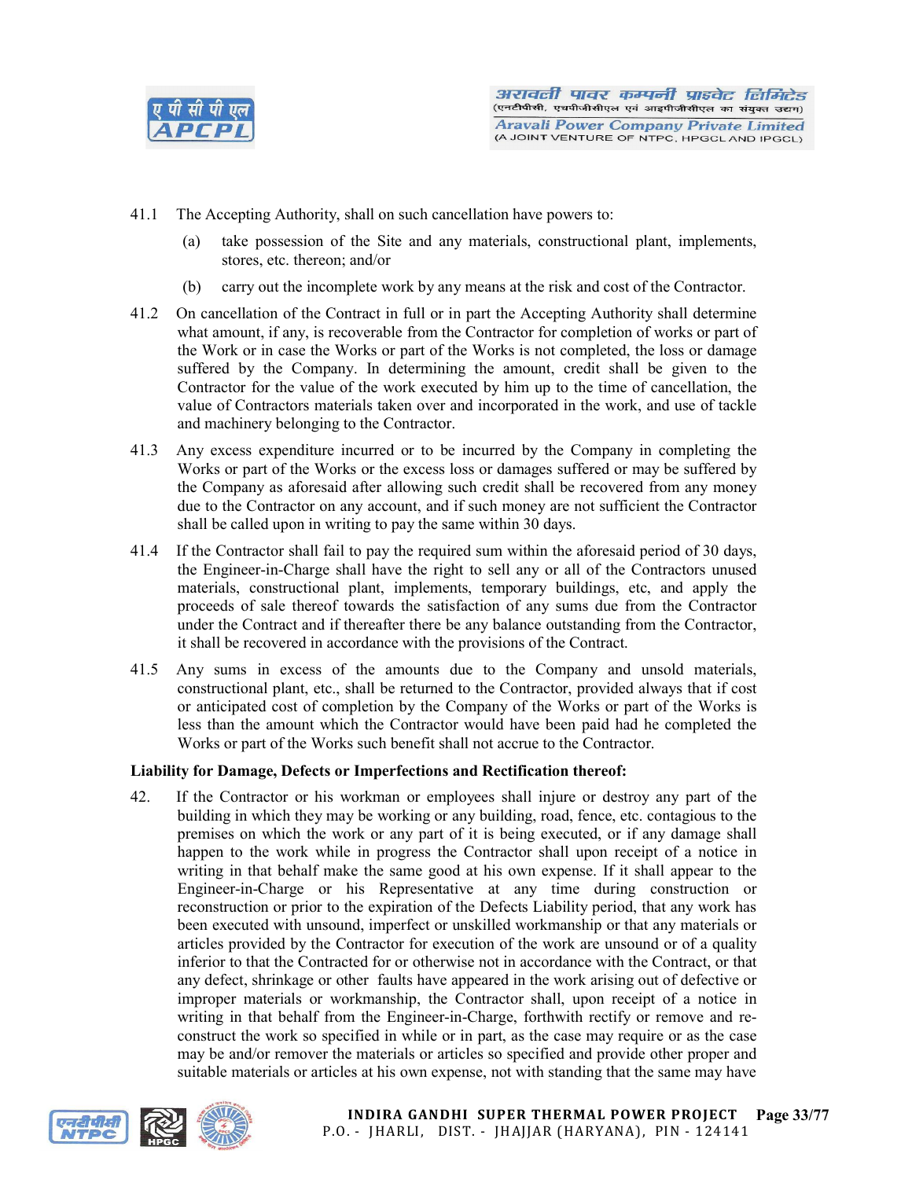41.1 The Accepting Authority, shall on such cancellation have powers to:

(a) take possession of the Site and any materials, constructional plant, implements, stores, etc. thereon; and/or

(b) carry out the incomplete work by any means at the risk and cost of the Contractor.

41.2 On cancellation of the Contract in full or in part the Accepting Authority shall determine what amount, if any, is recoverable from the Contractor for completion of works or part of the Work or in case the Works or part of the Works is not completed, the loss or damage suffered by the Company. In determining the amount, credit shall be given to the Contractor for the value of the work executed by him up to the time of cancellation, the value of Contractors materials taken over and incorporated in the work, and use of tackle and machinery belonging to the Contractor.

41.3 Any excess expenditure incurred or to be incurred by the Company in completing the Works or part of the Works or the excess loss or damages suffered or may be suffered by the Company as aforesaid after allowing such credit shall be recovered from any money due to the Contractor on any account, and if such money are not sufficient the Contractor shall be called upon in writing to pay the same within 30 days.

41.4 If the Contractor shall fail to pay the required sum within the aforesaid period of 30 days, the Engineer-in-Charge shall have the right to sell any or all of the Contractors unused materials, constructional plant, implements, temporary buildings, etc, and apply the proceeds of sale thereof towards the satisfaction of any sums due from the Contractor under the Contract and if thereafter there be any balance outstanding from the Contractor, it shall be recovered in accordance with the provisions of the Contract.

41.5 Any sums in excess of the amounts due to the Company and unsold materials, constructional plant, etc., shall be returned to the Contractor, provided always that if cost or anticipated cost of completion by the Company of the Works or part of the Works is less than the amount which the Contractor would have been paid had he completed the Works or part of the Works such benefit shall not accrue to the Contractor.

**Liability for Damage, Defects or Imperfections and Rectification thereof:**

42. If the Contractor or his workman or employees shall injure or destroy any part of the building in which they may be working or any building, road, fence, etc. contagious to the premises on which the work or any part of it is being executed, or if any damage shall happen to the work while in progress the Contractor shall upon receipt of a notice in writing in that behalf make the same good at his own expense. If it shall appear to the Engineer-in-Charge or his Representative at any time during construction or reconstruction or prior to the expiration of the Defects Liability period, that any work has been executed with unsound, imperfect or unskilled workmanship or that any materials or articles provided by the Contractor for execution of the work are unsound or of a quality inferior to that the Contracted for or otherwise not in accordance with the Contract, or that any defect, shrinkage or other faults have appeared in the work arising out of defective or improper materials or workmanship, the Contractor shall, upon receipt of a notice in writing in that behalf from the Engineer-in-Charge, forthwith rectify or remove and re-construct the work so specified in while or in part, as the case may require or as the case may be and/or remover the materials or articles so specified and provide other proper and suitable materials or articles at his own expense, not with standing that the same may have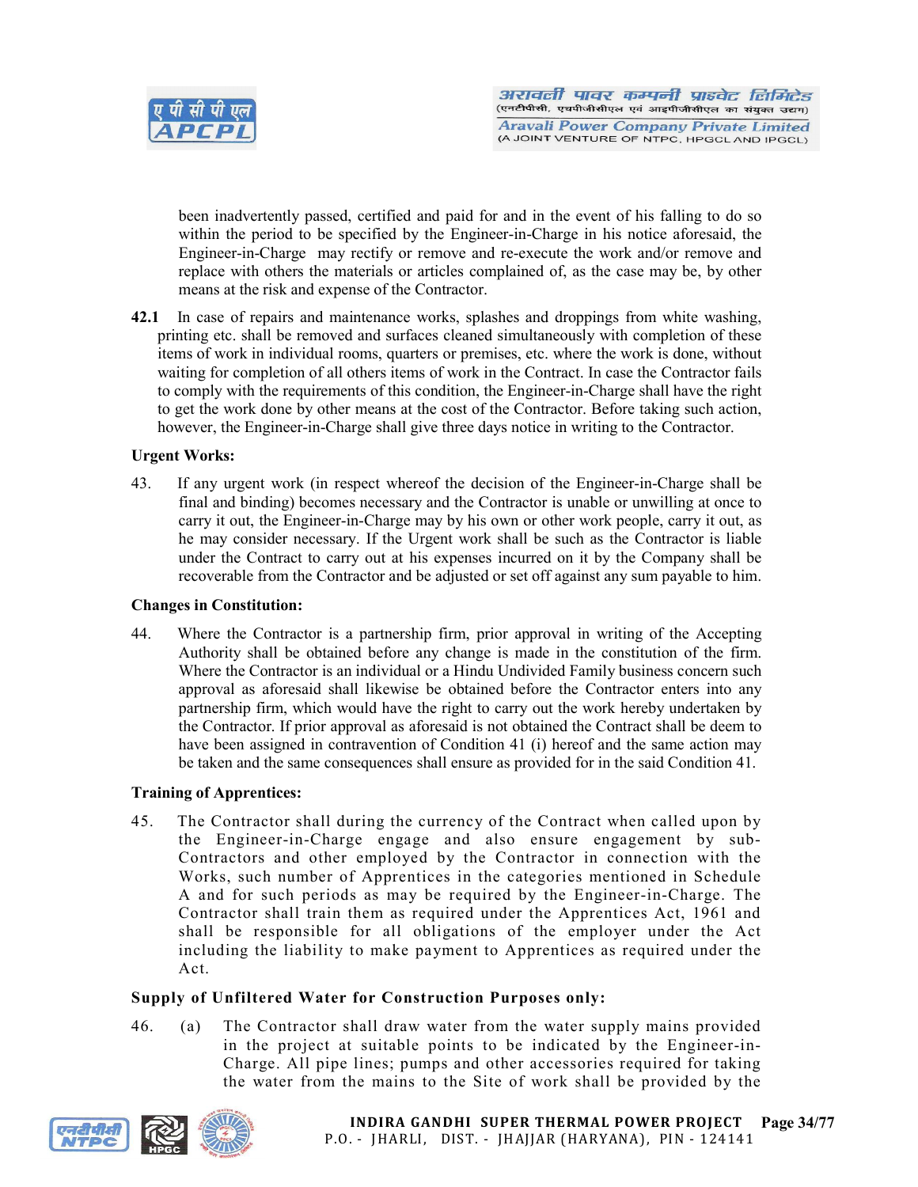been inadvertently passed, certified and paid for and in the event of his falling to do so within the period to be specified by the Engineer-in-Charge in his notice aforesaid, the Engineer-in-Charge may rectify or remove and re-execute the work and/or remove and replace with others the materials or articles complained of, as the case may be, by other means at the risk and expense of the Contractor.

**42.1** In case of repairs and maintenance works, splashes and droppings from white washing, printing etc. shall be removed and surfaces cleaned simultaneously with completion of these items of work in individual rooms, quarters or premises, etc. where the work is done, without waiting for completion of all others items of work in the Contract. In case the Contractor fails to comply with the requirements of this condition, the Engineer-in-Charge shall have the right to get the work done by other means at the cost of the Contractor. Before taking such action, however, the Engineer-in-Charge shall give three days notice in writing to the Contractor.

**Urgent Works:**

43. If any urgent work (in respect whereof the decision of the Engineer-in-Charge shall be final and binding) becomes necessary and the Contractor is unable or unwilling at once to carry it out, the Engineer-in-Charge may by his own or other work people, carry it out, as he may consider necessary. If the Urgent work shall be such as the Contractor is liable under the Contract to carry out at his expenses incurred on it by the Company shall be recoverable from the Contractor and be adjusted or set off against any sum payable to him.

**Changes in Constitution:**

44. Where the Contractor is a partnership firm, prior approval in writing of the Accepting Authority shall be obtained before any change is made in the constitution of the firm. Where the Contractor is an individual or a Hindu Undivided Family business concern such approval as aforesaid shall likewise be obtained before the Contractor enters into any partnership firm, which would have the right to carry out the work hereby undertaken by the Contractor. If prior approval as aforesaid is not obtained the Contract shall be deem to have been assigned in contravention of Condition 41 (i) hereof and the same action may be taken and the same consequences shall ensure as provided for in the said Condition 41.

**Training of Apprentices:**

45. The Contractor shall during the currency of the Contract when called upon by the Engineer-in-Charge engage and also ensure engagement by sub-Contractors and other employed by the Contractor in connection with the Works, such number of Apprentices in the categories mentioned in Schedule A and for such periods as may be required by the Engineer-in-Charge. The Contractor shall train them as required under the Apprentices Act, 1961 and shall be responsible for all obligations of the employer under the Act including the liability to make payment to Apprentices as required under the Act.

**Supply of Unfiltered Water for Construction Purposes only:**

46. (a) The Contractor shall draw water from the water supply mains provided in the project at suitable points to be indicated by the Engineer-in-Charge. All pipe lines; pumps and other accessories required for taking the water from the mains to the Site of work shall be provided by the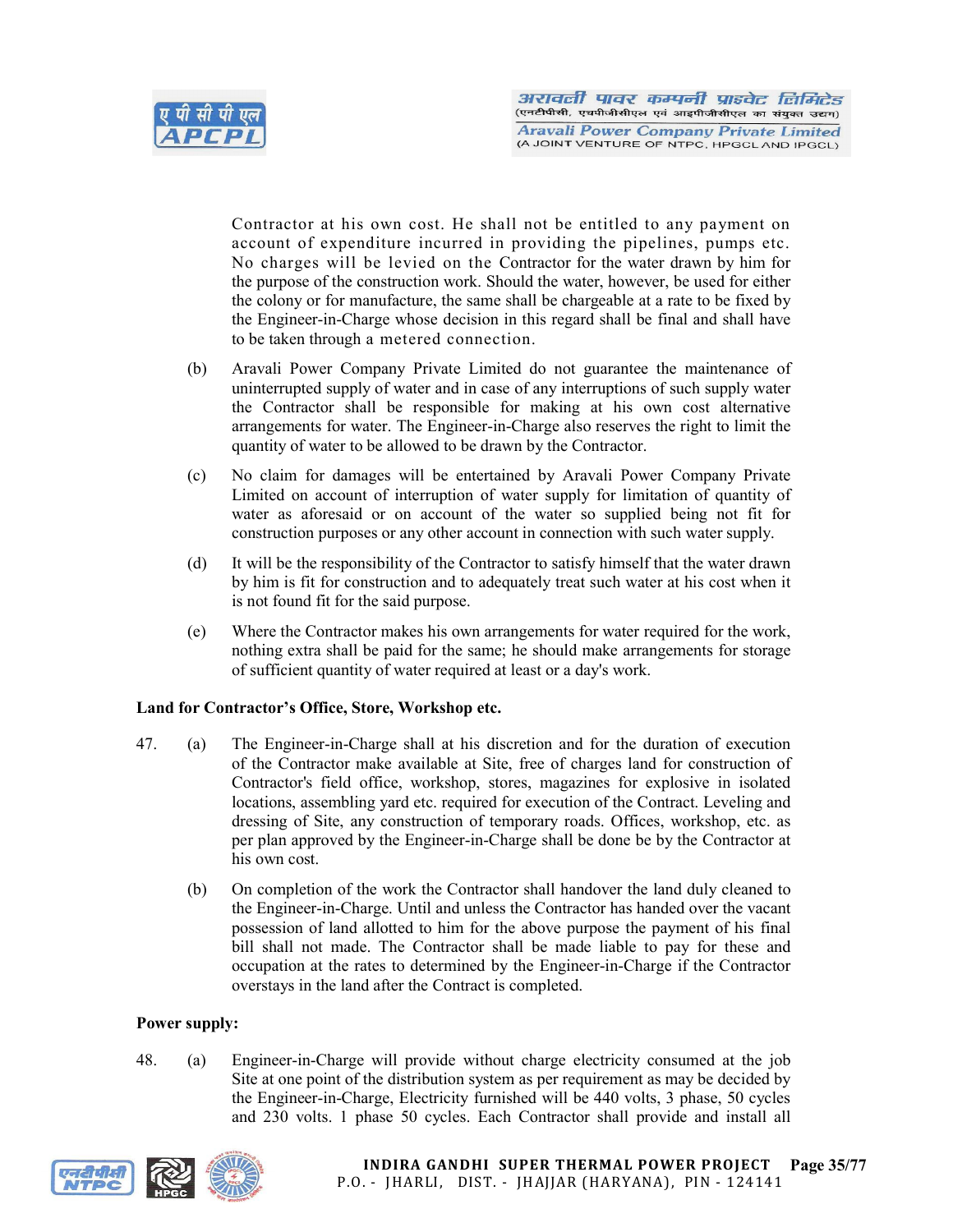Contractor at his own cost. He shall not be entitled to any payment on account of expenditure incurred in providing the pipelines, pumps etc. No charges will be levied on the Contractor for the water drawn by him for the purpose of the construction work. Should the water, however, be used for either the colony or for manufacture, the same shall be chargeable at a rate to be fixed by the Engineer-in-Charge whose decision in this regard shall be final and shall have to be taken through a metered connection.

(b) Aravali Power Company Private Limited do not guarantee the maintenance of uninterrupted supply of water and in case of any interruptions of such supply water the Contractor shall be responsible for making at his own cost alternative arrangements for water. The Engineer-in-Charge also reserves the right to limit the quantity of water to be allowed to be drawn by the Contractor.

(c) No claim for damages will be entertained by Aravali Power Company Private Limited on account of interruption of water supply for limitation of quantity of water as aforesaid or on account of the water so supplied being not fit for construction purposes or any other account in connection with such water supply.

(d) It will be the responsibility of the Contractor to satisfy himself that the water drawn by him is fit for construction and to adequately treat such water at his cost when it is not found fit for the said purpose.

(e) Where the Contractor makes his own arrangements for water required for the work, nothing extra shall be paid for the same; he should make arrangements for storage of sufficient quantity of water required at least or a day's work.

**Land for Contractor's Office, Store, Workshop etc.**

47. (a) The Engineer-in-Charge shall at his discretion and for the duration of execution of the Contractor make available at Site, free of charges land for construction of Contractor's field office, workshop, stores, magazines for explosive in isolated locations, assembling yard etc. required for execution of the Contract. Leveling and dressing of Site, any construction of temporary roads. Offices, workshop, etc. as per plan approved by the Engineer-in-Charge shall be done be by the Contractor at his own cost.

(b) On completion of the work the Contractor shall handover the land duly cleaned to the Engineer-in-Charge. Until and unless the Contractor has handed over the vacant possession of land allotted to him for the above purpose the payment of his final bill shall not made. The Contractor shall be made liable to pay for these and occupation at the rates to determined by the Engineer-in-Charge if the Contractor overstays in the land after the Contract is completed.

**Power supply:**

48. (a) Engineer-in-Charge will provide without charge electricity consumed at the job Site at one point of the distribution system as per requirement as may be decided by the Engineer-in-Charge, Electricity furnished will be 440 volts, 3 phase, 50 cycles and 230 volts. 1 phase 50 cycles. Each Contractor shall provide and install all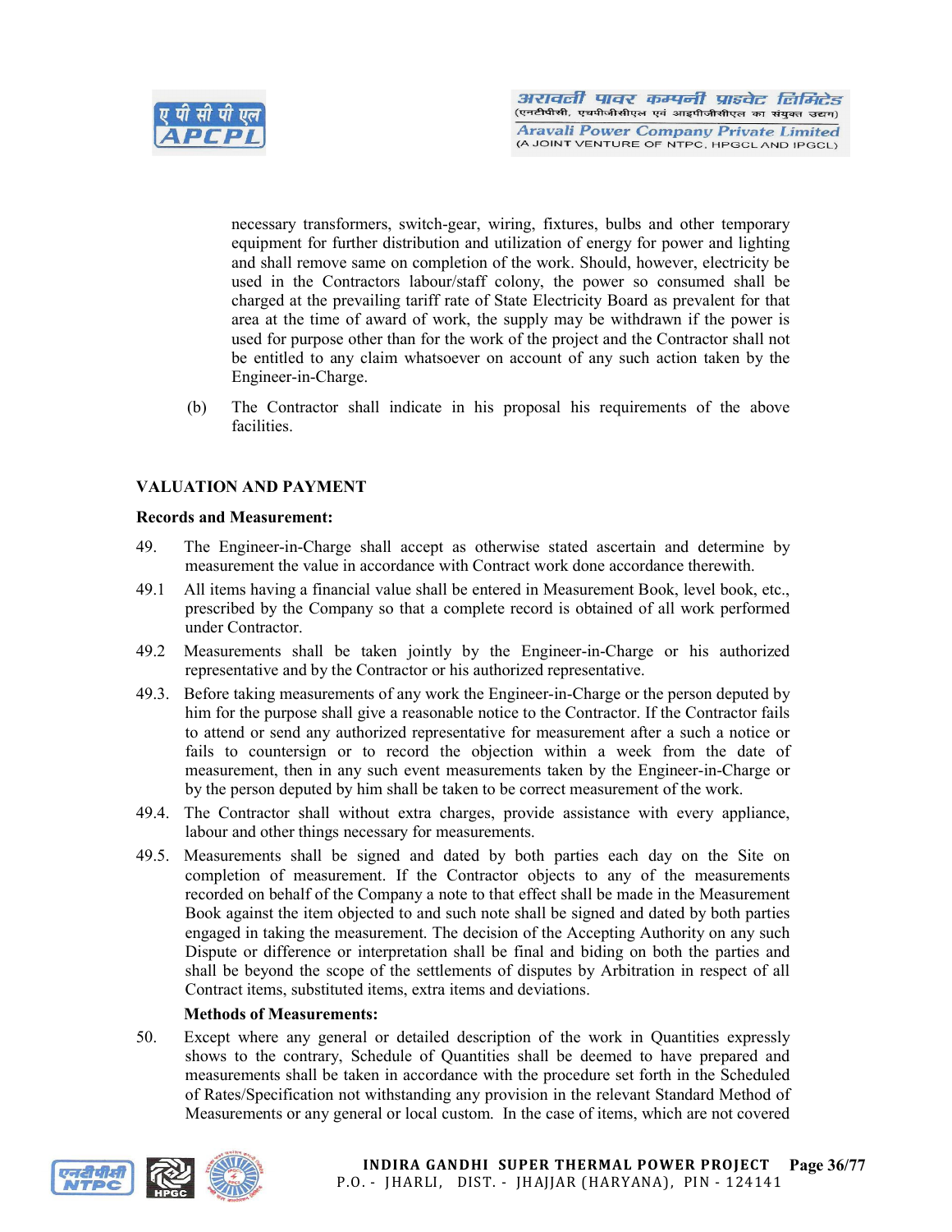necessary transformers, switch-gear, wiring, fixtures, bulbs and other temporary equipment for further distribution and utilization of energy for power and lighting and shall remove same on completion of the work. Should, however, electricity be used in the Contractors labour/staff colony, the power so consumed shall be charged at the prevailing tariff rate of State Electricity Board as prevalent for that area at the time of award of work, the supply may be withdrawn if the power is used for purpose other than for the work of the project and the Contractor shall not be entitled to any claim whatsoever on account of any such action taken by the Engineer-in-Charge.

(b) The Contractor shall indicate in his proposal his requirements of the above facilities.

## VALUATION AND PAYMENT

**Records and Measurement:**

49. The Engineer-in-Charge shall accept as otherwise stated ascertain and determine by measurement the value in accordance with Contract work done accordance therewith.

49.1 All items having a financial value shall be entered in Measurement Book, level book, etc., prescribed by the Company so that a complete record is obtained of all work performed under Contractor.

49.2 Measurements shall be taken jointly by the Engineer-in-Charge or his authorized representative and by the Contractor or his authorized representative.

49.3. Before taking measurements of any work the Engineer-in-Charge or the person deputed by him for the purpose shall give a reasonable notice to the Contractor. If the Contractor fails to attend or send any authorized representative for measurement after a such a notice or fails to countersign or to record the objection within a week from the date of measurement, then in any such event measurements taken by the Engineer-in-Charge or by the person deputed by him shall be taken to be correct measurement of the work.

49.4. The Contractor shall without extra charges, provide assistance with every appliance, labour and other things necessary for measurements.

49.5. Measurements shall be signed and dated by both parties each day on the Site on completion of measurement. If the Contractor objects to any of the measurements recorded on behalf of the Company a note to that effect shall be made in the Measurement Book against the item objected to and such note shall be signed and dated by both parties engaged in taking the measurement. The decision of the Accepting Authority on any such Dispute or difference or interpretation shall be final and biding on both the parties and shall be beyond the scope of the settlements of disputes by Arbitration in respect of all Contract items, substituted items, extra items and deviations.

**Methods of Measurements:**

50. Except where any general or detailed description of the work in Quantities expressly shows to the contrary, Schedule of Quantities shall be deemed to have prepared and measurements shall be taken in accordance with the procedure set forth in the Scheduled of Rates/Specification not withstanding any provision in the relevant Standard Method of Measurements or any general or local custom. In the case of items, which are not covered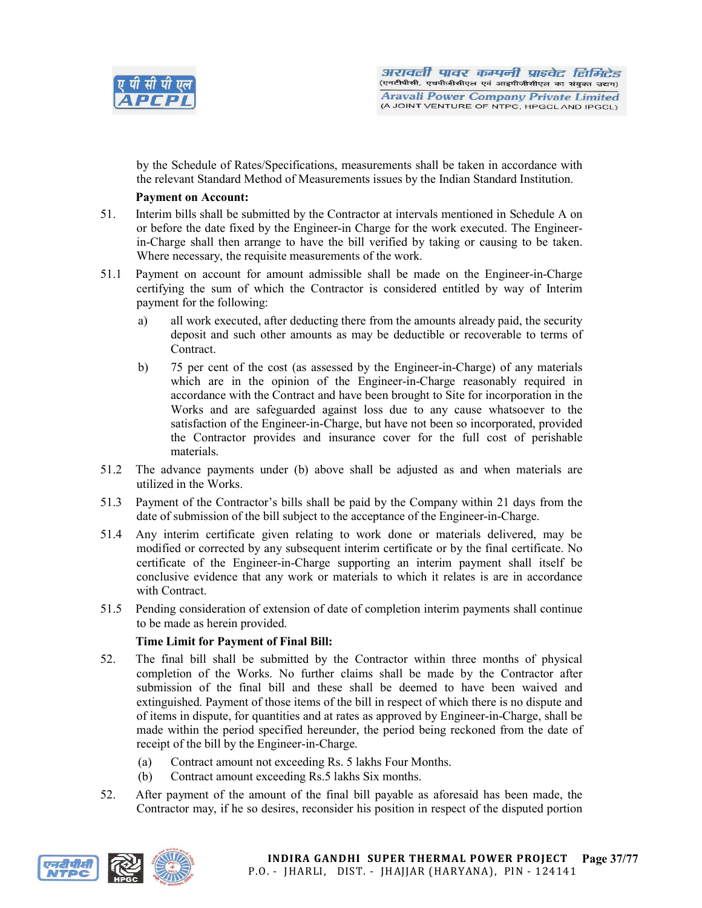by the Schedule of Rates/Specifications, measurements shall be taken in accordance with the relevant Standard Method of Measurements issues by the Indian Standard Institution.

**Payment on Account:**

51. Interim bills shall be submitted by the Contractor at intervals mentioned in Schedule A on or before the date fixed by the Engineer-in Charge for the work executed. The Engineer-in-Charge shall then arrange to have the bill verified by taking or causing to be taken. Where necessary, the requisite measurements of the work.

51.1 Payment on account for amount admissible shall be made on the Engineer-in-Charge certifying the sum of which the Contractor is considered entitled by way of Interim payment for the following:

   a) all work executed, after deducting there from the amounts already paid, the security deposit and such other amounts as may be deductible or recoverable to terms of Contract.

   b) 75 per cent of the cost (as assessed by the Engineer-in-Charge) of any materials which are in the opinion of the Engineer-in-Charge reasonably required in accordance with the Contract and have been brought to Site for incorporation in the Works and are safeguarded against loss due to any cause whatsoever to the satisfaction of the Engineer-in-Charge, but have not been so incorporated, provided the Contractor provides and insurance cover for the full cost of perishable materials.

51.2 The advance payments under (b) above shall be adjusted as and when materials are utilized in the Works.

51.3 Payment of the Contractor's bills shall be paid by the Company within 21 days from the date of submission of the bill subject to the acceptance of the Engineer-in-Charge.

51.4 Any interim certificate given relating to work done or materials delivered, may be modified or corrected by any subsequent interim certificate or by the final certificate. No certificate of the Engineer-in-Charge supporting an interim payment shall itself be conclusive evidence that any work or materials to which it relates is are in accordance with Contract.

51.5 Pending consideration of extension of date of completion interim payments shall continue to be made as herein provided.

**Time Limit for Payment of Final Bill:**

52. The final bill shall be submitted by the Contractor within three months of physical completion of the Works. No further claims shall be made by the Contractor after submission of the final bill and these shall be deemed to have been waived and extinguished. Payment of those items of the bill in respect of which there is no dispute and of items in dispute, for quantities and at rates as approved by Engineer-in-Charge, shall be made within the period specified hereunder, the period being reckoned from the date of receipt of the bill by the Engineer-in-Charge.

   (a) Contract amount not exceeding Rs. 5 lakhs Four Months.

   (b) Contract amount exceeding Rs.5 lakhs Six months.

52. After payment of the amount of the final bill payable as aforesaid has been made, the Contractor may, if he so desires, reconsider his position in respect of the disputed portion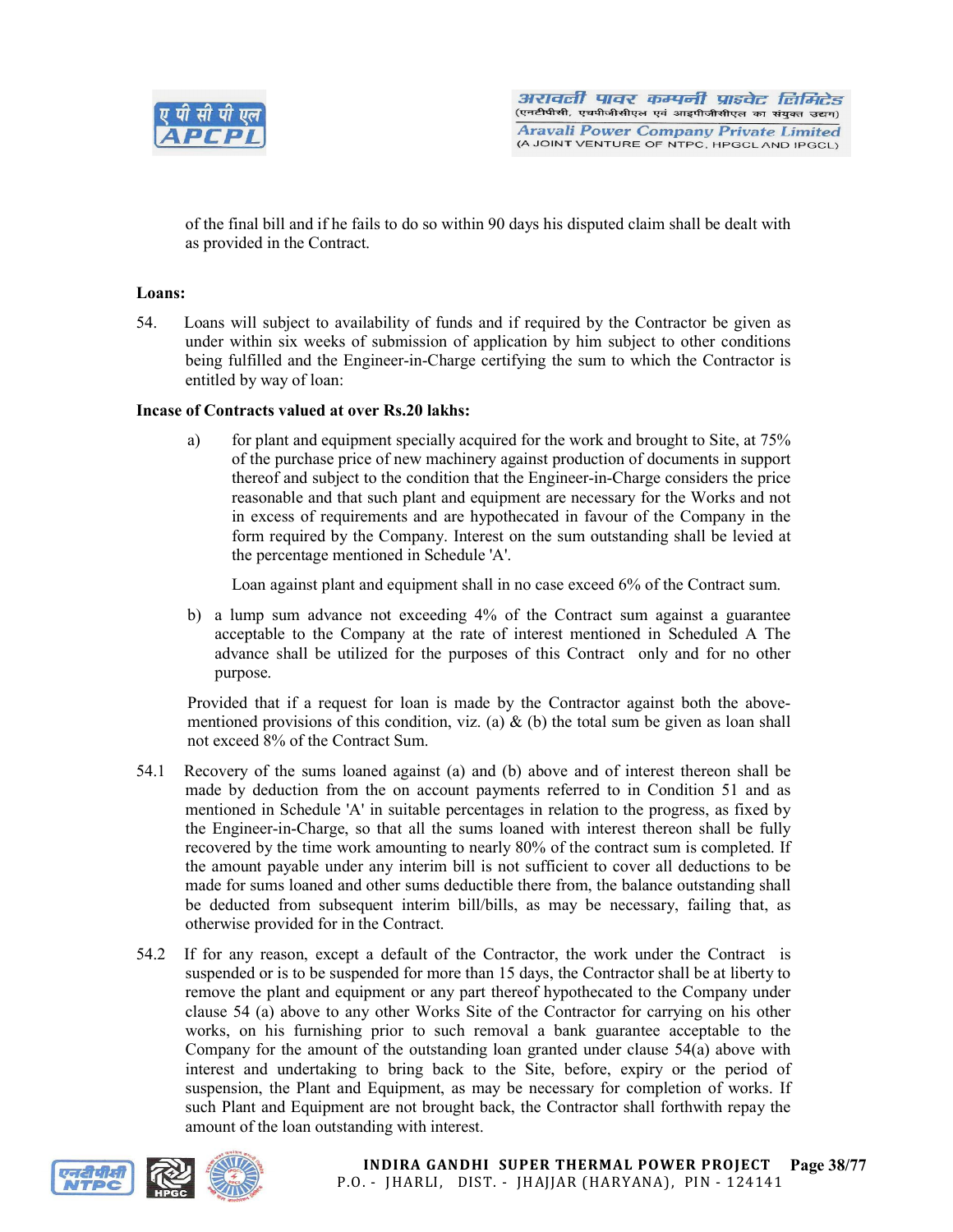of the final bill and if he fails to do so within 90 days his disputed claim shall be dealt with as provided in the Contract.

**Loans:**

54. Loans will subject to availability of funds and if required by the Contractor be given as under within six weeks of submission of application by him subject to other conditions being fulfilled and the Engineer-in-Charge certifying the sum to which the Contractor is entitled by way of loan:

**Incase of Contracts valued at over Rs.20 lakhs:**

a) for plant and equipment specially acquired for the work and brought to Site, at 75% of the purchase price of new machinery against production of documents in support thereof and subject to the condition that the Engineer-in-Charge considers the price reasonable and that such plant and equipment are necessary for the Works and not in excess of requirements and are hypothecated in favour of the Company in the form required by the Company. Interest on the sum outstanding shall be levied at the percentage mentioned in Schedule 'A'.

   Loan against plant and equipment shall in no case exceed 6% of the Contract sum.

b) a lump sum advance not exceeding 4% of the Contract sum against a guarantee acceptable to the Company at the rate of interest mentioned in Scheduled A The advance shall be utilized for the purposes of this Contract only and for no other purpose.

Provided that if a request for loan is made by the Contractor against both the above-mentioned provisions of this condition, viz. (a) & (b) the total sum be given as loan shall not exceed 8% of the Contract Sum.

54.1 Recovery of the sums loaned against (a) and (b) above and of interest thereon shall be made by deduction from the on account payments referred to in Condition 51 and as mentioned in Schedule 'A' in suitable percentages in relation to the progress, as fixed by the Engineer-in-Charge, so that all the sums loaned with interest thereon shall be fully recovered by the time work amounting to nearly 80% of the contract sum is completed. If the amount payable under any interim bill is not sufficient to cover all deductions to be made for sums loaned and other sums deductible there from, the balance outstanding shall be deducted from subsequent interim bill/bills, as may be necessary, failing that, as otherwise provided for in the Contract.

54.2 If for any reason, except a default of the Contractor, the work under the Contract is suspended or is to be suspended for more than 15 days, the Contractor shall be at liberty to remove the plant and equipment or any part thereof hypothecated to the Company under clause 54 (a) above to any other Works Site of the Contractor for carrying on his other works, on his furnishing prior to such removal a bank guarantee acceptable to the Company for the amount of the outstanding loan granted under clause 54(a) above with interest and undertaking to bring back to the Site, before, expiry or the period of suspension, the Plant and Equipment, as may be necessary for completion of works. If such Plant and Equipment are not brought back, the Contractor shall forthwith repay the amount of the loan outstanding with interest.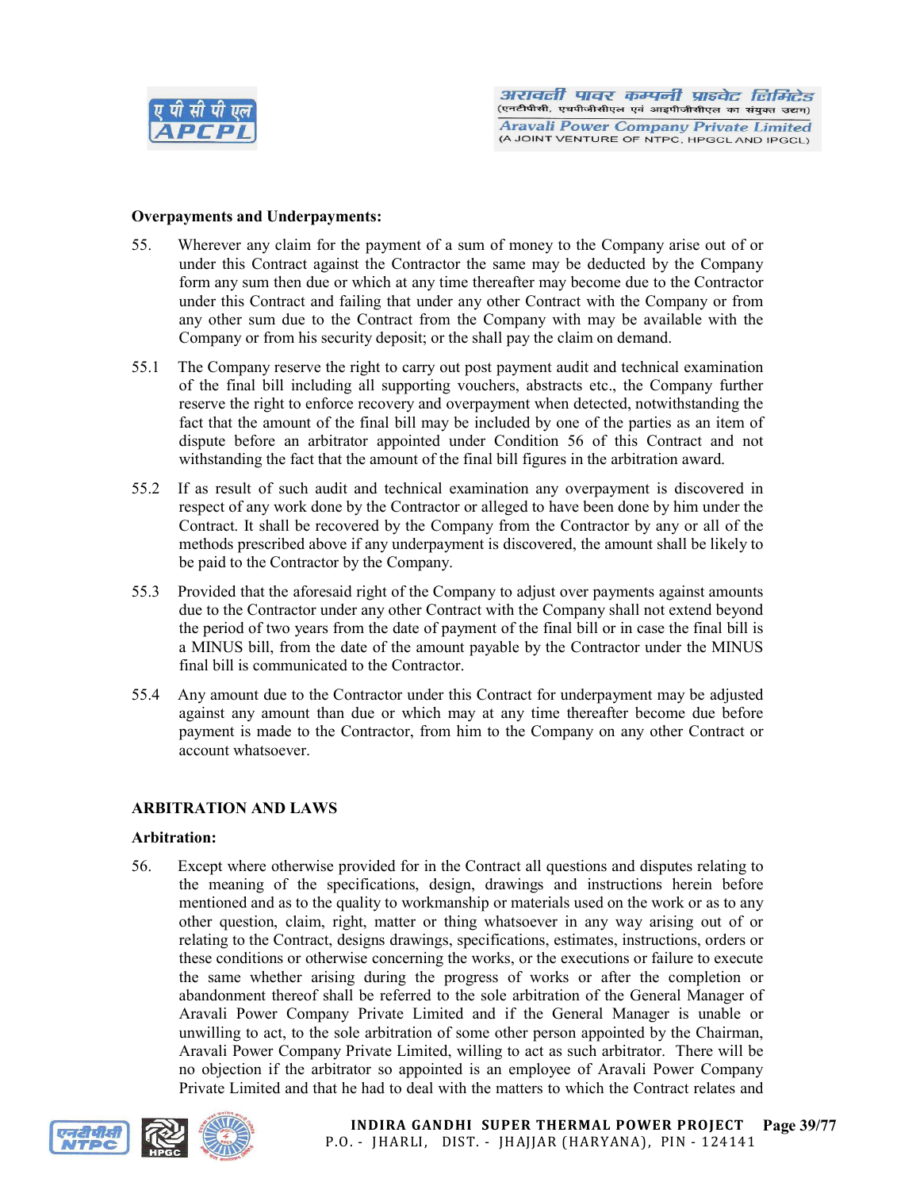**Overpayments and Underpayments:**

55. Wherever any claim for the payment of a sum of money to the Company arise out of or under this Contract against the Contractor the same may be deducted by the Company form any sum then due or which at any time thereafter may become due to the Contractor under this Contract and failing that under any other Contract with the Company or from any other sum due to the Contract from the Company with may be available with the Company or from his security deposit; or the shall pay the claim on demand.

55.1 The Company reserve the right to carry out post payment audit and technical examination of the final bill including all supporting vouchers, abstracts etc., the Company further reserve the right to enforce recovery and overpayment when detected, notwithstanding the fact that the amount of the final bill may be included by one of the parties as an item of dispute before an arbitrator appointed under Condition 56 of this Contract and not withstanding the fact that the amount of the final bill figures in the arbitration award.

55.2 If as result of such audit and technical examination any overpayment is discovered in respect of any work done by the Contractor or alleged to have been done by him under the Contract. It shall be recovered by the Company from the Contractor by any or all of the methods prescribed above if any underpayment is discovered, the amount shall be likely to be paid to the Contractor by the Company.

55.3 Provided that the aforesaid right of the Company to adjust over payments against amounts due to the Contractor under any other Contract with the Company shall not extend beyond the period of two years from the date of payment of the final bill or in case the final bill is a MINUS bill, from the date of the amount payable by the Contractor under the MINUS final bill is communicated to the Contractor.

55.4 Any amount due to the Contractor under this Contract for underpayment may be adjusted against any amount than due or which may at any time thereafter become due before payment is made to the Contractor, from him to the Company on any other Contract or account whatsoever.

**ARBITRATION AND LAWS**

**Arbitration:**

56. Except where otherwise provided for in the Contract all questions and disputes relating to the meaning of the specifications, design, drawings and instructions herein before mentioned and as to the quality to workmanship or materials used on the work or as to any other question, claim, right, matter or thing whatsoever in any way arising out of or relating to the Contract, designs drawings, specifications, estimates, instructions, orders or these conditions or otherwise concerning the works, or the executions or failure to execute the same whether arising during the progress of works or after the completion or abandonment thereof shall be referred to the sole arbitration of the General Manager of Aravali Power Company Private Limited and if the General Manager is unable or unwilling to act, to the sole arbitration of some other person appointed by the Chairman, Aravali Power Company Private Limited, willing to act as such arbitrator. There will be no objection if the arbitrator so appointed is an employee of Aravali Power Company Private Limited and that he had to deal with the matters to which the Contract relates and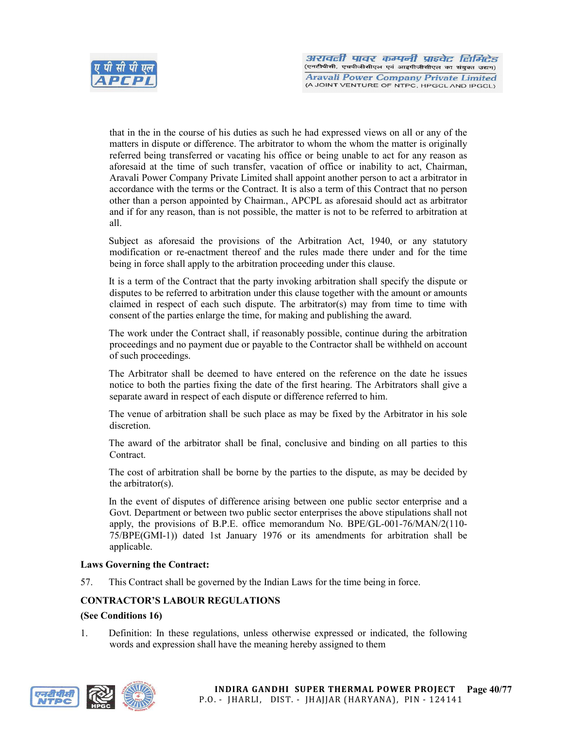that in the in the course of his duties as such he had expressed views on all or any of the matters in dispute or difference. The arbitrator to whom the whom the matter is originally referred being transferred or vacating his office or being unable to act for any reason as aforesaid at the time of such transfer, vacation of office or inability to act, Chairman, Aravali Power Company Private Limited shall appoint another person to act a arbitrator in accordance with the terms or the Contract. It is also a term of this Contract that no person other than a person appointed by Chairman., APCPL as aforesaid should act as arbitrator and if for any reason, than is not possible, the matter is not to be referred to arbitration at all.

Subject as aforesaid the provisions of the Arbitration Act, 1940, or any statutory modification or re-enactment thereof and the rules made there under and for the time being in force shall apply to the arbitration proceeding under this clause.

It is a term of the Contract that the party invoking arbitration shall specify the dispute or disputes to be referred to arbitration under this clause together with the amount or amounts claimed in respect of each such dispute. The arbitrator(s) may from time to time with consent of the parties enlarge the time, for making and publishing the award.

The work under the Contract shall, if reasonably possible, continue during the arbitration proceedings and no payment due or payable to the Contractor shall be withheld on account of such proceedings.

The Arbitrator shall be deemed to have entered on the reference on the date he issues notice to both the parties fixing the date of the first hearing. The Arbitrators shall give a separate award in respect of each dispute or difference referred to him.

The venue of arbitration shall be such place as may be fixed by the Arbitrator in his sole discretion.

The award of the arbitrator shall be final, conclusive and binding on all parties to this Contract.

The cost of arbitration shall be borne by the parties to the dispute, as may be decided by the arbitrator(s).

In the event of disputes of difference arising between one public sector enterprise and a Govt. Department or between two public sector enterprises the above stipulations shall not apply, the provisions of B.P.E. office memorandum No. BPE/GL-001-76/MAN/2(110-75/BPE(GMI-1)) dated 1st January 1976 or its amendments for arbitration shall be applicable.

**Laws Governing the Contract:**

57. This Contract shall be governed by the Indian Laws for the time being in force.

**CONTRACTOR'S LABOUR REGULATIONS**

**(See Conditions 16)**

1. Definition: In these regulations, unless otherwise expressed or indicated, the following words and expression shall have the meaning hereby assigned to them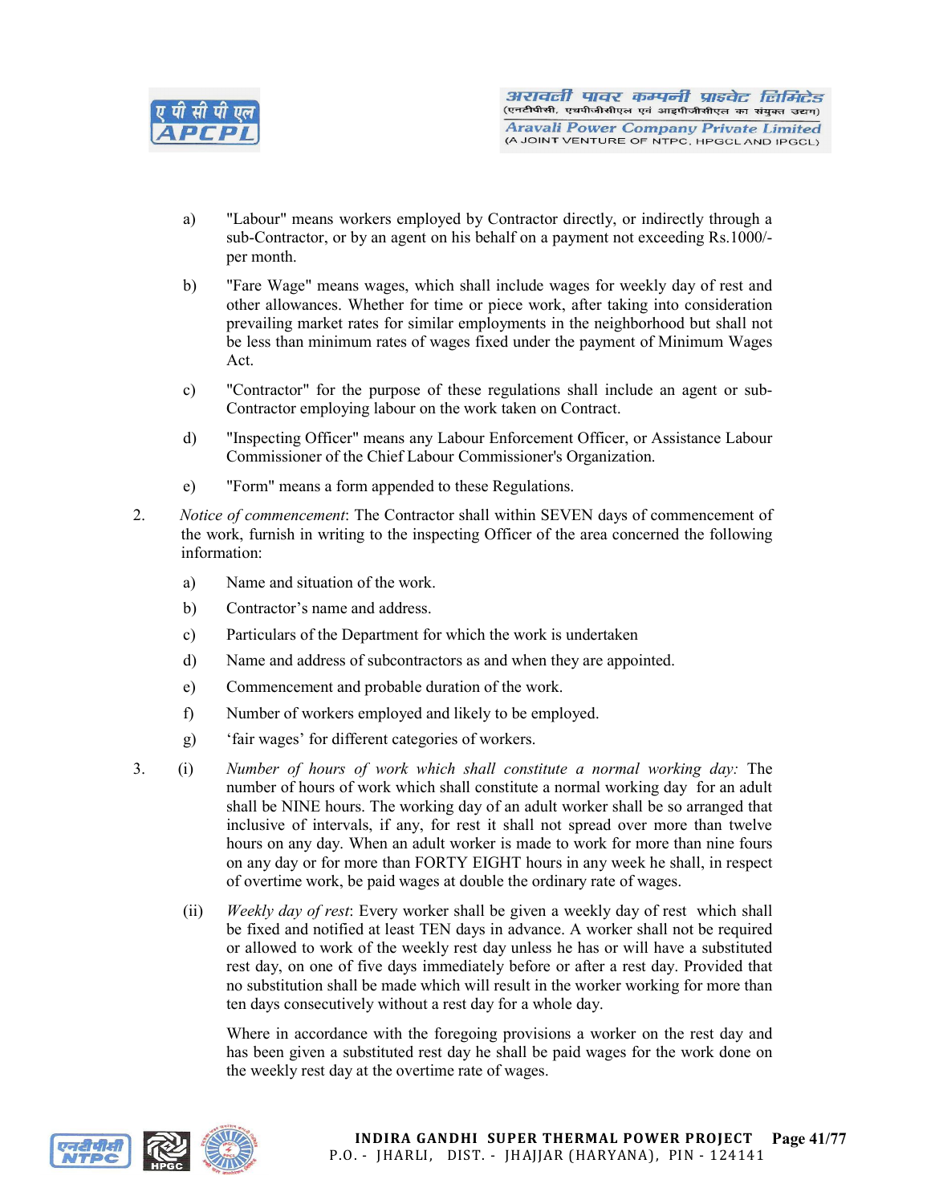a) "Labour" means workers employed by Contractor directly, or indirectly through a sub-Contractor, or by an agent on his behalf on a payment not exceeding Rs.1000/- per month.

b) "Fare Wage" means wages, which shall include wages for weekly day of rest and other allowances. Whether for time or piece work, after taking into consideration prevailing market rates for similar employments in the neighborhood but shall not be less than minimum rates of wages fixed under the payment of Minimum Wages Act.

c) "Contractor" for the purpose of these regulations shall include an agent or sub-Contractor employing labour on the work taken on Contract.

d) "Inspecting Officer" means any Labour Enforcement Officer, or Assistance Labour Commissioner of the Chief Labour Commissioner's Organization.

e) "Form" means a form appended to these Regulations.

2. *Notice of commencement*: The Contractor shall within SEVEN days of commencement of the work, furnish in writing to the inspecting Officer of the area concerned the following information:

   a) Name and situation of the work.

   b) Contractor's name and address.

   c) Particulars of the Department for which the work is undertaken

   d) Name and address of subcontractors as and when they are appointed.

   e) Commencement and probable duration of the work.

   f) Number of workers employed and likely to be employed.

   g) 'fair wages' for different categories of workers.

3. (i) *Number of hours of work which shall constitute a normal working day:* The number of hours of work which shall constitute a normal working day for an adult shall be NINE hours. The working day of an adult worker shall be so arranged that inclusive of intervals, if any, for rest it shall not spread over more than twelve hours on any day. When an adult worker is made to work for more than nine fours on any day or for more than FORTY EIGHT hours in any week he shall, in respect of overtime work, be paid wages at double the ordinary rate of wages.

   (ii) *Weekly day of rest*: Every worker shall be given a weekly day of rest which shall be fixed and notified at least TEN days in advance. A worker shall not be required or allowed to work of the weekly rest day unless he has or will have a substituted rest day, on one of five days immediately before or after a rest day. Provided that no substitution shall be made which will result in the worker working for more than ten days consecutively without a rest day for a whole day.

   Where in accordance with the foregoing provisions a worker on the rest day and has been given a substituted rest day he shall be paid wages for the work done on the weekly rest day at the overtime rate of wages.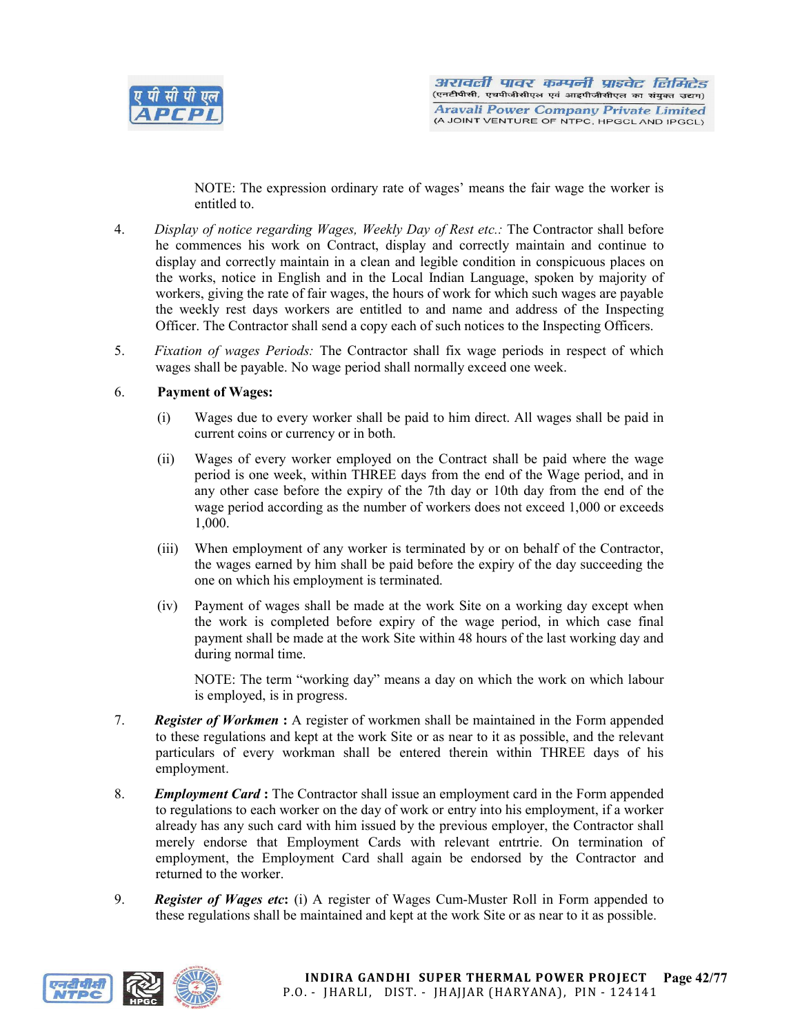NOTE: The expression ordinary rate of wages' means the fair wage the worker is entitled to.

4. *Display of notice regarding Wages, Weekly Day of Rest etc.:* The Contractor shall before he commences his work on Contract, display and correctly maintain and continue to display and correctly maintain in a clean and legible condition in conspicuous places on the works, notice in English and in the Local Indian Language, spoken by majority of workers, giving the rate of fair wages, the hours of work for which such wages are payable the weekly rest days workers are entitled to and name and address of the Inspecting Officer. The Contractor shall send a copy each of such notices to the Inspecting Officers.

5. *Fixation of wages Periods:* The Contractor shall fix wage periods in respect of which wages shall be payable. No wage period shall normally exceed one week.

6. **Payment of Wages:**

   (i) Wages due to every worker shall be paid to him direct. All wages shall be paid in current coins or currency or in both.

   (ii) Wages of every worker employed on the Contract shall be paid where the wage period is one week, within THREE days from the end of the Wage period, and in any other case before the expiry of the 7th day or 10th day from the end of the wage period according as the number of workers does not exceed 1,000 or exceeds 1,000.

   (iii) When employment of any worker is terminated by or on behalf of the Contractor, the wages earned by him shall be paid before the expiry of the day succeeding the one on which his employment is terminated.

   (iv) Payment of wages shall be made at the work Site on a working day except when the work is completed before expiry of the wage period, in which case final payment shall be made at the work Site within 48 hours of the last working day and during normal time.

   NOTE: The term "working day" means a day on which the work on which labour is employed, is in progress.

7. ***Register of Workmen*** **:** A register of workmen shall be maintained in the Form appended to these regulations and kept at the work Site or as near to it as possible, and the relevant particulars of every workman shall be entered therein within THREE days of his employment.

8. ***Employment Card*** **:** The Contractor shall issue an employment card in the Form appended to regulations to each worker on the day of work or entry into his employment, if a worker already has any such card with him issued by the previous employer, the Contractor shall merely endorse that Employment Cards with relevant entrtrie. On termination of employment, the Employment Card shall again be endorsed by the Contractor and returned to the worker.

9. ***Register of Wages etc*****:** (i) A register of Wages Cum-Muster Roll in Form appended to these regulations shall be maintained and kept at the work Site or as near to it as possible.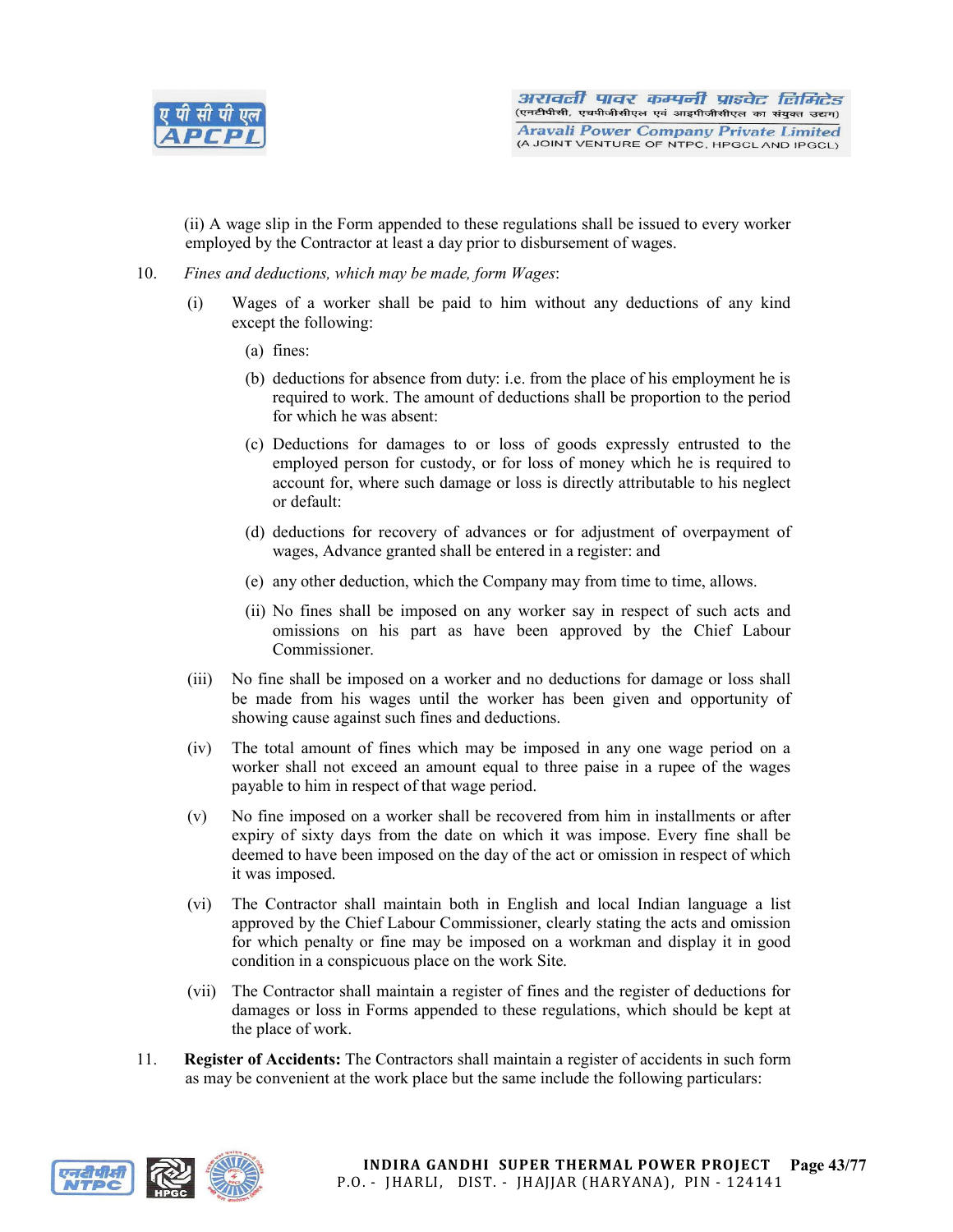(ii) A wage slip in the Form appended to these regulations shall be issued to every worker employed by the Contractor at least a day prior to disbursement of wages.

10. *Fines and deductions, which may be made, form Wages*:

   (i) Wages of a worker shall be paid to him without any deductions of any kind except the following:

      (a) fines:

      (b) deductions for absence from duty: i.e. from the place of his employment he is required to work. The amount of deductions shall be proportion to the period for which he was absent:

      (c) Deductions for damages to or loss of goods expressly entrusted to the employed person for custody, or for loss of money which he is required to account for, where such damage or loss is directly attributable to his neglect or default:

      (d) deductions for recovery of advances or for adjustment of overpayment of wages, Advance granted shall be entered in a register: and

      (e) any other deduction, which the Company may from time to time, allows.

      (ii) No fines shall be imposed on any worker say in respect of such acts and omissions on his part as have been approved by the Chief Labour Commissioner.

   (iii) No fine shall be imposed on a worker and no deductions for damage or loss shall be made from his wages until the worker has been given and opportunity of showing cause against such fines and deductions.

   (iv) The total amount of fines which may be imposed in any one wage period on a worker shall not exceed an amount equal to three paise in a rupee of the wages payable to him in respect of that wage period.

   (v) No fine imposed on a worker shall be recovered from him in installments or after expiry of sixty days from the date on which it was impose. Every fine shall be deemed to have been imposed on the day of the act or omission in respect of which it was imposed.

   (vi) The Contractor shall maintain both in English and local Indian language a list approved by the Chief Labour Commissioner, clearly stating the acts and omission for which penalty or fine may be imposed on a workman and display it in good condition in a conspicuous place on the work Site.

   (vii) The Contractor shall maintain a register of fines and the register of deductions for damages or loss in Forms appended to these regulations, which should be kept at the place of work.

11. **Register of Accidents:** The Contractors shall maintain a register of accidents in such form as may be convenient at the work place but the same include the following particulars: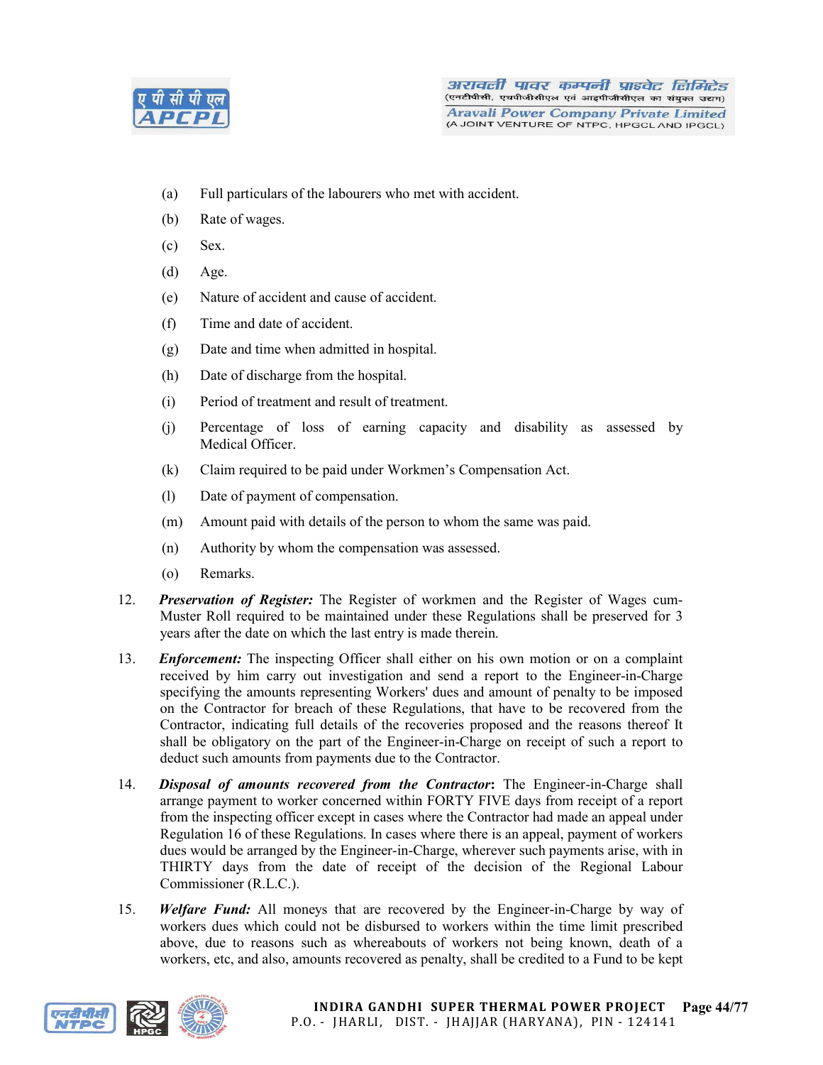(a) Full particulars of the labourers who met with accident.

(b) Rate of wages.

(c) Sex.

(d) Age.

(e) Nature of accident and cause of accident.

(f) Time and date of accident.

(g) Date and time when admitted in hospital.

(h) Date of discharge from the hospital.

(i) Period of treatment and result of treatment.

(j) Percentage of loss of earning capacity and disability as assessed by Medical Officer.

(k) Claim required to be paid under Workmen's Compensation Act.

(l) Date of payment of compensation.

(m) Amount paid with details of the person to whom the same was paid.

(n) Authority by whom the compensation was assessed.

(o) Remarks.

12. ***Preservation of Register:*** The Register of workmen and the Register of Wages cum-Muster Roll required to be maintained under these Regulations shall be preserved for 3 years after the date on which the last entry is made therein.

13. ***Enforcement:*** The inspecting Officer shall either on his own motion or on a complaint received by him carry out investigation and send a report to the Engineer-in-Charge specifying the amounts representing Workers' dues and amount of penalty to be imposed on the Contractor for breach of these Regulations, that have to be recovered from the Contractor, indicating full details of the recoveries proposed and the reasons thereof It shall be obligatory on the part of the Engineer-in-Charge on receipt of such a report to deduct such amounts from payments due to the Contractor.

14. ***Disposal of amounts recovered from the Contractor*:** The Engineer-in-Charge shall arrange payment to worker concerned within FORTY FIVE days from receipt of a report from the inspecting officer except in cases where the Contractor had made an appeal under Regulation 16 of these Regulations. In cases where there is an appeal, payment of workers dues would be arranged by the Engineer-in-Charge, wherever such payments arise, with in THIRTY days from the date of receipt of the decision of the Regional Labour Commissioner (R.L.C.).

15. ***Welfare Fund:*** All moneys that are recovered by the Engineer-in-Charge by way of workers dues which could not be disbursed to workers within the time limit prescribed above, due to reasons such as whereabouts of workers not being known, death of a workers, etc, and also, amounts recovered as penalty, shall be credited to a Fund to be kept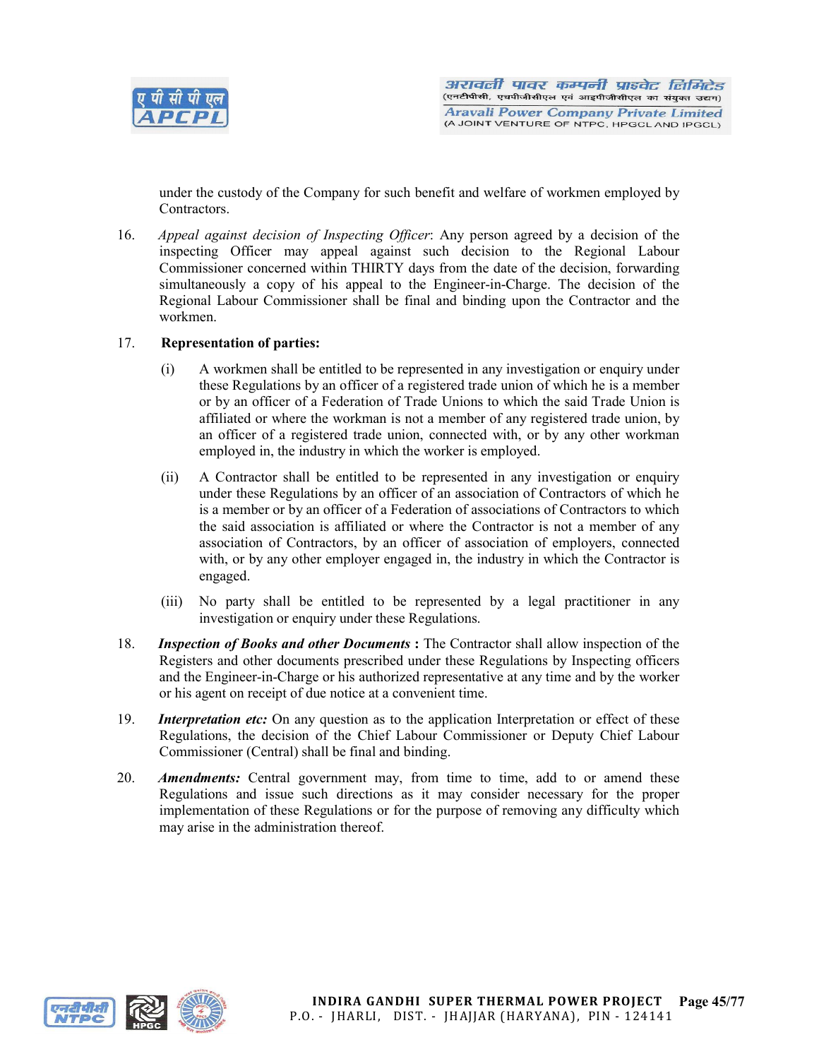under the custody of the Company for such benefit and welfare of workmen employed by Contractors.

16. *Appeal against decision of Inspecting Officer*: Any person agreed by a decision of the inspecting Officer may appeal against such decision to the Regional Labour Commissioner concerned within THIRTY days from the date of the decision, forwarding simultaneously a copy of his appeal to the Engineer-in-Charge. The decision of the Regional Labour Commissioner shall be final and binding upon the Contractor and the workmen.

17. **Representation of parties:**

    (i) A workmen shall be entitled to be represented in any investigation or enquiry under these Regulations by an officer of a registered trade union of which he is a member or by an officer of a Federation of Trade Unions to which the said Trade Union is affiliated or where the workman is not a member of any registered trade union, by an officer of a registered trade union, connected with, or by any other workman employed in, the industry in which the worker is employed.

    (ii) A Contractor shall be entitled to be represented in any investigation or enquiry under these Regulations by an officer of an association of Contractors of which he is a member or by an officer of a Federation of associations of Contractors to which the said association is affiliated or where the Contractor is not a member of any association of Contractors, by an officer of association of employers, connected with, or by any other employer engaged in, the industry in which the Contractor is engaged.

    (iii) No party shall be entitled to be represented by a legal practitioner in any investigation or enquiry under these Regulations.

18. ***Inspection of Books and other Documents*** **:** The Contractor shall allow inspection of the Registers and other documents prescribed under these Regulations by Inspecting officers and the Engineer-in-Charge or his authorized representative at any time and by the worker or his agent on receipt of due notice at a convenient time.

19. ***Interpretation etc:*** On any question as to the application Interpretation or effect of these Regulations, the decision of the Chief Labour Commissioner or Deputy Chief Labour Commissioner (Central) shall be final and binding.

20. ***Amendments:*** Central government may, from time to time, add to or amend these Regulations and issue such directions as it may consider necessary for the proper implementation of these Regulations or for the purpose of removing any difficulty which may arise in the administration thereof.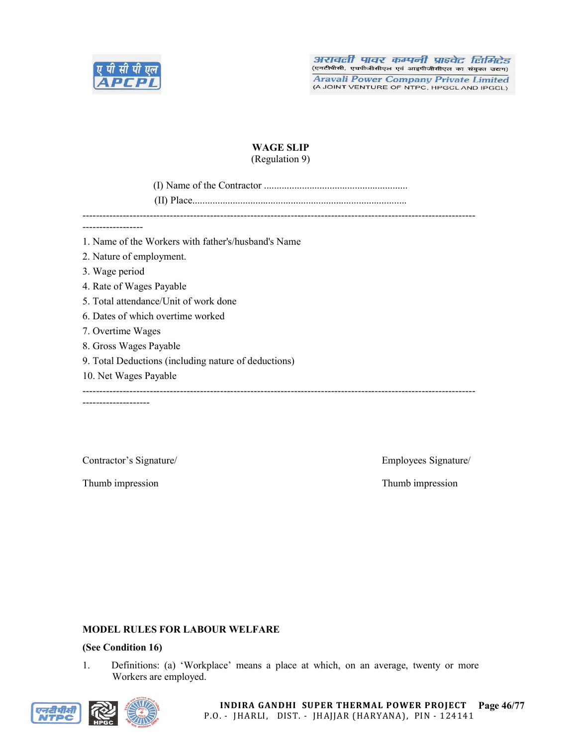# WAGE SLIP

(Regulation 9)

(I) Name of the Contractor .........................................................

(II) Place.....................................................................................

---

1. Name of the Workers with father's/husband's Name
2. Nature of employment.
3. Wage period
4. Rate of Wages Payable
5. Total attendance/Unit of work done
6. Dates of which overtime worked
7. Overtime Wages
8. Gross Wages Payable
9. Total Deductions (including nature of deductions)
10. Net Wages Payable

---

Contractor's Signature/

Thumb impression

Employees Signature/

Thumb impression

**MODEL RULES FOR LABOUR WELFARE**

**(See Condition 16)**

1. Definitions: (a) 'Workplace' means a place at which, on an average, twenty or more Workers are employed.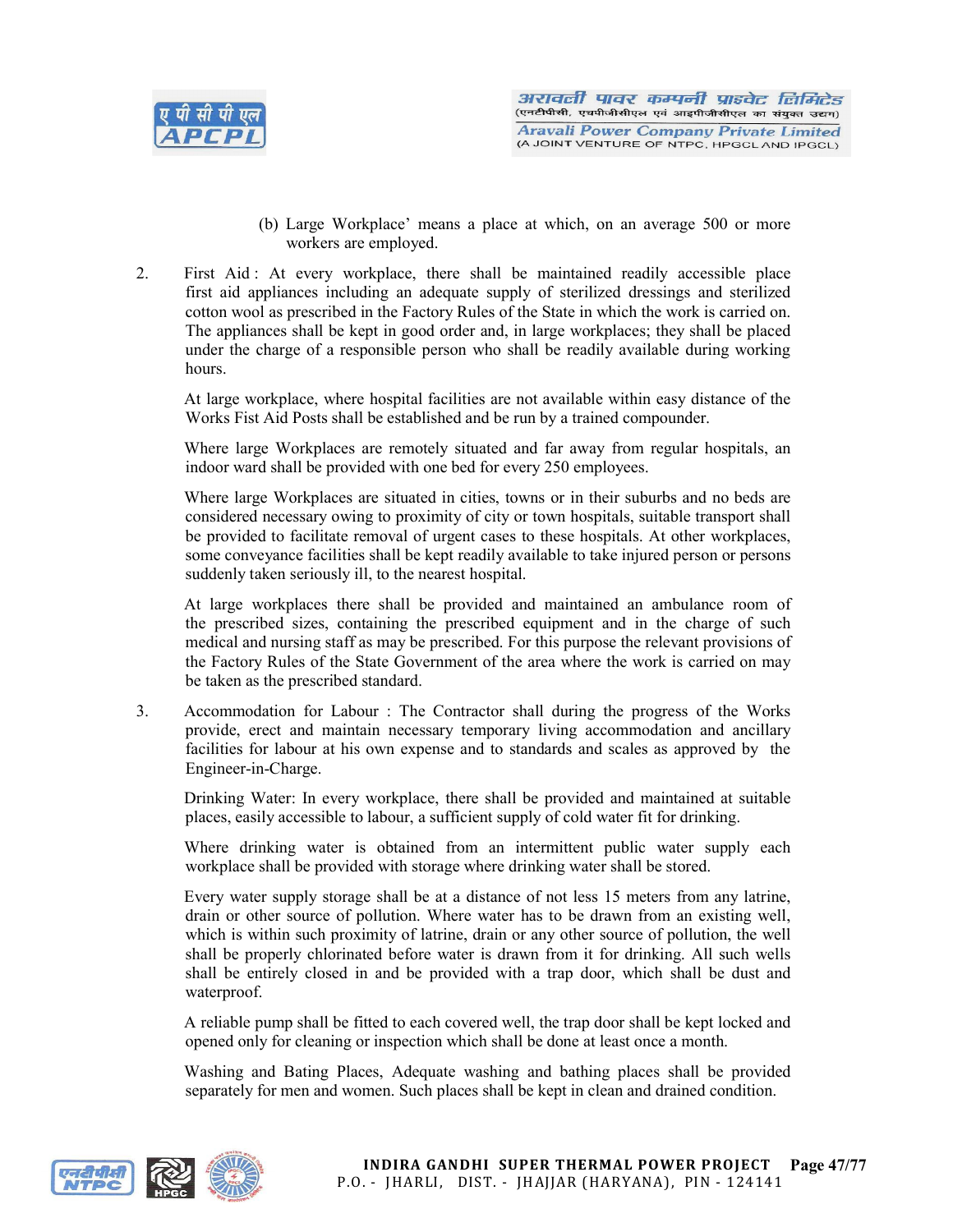(b) Large Workplace' means a place at which, on an average 500 or more workers are employed.

2. First Aid : At every workplace, there shall be maintained readily accessible place first aid appliances including an adequate supply of sterilized dressings and sterilized cotton wool as prescribed in the Factory Rules of the State in which the work is carried on. The appliances shall be kept in good order and, in large workplaces; they shall be placed under the charge of a responsible person who shall be readily available during working hours.

   At large workplace, where hospital facilities are not available within easy distance of the Works Fist Aid Posts shall be established and be run by a trained compounder.

   Where large Workplaces are remotely situated and far away from regular hospitals, an indoor ward shall be provided with one bed for every 250 employees.

   Where large Workplaces are situated in cities, towns or in their suburbs and no beds are considered necessary owing to proximity of city or town hospitals, suitable transport shall be provided to facilitate removal of urgent cases to these hospitals. At other workplaces, some conveyance facilities shall be kept readily available to take injured person or persons suddenly taken seriously ill, to the nearest hospital.

   At large workplaces there shall be provided and maintained an ambulance room of the prescribed sizes, containing the prescribed equipment and in the charge of such medical and nursing staff as may be prescribed. For this purpose the relevant provisions of the Factory Rules of the State Government of the area where the work is carried on may be taken as the prescribed standard.

3. Accommodation for Labour : The Contractor shall during the progress of the Works provide, erect and maintain necessary temporary living accommodation and ancillary facilities for labour at his own expense and to standards and scales as approved by the Engineer-in-Charge.

   Drinking Water: In every workplace, there shall be provided and maintained at suitable places, easily accessible to labour, a sufficient supply of cold water fit for drinking.

   Where drinking water is obtained from an intermittent public water supply each workplace shall be provided with storage where drinking water shall be stored.

   Every water supply storage shall be at a distance of not less 15 meters from any latrine, drain or other source of pollution. Where water has to be drawn from an existing well, which is within such proximity of latrine, drain or any other source of pollution, the well shall be properly chlorinated before water is drawn from it for drinking. All such wells shall be entirely closed in and be provided with a trap door, which shall be dust and waterproof.

   A reliable pump shall be fitted to each covered well, the trap door shall be kept locked and opened only for cleaning or inspection which shall be done at least once a month.

   Washing and Bating Places, Adequate washing and bathing places shall be provided separately for men and women. Such places shall be kept in clean and drained condition.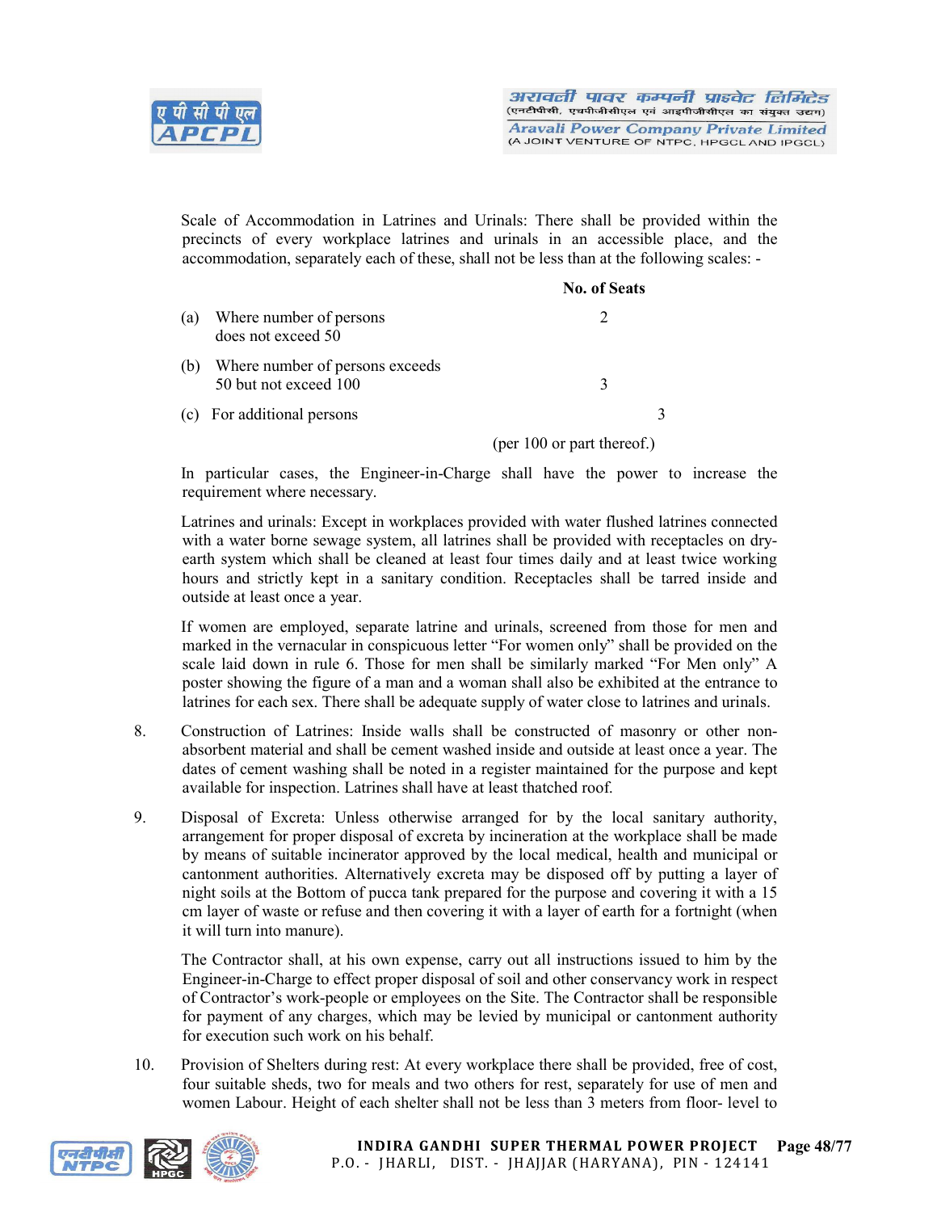Scale of Accommodation in Latrines and Urinals: There shall be provided within the precincts of every workplace latrines and urinals in an accessible place, and the accommodation, separately each of these, shall not be less than at the following scales: -

| | | No. of Seats |
|---|---|---|
| (a) | Where number of persons does not exceed 50 | 2 |
| (b) | Where number of persons exceeds 50 but not exceed 100 | 3 |
| (c) | For additional persons | 3 (per 100 or part thereof.) |

In particular cases, the Engineer-in-Charge shall have the power to increase the requirement where necessary.

Latrines and urinals: Except in workplaces provided with water flushed latrines connected with a water borne sewage system, all latrines shall be provided with receptacles on dry-earth system which shall be cleaned at least four times daily and at least twice working hours and strictly kept in a sanitary condition. Receptacles shall be tarred inside and outside at least once a year.

If women are employed, separate latrine and urinals, screened from those for men and marked in the vernacular in conspicuous letter "For women only" shall be provided on the scale laid down in rule 6. Those for men shall be similarly marked "For Men only" A poster showing the figure of a man and a woman shall also be exhibited at the entrance to latrines for each sex. There shall be adequate supply of water close to latrines and urinals.

8. Construction of Latrines: Inside walls shall be constructed of masonry or other non-absorbent material and shall be cement washed inside and outside at least once a year. The dates of cement washing shall be noted in a register maintained for the purpose and kept available for inspection. Latrines shall have at least thatched roof.

9. Disposal of Excreta: Unless otherwise arranged for by the local sanitary authority, arrangement for proper disposal of excreta by incineration at the workplace shall be made by means of suitable incinerator approved by the local medical, health and municipal or cantonment authorities. Alternatively excreta may be disposed off by putting a layer of night soils at the Bottom of pucca tank prepared for the purpose and covering it with a 15 cm layer of waste or refuse and then covering it with a layer of earth for a fortnight (when it will turn into manure).

   The Contractor shall, at his own expense, carry out all instructions issued to him by the Engineer-in-Charge to effect proper disposal of soil and other conservancy work in respect of Contractor's work-people or employees on the Site. The Contractor shall be responsible for payment of any charges, which may be levied by municipal or cantonment authority for execution such work on his behalf.

10. Provision of Shelters during rest: At every workplace there shall be provided, free of cost, four suitable sheds, two for meals and two others for rest, separately for use of men and women Labour. Height of each shelter shall not be less than 3 meters from floor- level to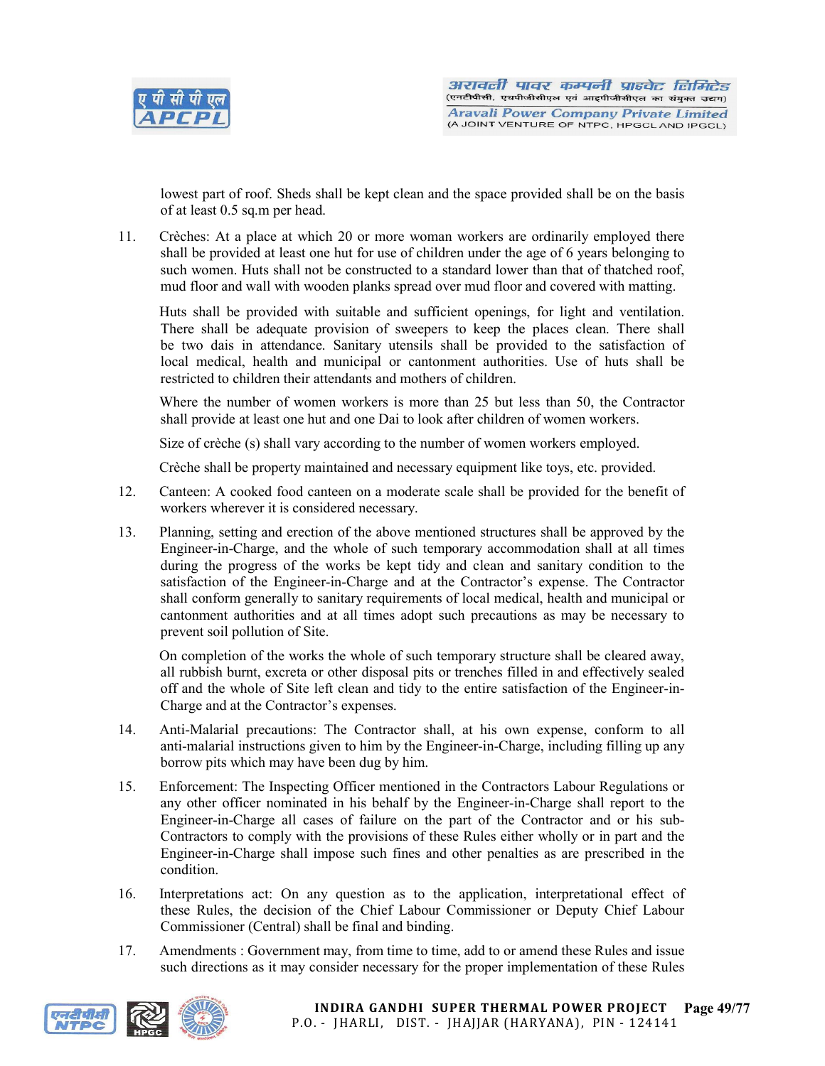lowest part of roof. Sheds shall be kept clean and the space provided shall be on the basis of at least 0.5 sq.m per head.

11. Crèches: At a place at which 20 or more woman workers are ordinarily employed there shall be provided at least one hut for use of children under the age of 6 years belonging to such women. Huts shall not be constructed to a standard lower than that of thatched roof, mud floor and wall with wooden planks spread over mud floor and covered with matting.

    Huts shall be provided with suitable and sufficient openings, for light and ventilation. There shall be adequate provision of sweepers to keep the places clean. There shall be two dais in attendance. Sanitary utensils shall be provided to the satisfaction of local medical, health and municipal or cantonment authorities. Use of huts shall be restricted to children their attendants and mothers of children.

    Where the number of women workers is more than 25 but less than 50, the Contractor shall provide at least one hut and one Dai to look after children of women workers.

    Size of crèche (s) shall vary according to the number of women workers employed.

    Crèche shall be property maintained and necessary equipment like toys, etc. provided.

12. Canteen: A cooked food canteen on a moderate scale shall be provided for the benefit of workers wherever it is considered necessary.

13. Planning, setting and erection of the above mentioned structures shall be approved by the Engineer-in-Charge, and the whole of such temporary accommodation shall at all times during the progress of the works be kept tidy and clean and sanitary condition to the satisfaction of the Engineer-in-Charge and at the Contractor's expense. The Contractor shall conform generally to sanitary requirements of local medical, health and municipal or cantonment authorities and at all times adopt such precautions as may be necessary to prevent soil pollution of Site.

    On completion of the works the whole of such temporary structure shall be cleared away, all rubbish burnt, excreta or other disposal pits or trenches filled in and effectively sealed off and the whole of Site left clean and tidy to the entire satisfaction of the Engineer-in-Charge and at the Contractor's expenses.

14. Anti-Malarial precautions: The Contractor shall, at his own expense, conform to all anti-malarial instructions given to him by the Engineer-in-Charge, including filling up any borrow pits which may have been dug by him.

15. Enforcement: The Inspecting Officer mentioned in the Contractors Labour Regulations or any other officer nominated in his behalf by the Engineer-in-Charge shall report to the Engineer-in-Charge all cases of failure on the part of the Contractor and or his sub-Contractors to comply with the provisions of these Rules either wholly or in part and the Engineer-in-Charge shall impose such fines and other penalties as are prescribed in the condition.

16. Interpretations act: On any question as to the application, interpretational effect of these Rules, the decision of the Chief Labour Commissioner or Deputy Chief Labour Commissioner (Central) shall be final and binding.

17. Amendments : Government may, from time to time, add to or amend these Rules and issue such directions as it may consider necessary for the proper implementation of these Rules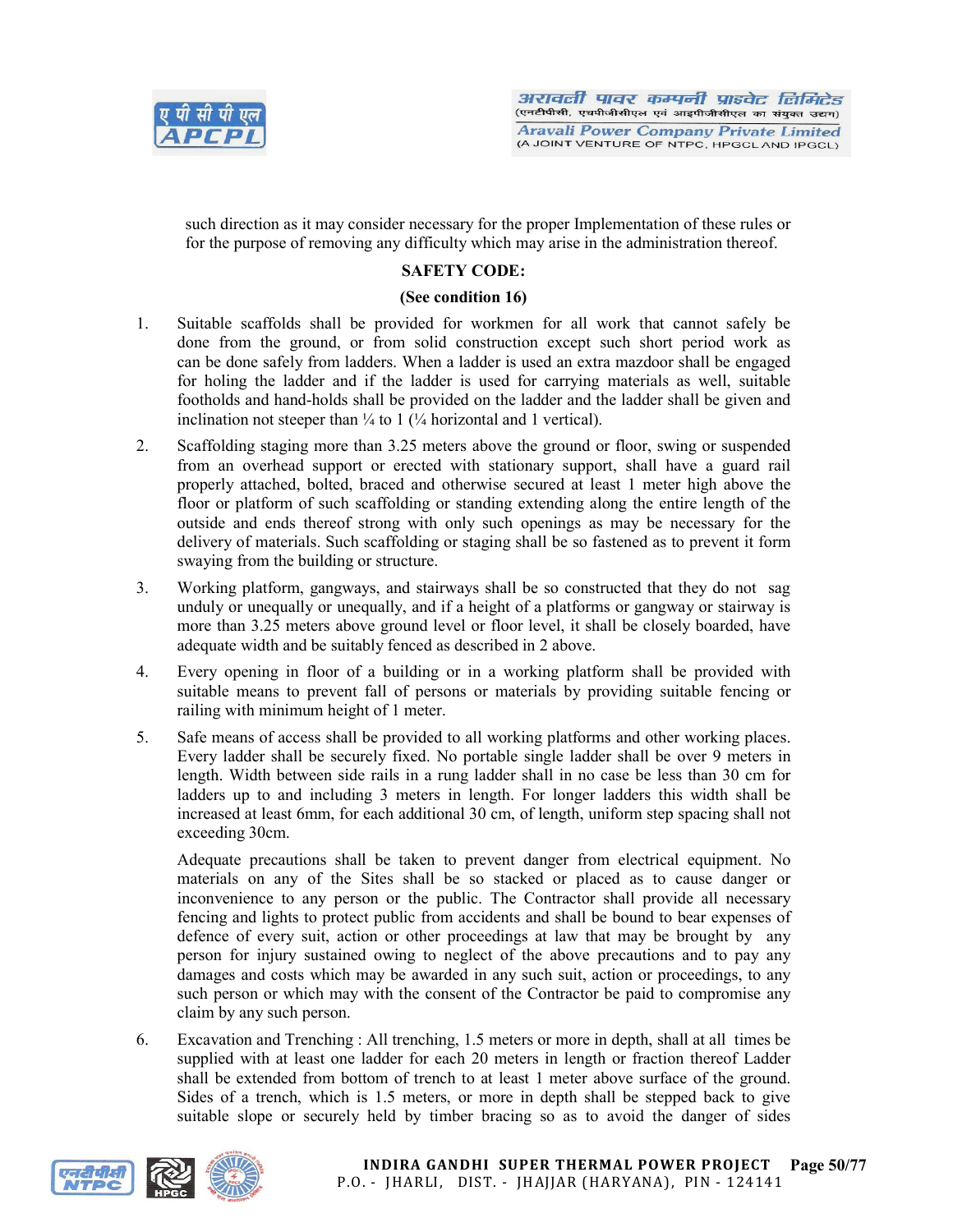such direction as it may consider necessary for the proper Implementation of these rules or for the purpose of removing any difficulty which may arise in the administration thereof.

**SAFETY CODE:**

**(See condition 16)**

1. Suitable scaffolds shall be provided for workmen for all work that cannot safely be done from the ground, or from solid construction except such short period work as can be done safely from ladders. When a ladder is used an extra mazdoor shall be engaged for holing the ladder and if the ladder is used for carrying materials as well, suitable footholds and hand-holds shall be provided on the ladder and the ladder shall be given and inclination not steeper than ¼ to 1 (¼ horizontal and 1 vertical).

2. Scaffolding staging more than 3.25 meters above the ground or floor, swing or suspended from an overhead support or erected with stationary support, shall have a guard rail properly attached, bolted, braced and otherwise secured at least 1 meter high above the floor or platform of such scaffolding or standing extending along the entire length of the outside and ends thereof strong with only such openings as may be necessary for the delivery of materials. Such scaffolding or staging shall be so fastened as to prevent it form swaying from the building or structure.

3. Working platform, gangways, and stairways shall be so constructed that they do not sag unduly or unequally or unequally, and if a height of a platforms or gangway or stairway is more than 3.25 meters above ground level or floor level, it shall be closely boarded, have adequate width and be suitably fenced as described in 2 above.

4. Every opening in floor of a building or in a working platform shall be provided with suitable means to prevent fall of persons or materials by providing suitable fencing or railing with minimum height of 1 meter.

5. Safe means of access shall be provided to all working platforms and other working places. Every ladder shall be securely fixed. No portable single ladder shall be over 9 meters in length. Width between side rails in a rung ladder shall in no case be less than 30 cm for ladders up to and including 3 meters in length. For longer ladders this width shall be increased at least 6mm, for each additional 30 cm, of length, uniform step spacing shall not exceeding 30cm.

   Adequate precautions shall be taken to prevent danger from electrical equipment. No materials on any of the Sites shall be so stacked or placed as to cause danger or inconvenience to any person or the public. The Contractor shall provide all necessary fencing and lights to protect public from accidents and shall be bound to bear expenses of defence of every suit, action or other proceedings at law that may be brought by any person for injury sustained owing to neglect of the above precautions and to pay any damages and costs which may be awarded in any such suit, action or proceedings, to any such person or which may with the consent of the Contractor be paid to compromise any claim by any such person.

6. Excavation and Trenching : All trenching, 1.5 meters or more in depth, shall at all times be supplied with at least one ladder for each 20 meters in length or fraction thereof Ladder shall be extended from bottom of trench to at least 1 meter above surface of the ground. Sides of a trench, which is 1.5 meters, or more in depth shall be stepped back to give suitable slope or securely held by timber bracing so as to avoid the danger of sides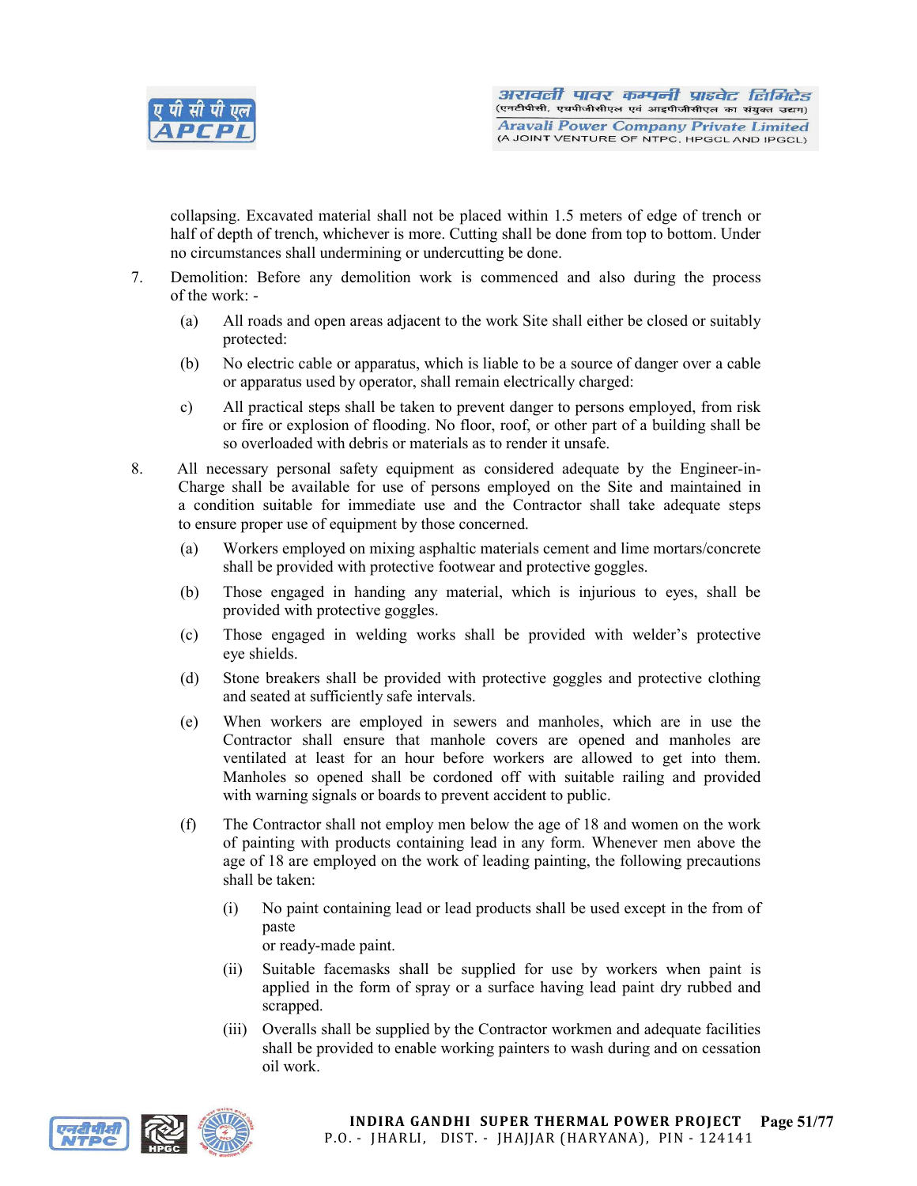collapsing. Excavated material shall not be placed within 1.5 meters of edge of trench or half of depth of trench, whichever is more. Cutting shall be done from top to bottom. Under no circumstances shall undermining or undercutting be done.

7. Demolition: Before any demolition work is commenced and also during the process of the work: -

   (a) All roads and open areas adjacent to the work Site shall either be closed or suitably protected:

   (b) No electric cable or apparatus, which is liable to be a source of danger over a cable or apparatus used by operator, shall remain electrically charged:

   c) All practical steps shall be taken to prevent danger to persons employed, from risk or fire or explosion of flooding. No floor, roof, or other part of a building shall be so overloaded with debris or materials as to render it unsafe.

8. All necessary personal safety equipment as considered adequate by the Engineer-in-Charge shall be available for use of persons employed on the Site and maintained in a condition suitable for immediate use and the Contractor shall take adequate steps to ensure proper use of equipment by those concerned.

   (a) Workers employed on mixing asphaltic materials cement and lime mortars/concrete shall be provided with protective footwear and protective goggles.

   (b) Those engaged in handing any material, which is injurious to eyes, shall be provided with protective goggles.

   (c) Those engaged in welding works shall be provided with welder's protective eye shields.

   (d) Stone breakers shall be provided with protective goggles and protective clothing and seated at sufficiently safe intervals.

   (e) When workers are employed in sewers and manholes, which are in use the Contractor shall ensure that manhole covers are opened and manholes are ventilated at least for an hour before workers are allowed to get into them. Manholes so opened shall be cordoned off with suitable railing and provided with warning signals or boards to prevent accident to public.

   (f) The Contractor shall not employ men below the age of 18 and women on the work of painting with products containing lead in any form. Whenever men above the age of 18 are employed on the work of leading painting, the following precautions shall be taken:

      (i) No paint containing lead or lead products shall be used except in the from of paste
      or ready-made paint.

      (ii) Suitable facemasks shall be supplied for use by workers when paint is applied in the form of spray or a surface having lead paint dry rubbed and scrapped.

      (iii) Overalls shall be supplied by the Contractor workmen and adequate facilities shall be provided to enable working painters to wash during and on cessation oil work.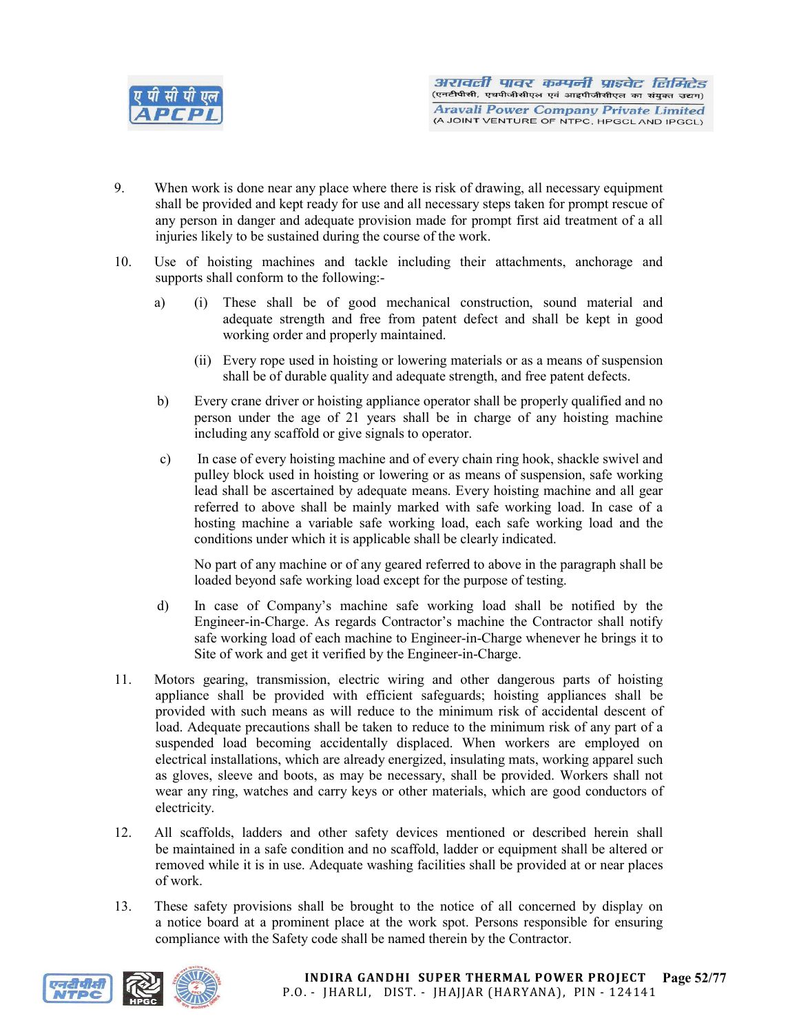9. When work is done near any place where there is risk of drawing, all necessary equipment shall be provided and kept ready for use and all necessary steps taken for prompt rescue of any person in danger and adequate provision made for prompt first aid treatment of a all injuries likely to be sustained during the course of the work.

10. Use of hoisting machines and tackle including their attachments, anchorage and supports shall conform to the following:-

    a) (i) These shall be of good mechanical construction, sound material and adequate strength and free from patent defect and shall be kept in good working order and properly maintained.

       (ii) Every rope used in hoisting or lowering materials or as a means of suspension shall be of durable quality and adequate strength, and free patent defects.

    b) Every crane driver or hoisting appliance operator shall be properly qualified and no person under the age of 21 years shall be in charge of any hoisting machine including any scaffold or give signals to operator.

    c) In case of every hoisting machine and of every chain ring hook, shackle swivel and pulley block used in hoisting or lowering or as means of suspension, safe working lead shall be ascertained by adequate means. Every hoisting machine and all gear referred to above shall be mainly marked with safe working load. In case of a hosting machine a variable safe working load, each safe working load and the conditions under which it is applicable shall be clearly indicated.

       No part of any machine or of any geared referred to above in the paragraph shall be loaded beyond safe working load except for the purpose of testing.

    d) In case of Company's machine safe working load shall be notified by the Engineer-in-Charge. As regards Contractor's machine the Contractor shall notify safe working load of each machine to Engineer-in-Charge whenever he brings it to Site of work and get it verified by the Engineer-in-Charge.

11. Motors gearing, transmission, electric wiring and other dangerous parts of hoisting appliance shall be provided with efficient safeguards; hoisting appliances shall be provided with such means as will reduce to the minimum risk of accidental descent of load. Adequate precautions shall be taken to reduce to the minimum risk of any part of a suspended load becoming accidentally displaced. When workers are employed on electrical installations, which are already energized, insulating mats, working apparel such as gloves, sleeve and boots, as may be necessary, shall be provided. Workers shall not wear any ring, watches and carry keys or other materials, which are good conductors of electricity.

12. All scaffolds, ladders and other safety devices mentioned or described herein shall be maintained in a safe condition and no scaffold, ladder or equipment shall be altered or removed while it is in use. Adequate washing facilities shall be provided at or near places of work.

13. These safety provisions shall be brought to the notice of all concerned by display on a notice board at a prominent place at the work spot. Persons responsible for ensuring compliance with the Safety code shall be named therein by the Contractor.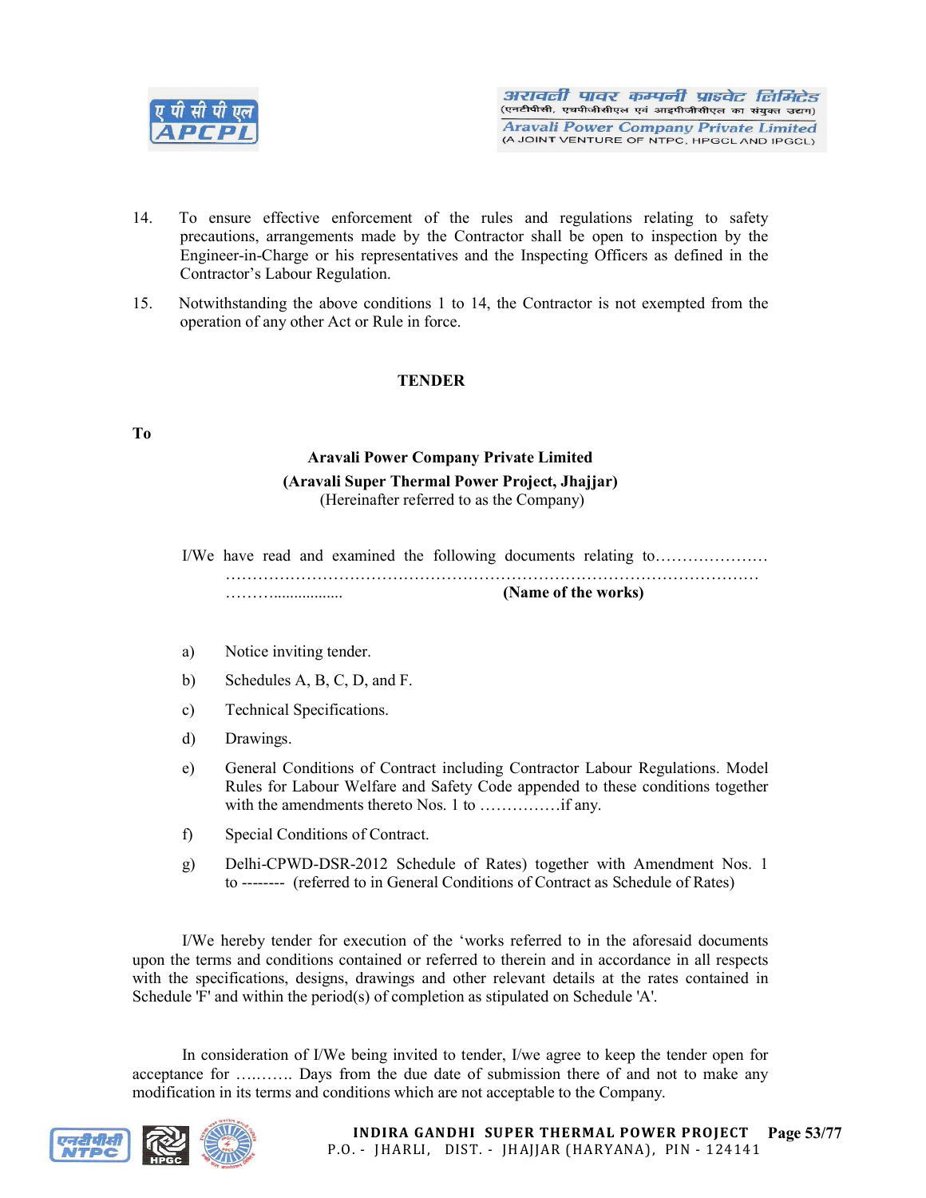14. To ensure effective enforcement of the rules and regulations relating to safety precautions, arrangements made by the Contractor shall be open to inspection by the Engineer-in-Charge or his representatives and the Inspecting Officers as defined in the Contractor's Labour Regulation.

15. Notwithstanding the above conditions 1 to 14, the Contractor is not exempted from the operation of any other Act or Rule in force.

## TENDER

**To**

**Aravali Power Company Private Limited**
**(Aravali Super Thermal Power Project, Jhajjar)**
(Hereinafter referred to as the Company)

I/We have read and examined the following documents relating to…………………
…………………………………………………………………………………………
………................. **(Name of the works)**

a) Notice inviting tender.

b) Schedules A, B, C, D, and F.

c) Technical Specifications.

d) Drawings.

e) General Conditions of Contract including Contractor Labour Regulations. Model Rules for Labour Welfare and Safety Code appended to these conditions together with the amendments thereto Nos. 1 to ……………if any.

f) Special Conditions of Contract.

g) Delhi-CPWD-DSR-2012 Schedule of Rates) together with Amendment Nos. 1 to -------- (referred to in General Conditions of Contract as Schedule of Rates)

I/We hereby tender for execution of the 'works referred to in the aforesaid documents upon the terms and conditions contained or referred to therein and in accordance in all respects with the specifications, designs, drawings and other relevant details at the rates contained in Schedule 'F' and within the period(s) of completion as stipulated on Schedule 'A'.

In consideration of I/We being invited to tender, I/we agree to keep the tender open for acceptance for ……….. Days from the due date of submission there of and not to make any modification in its terms and conditions which are not acceptable to the Company.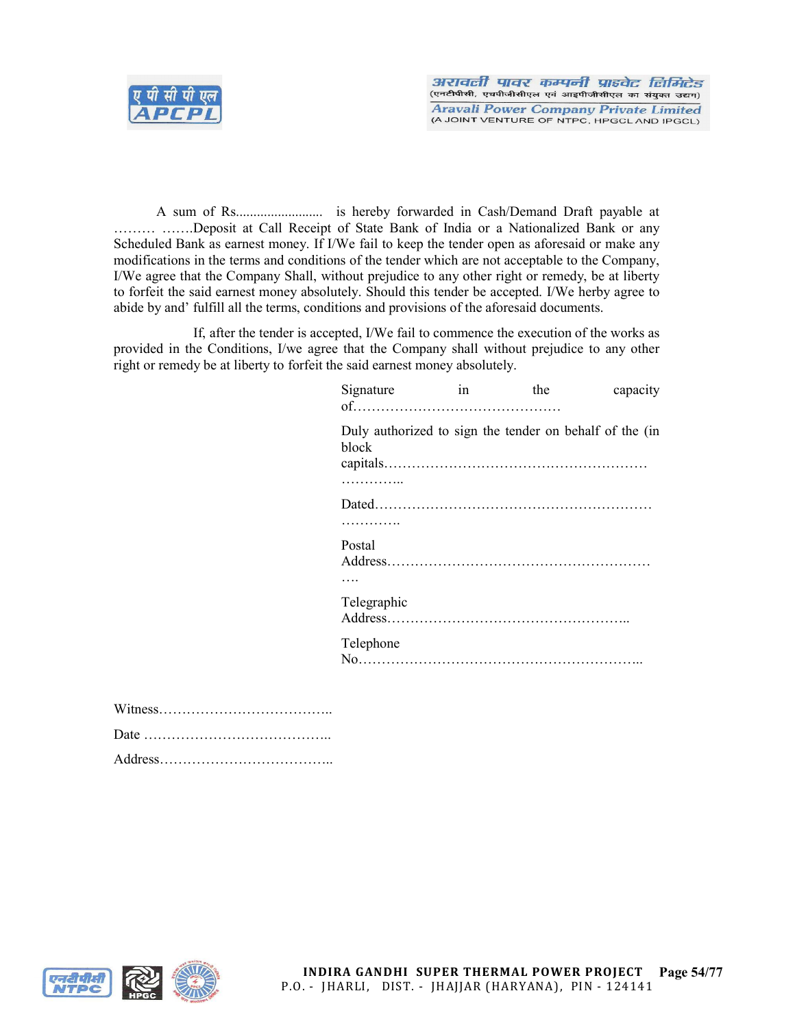A sum of Rs......................... is hereby forwarded in Cash/Demand Draft payable at ……… …….Deposit at Call Receipt of State Bank of India or a Nationalized Bank or any Scheduled Bank as earnest money. If I/We fail to keep the tender open as aforesaid or make any modifications in the terms and conditions of the tender which are not acceptable to the Company, I/We agree that the Company Shall, without prejudice to any other right or remedy, be at liberty to forfeit the said earnest money absolutely. Should this tender be accepted. I/We herby agree to abide by and' fulfill all the terms, conditions and provisions of the aforesaid documents.

If, after the tender is accepted, I/We fail to commence the execution of the works as provided in the Conditions, I/we agree that the Company shall without prejudice to any other right or remedy be at liberty to forfeit the said earnest money absolutely.

Signature in the capacity of………………………………………

Duly authorized to sign the tender on behalf of the (in block capitals…………………………………………………………………..

Dated…………………………………………………………………

Postal Address………………………………………………………….

Telegraphic Address……………………………………………..

Telephone No……………………………………………………..

Witness………………………………..

Date …………………………………..

Address………………………………..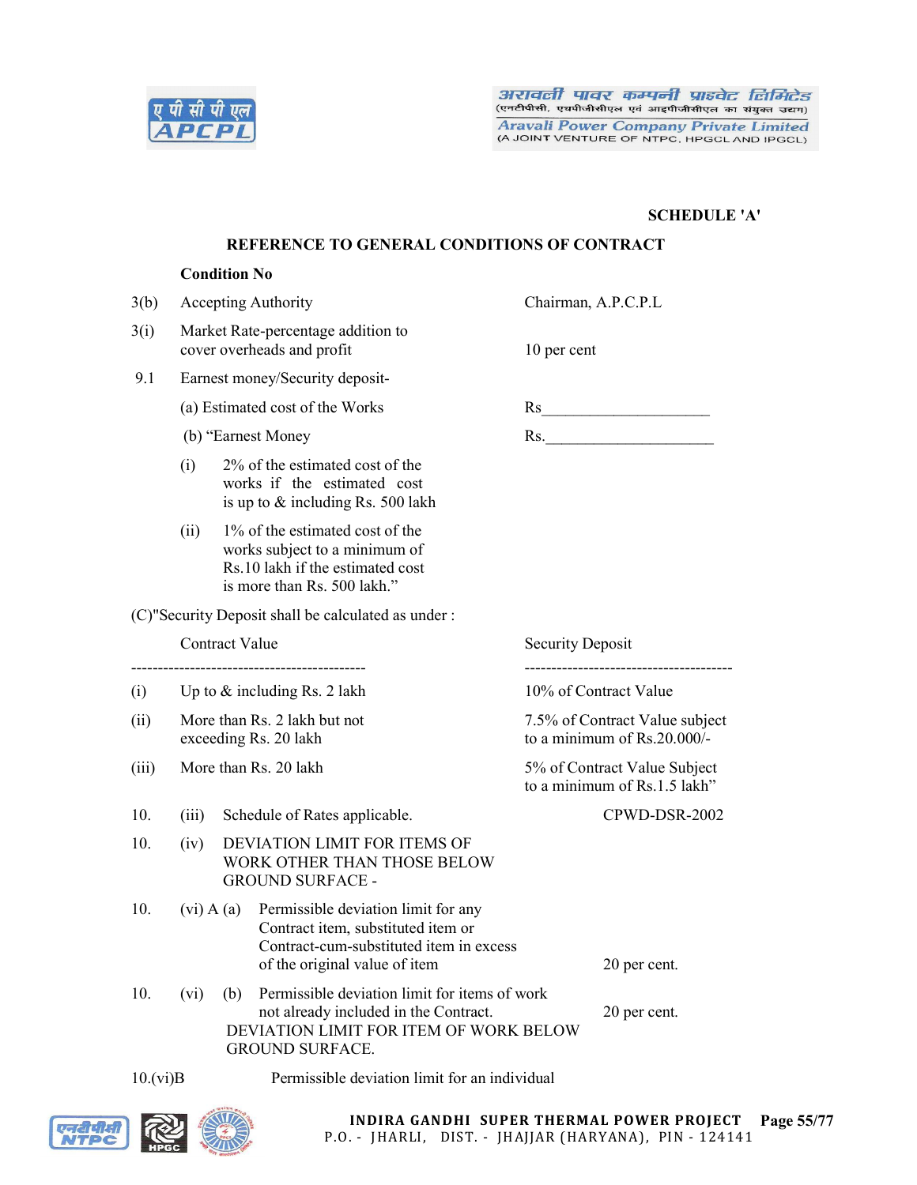**SCHEDULE 'A'**

**REFERENCE TO GENERAL CONDITIONS OF CONTRACT**

**Condition No**

3(b) Accepting Authority — Chairman, A.P.C.P.L

3(i) Market Rate-percentage addition to cover overheads and profit — 10 per cent

9.1 Earnest money/Security deposit-

(a) Estimated cost of the Works — Rs_____________________

(b) "Earnest Money — Rs._____________________

(i) 2% of the estimated cost of the works if the estimated cost is up to & including Rs. 500 lakh

(ii) 1% of the estimated cost of the works subject to a minimum of Rs.10 lakh if the estimated cost is more than Rs. 500 lakh."

(C)"Security Deposit shall be calculated as under :

| | Contract Value | Security Deposit |
|---|---|---|
| (i) | Up to & including Rs. 2 lakh | 10% of Contract Value |
| (ii) | More than Rs. 2 lakh but not exceeding Rs. 20 lakh | 7.5% of Contract Value subject to a minimum of Rs.20.000/- |
| (iii) | More than Rs. 20 lakh | 5% of Contract Value Subject to a minimum of Rs.1.5 lakh" |

10. (iii) Schedule of Rates applicable. — CPWD-DSR-2002

10. (iv) DEVIATION LIMIT FOR ITEMS OF WORK OTHER THAN THOSE BELOW GROUND SURFACE -

10. (vi) A (a) Permissible deviation limit for any Contract item, substituted item or Contract-cum-substituted item in excess of the original value of item — 20 per cent.

10. (vi) (b) Permissible deviation limit for items of work not already included in the Contract. — 20 per cent.

DEVIATION LIMIT FOR ITEM OF WORK BELOW GROUND SURFACE.

10.(vi)B Permissible deviation limit for an individual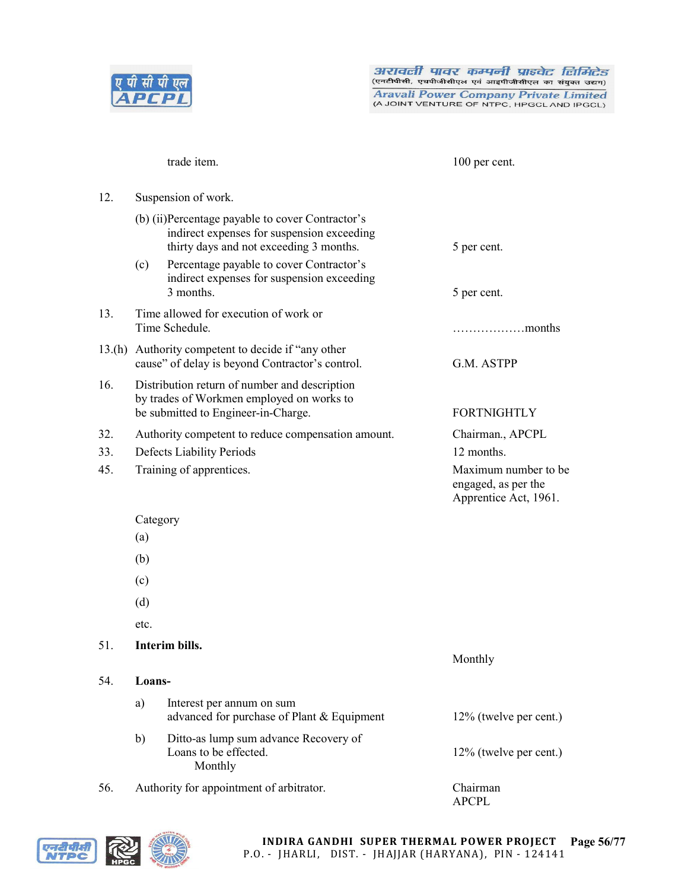| | | |
|---|---|---|
| | trade item. | 100 per cent. |
| 12. | Suspension of work. | |
| | (b) (ii)Percentage payable to cover Contractor's indirect expenses for suspension exceeding thirty days and not exceeding 3 months. | 5 per cent. |
| | (c) Percentage payable to cover Contractor's indirect expenses for suspension exceeding 3 months. | 5 per cent. |
| 13. | Time allowed for execution of work or Time Schedule. | ………………months |
| 13.(h) | Authority competent to decide if "any other cause" of delay is beyond Contractor's control. | G.M. ASTPP |
| 16. | Distribution return of number and description by trades of Workmen employed on works to be submitted to Engineer-in-Charge. | FORTNIGHTLY |
| 32. | Authority competent to reduce compensation amount. | Chairman., APCPL |
| 33. | Defects Liability Periods | 12 months. |
| 45. | Training of apprentices. | Maximum number to be engaged, as per the Apprentice Act, 1961. |
| | Category | |
| | (a) | |
| | (b) | |
| | (c) | |
| | (d) | |
| | etc. | |
| 51. | **Interim bills.** | Monthly |
| 54. | **Loans-** | |
| | a) Interest per annum on sum advanced for purchase of Plant & Equipment | 12% (twelve per cent.) |
| | b) Ditto-as lump sum advance Recovery of Loans to be effected. Monthly | 12% (twelve per cent.) |
| 56. | Authority for appointment of arbitrator. | Chairman APCPL |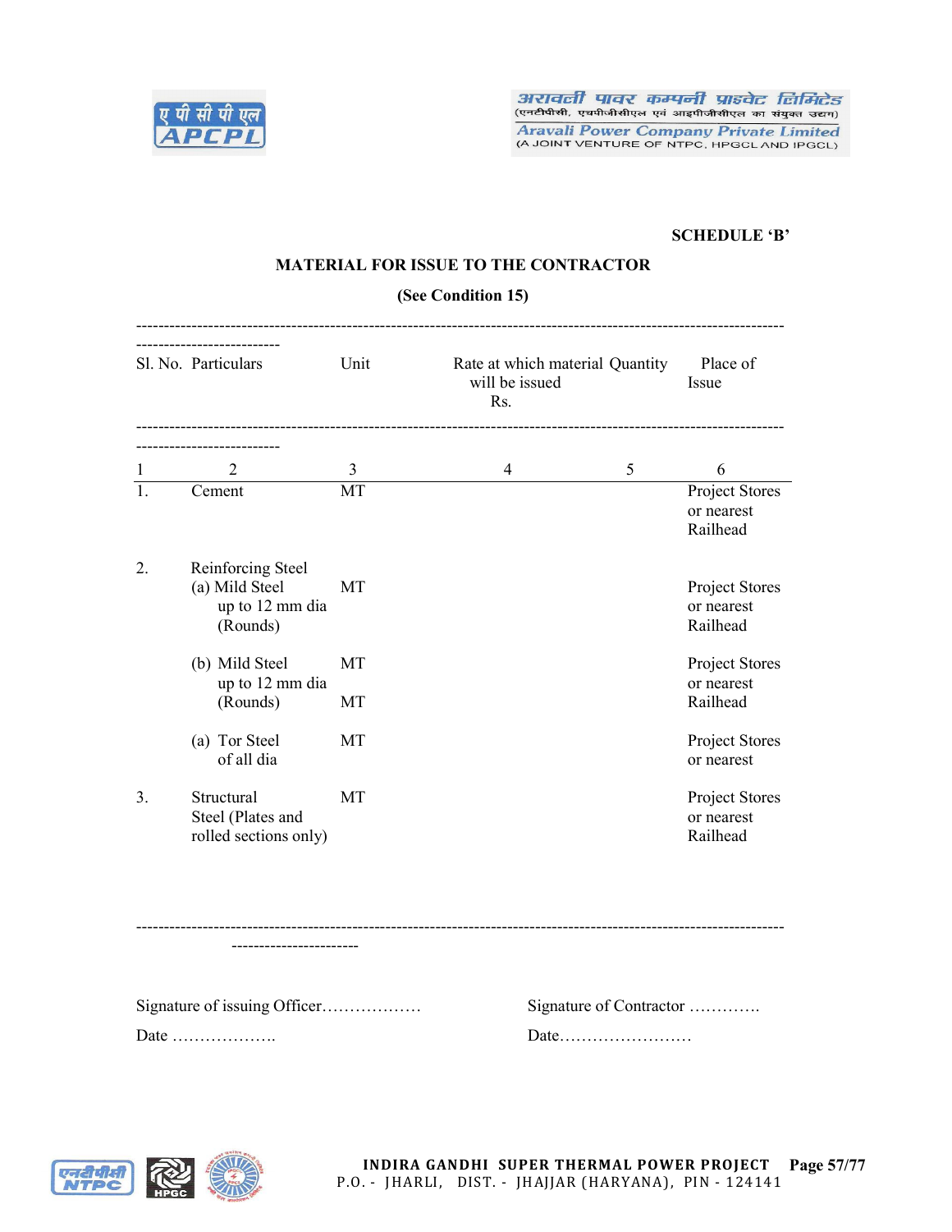SCHEDULE 'B'

**MATERIAL FOR ISSUE TO THE CONTRACTOR**

**(See Condition 15)**

| Sl. No. | Particulars | Unit | Rate at which material will be issued Rs. | Quantity | Place of Issue |
|---|---|---|---|---|---|
| 1 | 2 | 3 | 4 | 5 | 6 |
| 1. | Cement | MT | | | Project Stores or nearest Railhead |
| 2. | Reinforcing Steel (a) Mild Steel up to 12 mm dia (Rounds) | MT | | | Project Stores or nearest Railhead |
| | (b) Mild Steel up to 12 mm dia (Rounds) | MT MT | | | Project Stores or nearest Railhead |
| | (a) Tor Steel of all dia | MT | | | Project Stores or nearest |
| 3. | Structural Steel (Plates and rolled sections only) | MT | | | Project Stores or nearest Railhead |

Signature of issuing Officer………………

Date ……………….

Signature of Contractor ………….

Date……………………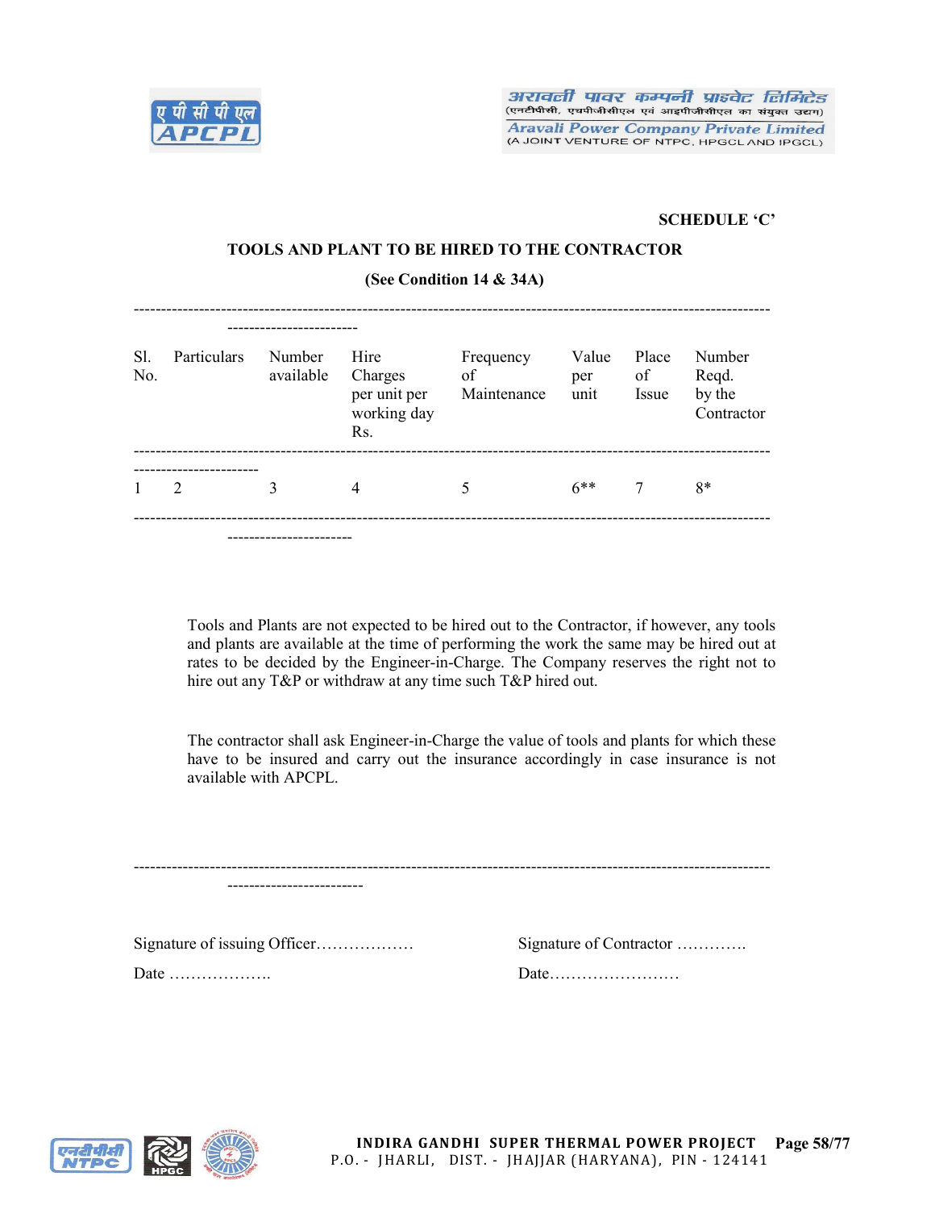**SCHEDULE 'C'**

## TOOLS AND PLANT TO BE HIRED TO THE CONTRACTOR

**(See Condition 14 & 34A)**

| Sl. No. | Particulars | Number available | Hire Charges per unit per working day Rs. | Frequency of Maintenance | Value per unit | Place of Issue | Number Reqd. by the Contractor |
|---|---|---|---|---|---|---|---|
| 1 | 2 | 3 | 4 | 5 | 6** | 7 | 8* |

Tools and Plants are not expected to be hired out to the Contractor, if however, any tools and plants are available at the time of performing the work the same may be hired out at rates to be decided by the Engineer-in-Charge. The Company reserves the right not to hire out any T&P or withdraw at any time such T&P hired out.

The contractor shall ask Engineer-in-Charge the value of tools and plants for which these have to be insured and carry out the insurance accordingly in case insurance is not available with APCPL.

Signature of issuing Officer………………  Signature of Contractor ………….

Date ……………….  Date……………………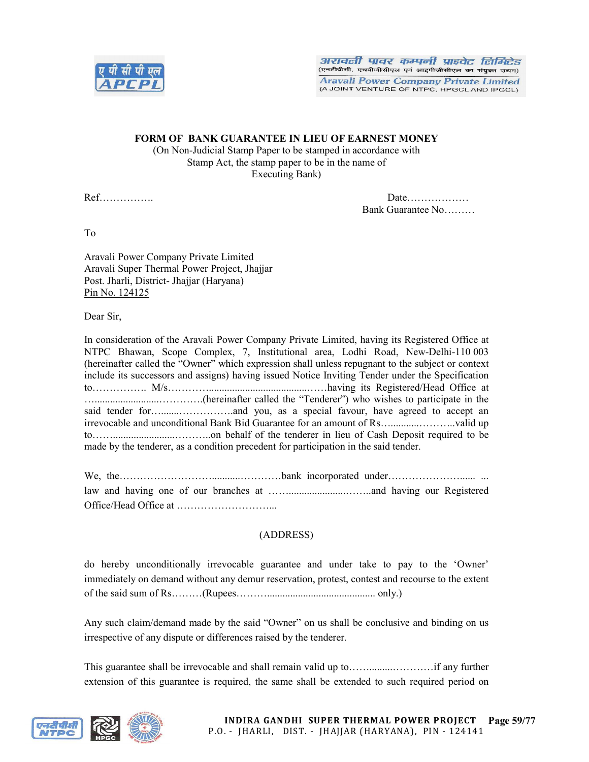**FORM OF BANK GUARANTEE IN LIEU OF EARNEST MONEY**

(On Non-Judicial Stamp Paper to be stamped in accordance with Stamp Act, the stamp paper to be in the name of Executing Bank)

Ref…………….

Date………………

Bank Guarantee No………

To

Aravali Power Company Private Limited
Aravali Super Thermal Power Project, Jhajjar
Post. Jharli, District- Jhajjar (Haryana)
Pin No. 124125

Dear Sir,

In consideration of the Aravali Power Company Private Limited, having its Registered Office at NTPC Bhawan, Scope Complex, 7, Institutional area, Lodhi Road, New-Delhi-110 003 (hereinafter called the "Owner" which expression shall unless repugnant to the subject or context include its successors and assigns) having issued Notice Inviting Tender under the Specification to……………. M/s………........................................……having its Registered/Head Office at…......................…………(hereinafter called the "Tenderer") who wishes to participate in the said tender for…........……………..and you, as a special favour, have agreed to accept an irrevocable and unconditional Bank Bid Guarantee for an amount of Rs…............………..valid up to……........................………..on behalf of the tenderer in lieu of Cash Deposit required to be made by the tenderer, as a condition precedent for participation in the said tender.

We, the……………………...........…………bank incorporated under…………………...... ... law and having one of our branches at ……......................……..and having our Registered Office/Head Office at ………………………...

(ADDRESS)

do hereby unconditionally irrevocable guarantee and under take to pay to the 'Owner' immediately on demand without any demur reservation, protest, contest and recourse to the extent of the said sum of Rs………(Rupees………......................................... only.)

Any such claim/demand made by the said "Owner" on us shall be conclusive and binding on us irrespective of any dispute or differences raised by the tenderer.

This guarantee shall be irrevocable and shall remain valid up to……..........…………if any further extension of this guarantee is required, the same shall be extended to such required period on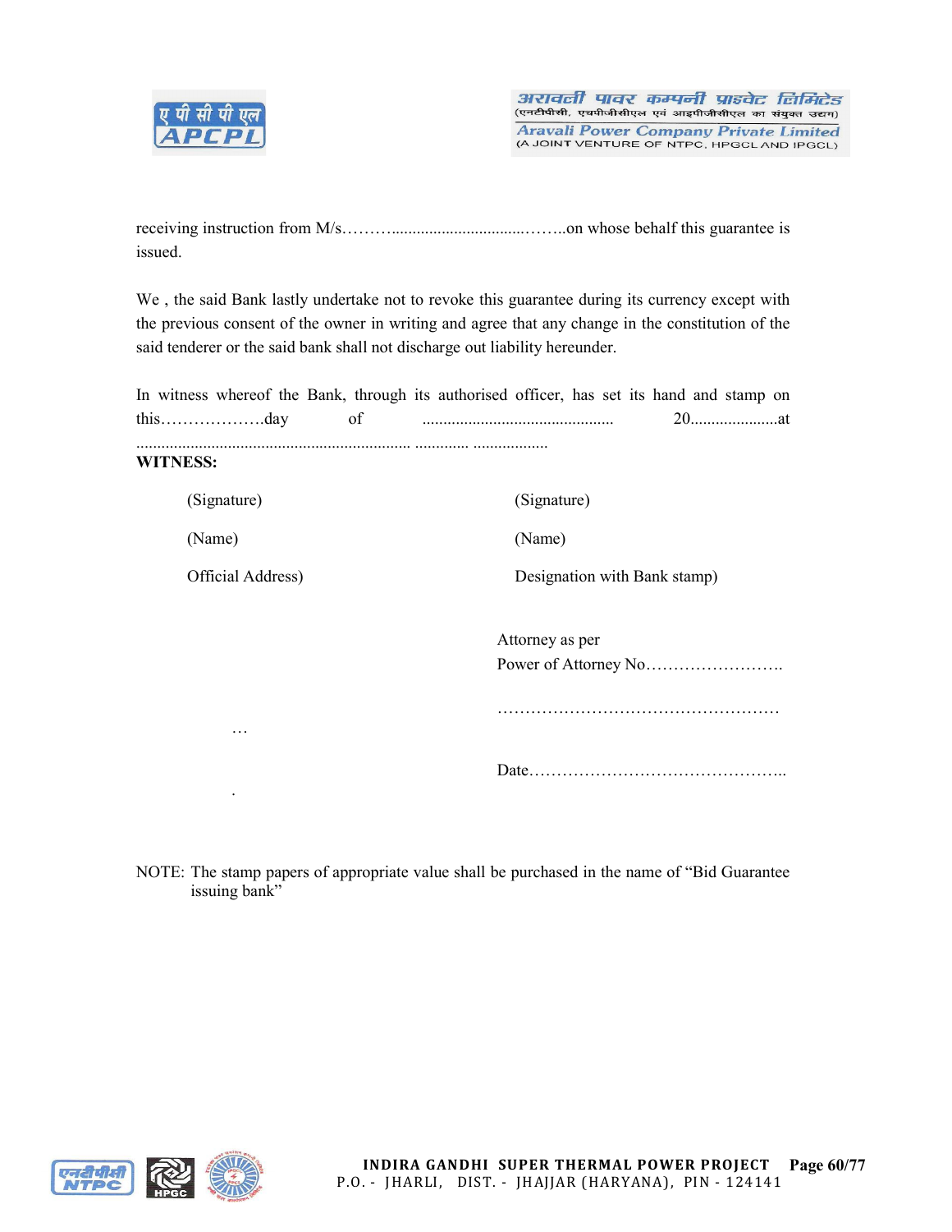receiving instruction from M/s………................................……..on whose behalf this guarantee is issued.

We , the said Bank lastly undertake not to revoke this guarantee during its currency except with the previous consent of the owner in writing and agree that any change in the constitution of the said tenderer or the said bank shall not discharge out liability hereunder.

In witness whereof the Bank, through its authorised officer, has set its hand and stamp on this……………….day of .............................................. 20....................at ................................................................. ............. ..................

**WITNESS:**

| | |
|---|---|
| (Signature) | (Signature) |
| (Name) | (Name) |
| Official Address) | Designation with Bank stamp) |

Attorney as per
Power of Attorney No…………………….

……………………………………………

…

Date………………………………………..

.

NOTE: The stamp papers of appropriate value shall be purchased in the name of "Bid Guarantee issuing bank"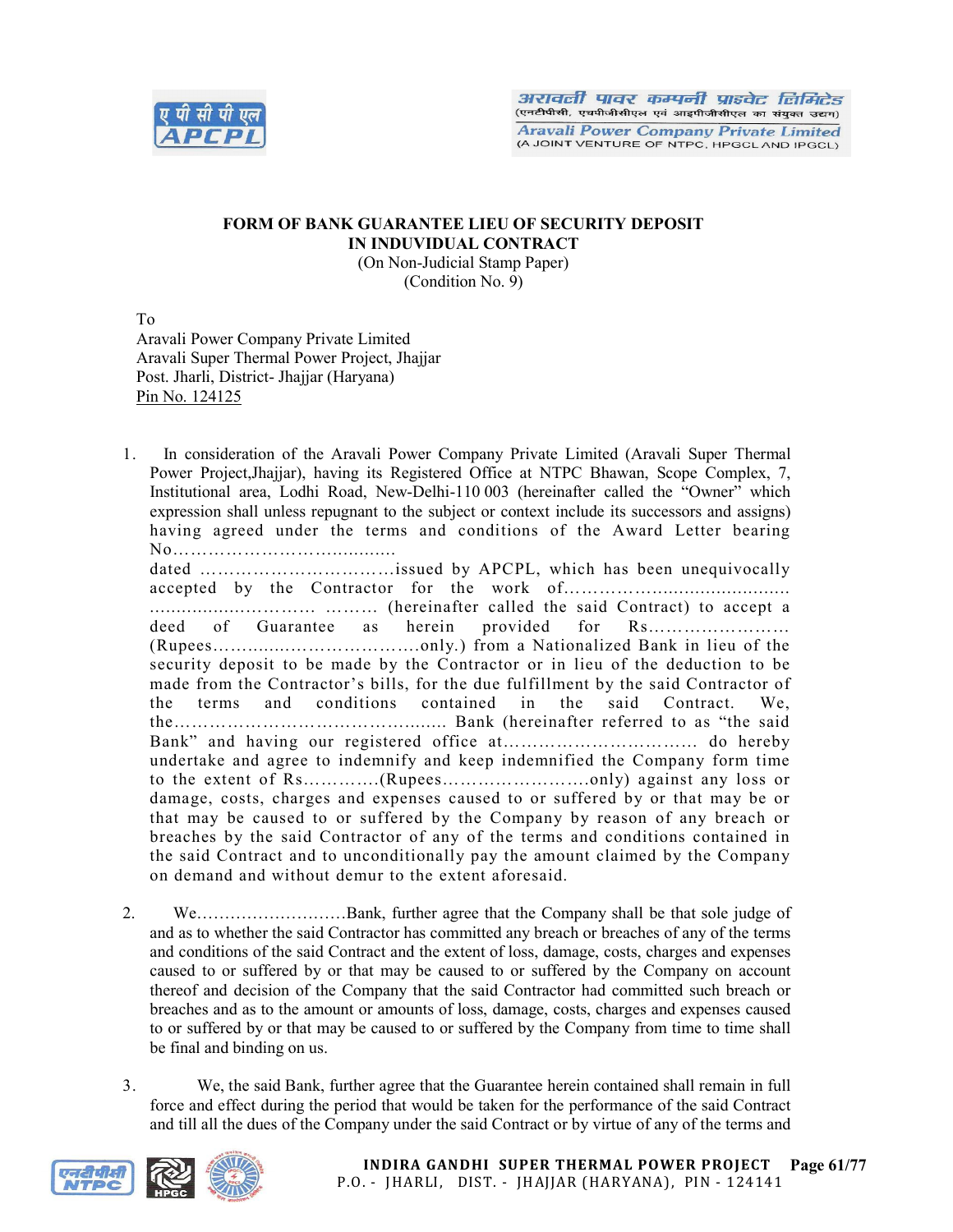**FORM OF BANK GUARANTEE LIEU OF SECURITY DEPOSIT IN INDUVIDUAL CONTRACT**

(On Non-Judicial Stamp Paper)

(Condition No. 9)

To

Aravali Power Company Private Limited
Aravali Super Thermal Power Project, Jhajjar
Post. Jharli, District- Jhajjar (Haryana)
Pin No. 124125

1. In consideration of the Aravali Power Company Private Limited (Aravali Super Thermal Power Project,Jhajjar), having its Registered Office at NTPC Bhawan, Scope Complex, 7, Institutional area, Lodhi Road, New-Delhi-110 003 (hereinafter called the "Owner" which expression shall unless repugnant to the subject or context include its successors and assigns) having agreed under the terms and conditions of the Award Letter bearing No………………………………… dated ……………………………issued by APCPL, which has been unequivocally accepted by the Contractor for the work of…………………………………… ………………………… ……… (hereinafter called the said Contract) to accept a deed of Guarantee as herein provided for Rs…………………… (Rupees……………………………only.) from a Nationalized Bank in lieu of the security deposit to be made by the Contractor or in lieu of the deduction to be made from the Contractor's bills, for the due fulfillment by the said Contractor of the terms and conditions contained in the said Contract. We, the………………………………………… Bank (hereinafter referred to as "the said Bank" and having our registered office at…………………………… do hereby undertake and agree to indemnify and keep indemnified the Company form time to the extent of Rs…………(Rupees……………………only) against any loss or damage, costs, charges and expenses caused to or suffered by or that may be or that may be caused to or suffered by the Company by reason of any breach or breaches by the said Contractor of any of the terms and conditions contained in the said Contract and to unconditionally pay the amount claimed by the Company on demand and without demur to the extent aforesaid.

2. We………………………Bank, further agree that the Company shall be that sole judge of and as to whether the said Contractor has committed any breach or breaches of any of the terms and conditions of the said Contract and the extent of loss, damage, costs, charges and expenses caused to or suffered by or that may be caused to or suffered by the Company on account thereof and decision of the Company that the said Contractor had committed such breach or breaches and as to the amount or amounts of loss, damage, costs, charges and expenses caused to or suffered by or that may be caused to or suffered by the Company from time to time shall be final and binding on us.

3. We, the said Bank, further agree that the Guarantee herein contained shall remain in full force and effect during the period that would be taken for the performance of the said Contract and till all the dues of the Company under the said Contract or by virtue of any of the terms and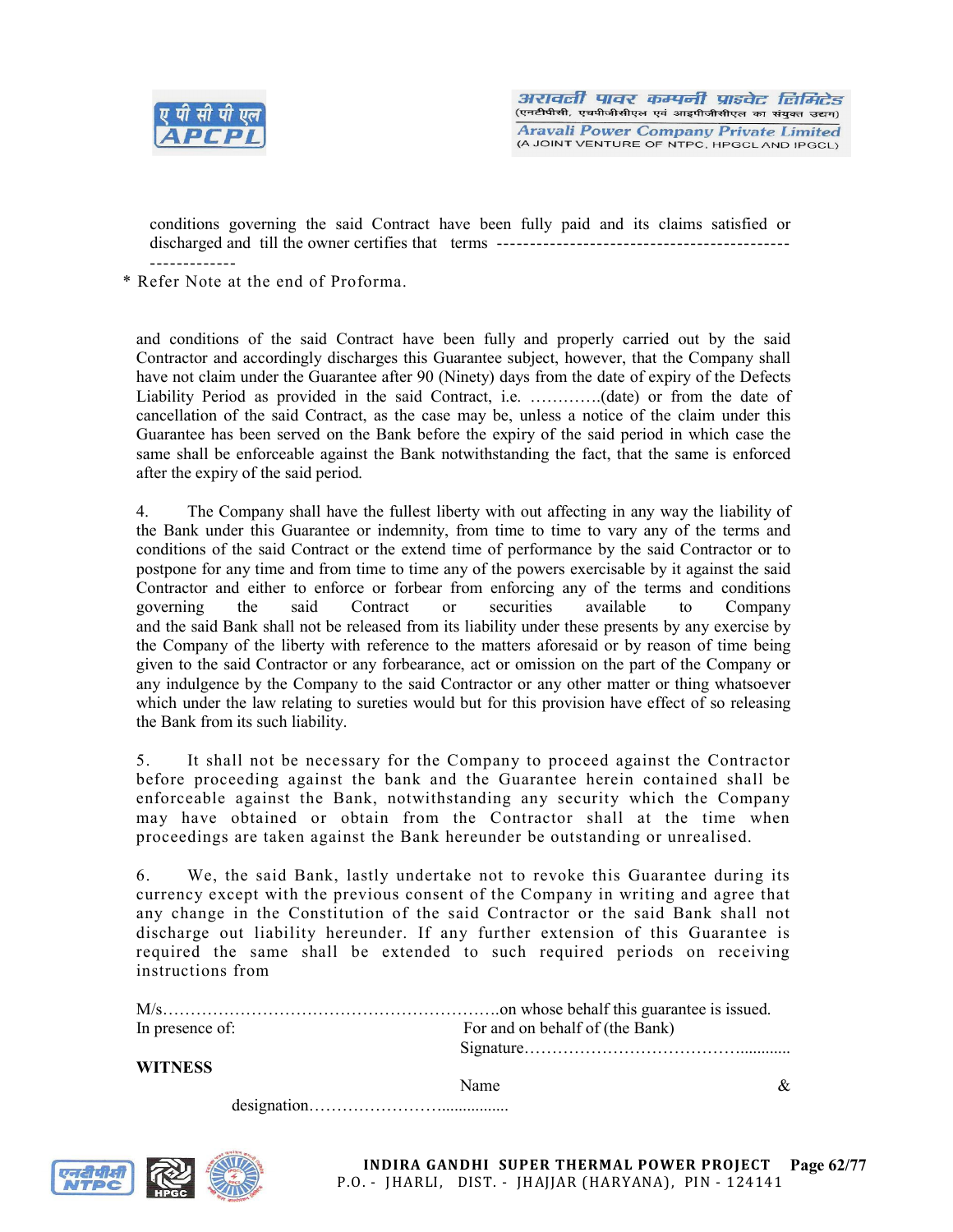conditions governing the said Contract have been fully paid and its claims satisfied or discharged and till the owner certifies that terms -------------------------------------------------------

\* Refer Note at the end of Proforma.

and conditions of the said Contract have been fully and properly carried out by the said Contractor and accordingly discharges this Guarantee subject, however, that the Company shall have not claim under the Guarantee after 90 (Ninety) days from the date of expiry of the Defects Liability Period as provided in the said Contract, i.e. ………….(date) or from the date of cancellation of the said Contract, as the case may be, unless a notice of the claim under this Guarantee has been served on the Bank before the expiry of the said period in which case the same shall be enforceable against the Bank notwithstanding the fact, that the same is enforced after the expiry of the said period.

4. The Company shall have the fullest liberty with out affecting in any way the liability of the Bank under this Guarantee or indemnity, from time to time to vary any of the terms and conditions of the said Contract or the extend time of performance by the said Contractor or to postpone for any time and from time to time any of the powers exercisable by it against the said Contractor and either to enforce or forbear from enforcing any of the terms and conditions governing the said Contract or securities available to Company and the said Bank shall not be released from its liability under these presents by any exercise by the Company of the liberty with reference to the matters aforesaid or by reason of time being given to the said Contractor or any forbearance, act or omission on the part of the Company or any indulgence by the Company to the said Contractor or any other matter or thing whatsoever which under the law relating to sureties would but for this provision have effect of so releasing the Bank from its such liability.

5. It shall not be necessary for the Company to proceed against the Contractor before proceeding against the bank and the Guarantee herein contained shall be enforceable against the Bank, notwithstanding any security which the Company may have obtained or obtain from the Contractor shall at the time when proceedings are taken against the Bank hereunder be outstanding or unrealised.

6. We, the said Bank, lastly undertake not to revoke this Guarantee during its currency except with the previous consent of the Company in writing and agree that any change in the Constitution of the said Contractor or the said Bank shall not discharge out liability hereunder. If any further extension of this Guarantee is required the same shall be extended to such required periods on receiving instructions from

M/s…………………………………………………….on whose behalf this guarantee is issued.

In presence of: For and on behalf of (the Bank)

Signature…………………………………….............

**WITNESS**

Name &

designation……………………................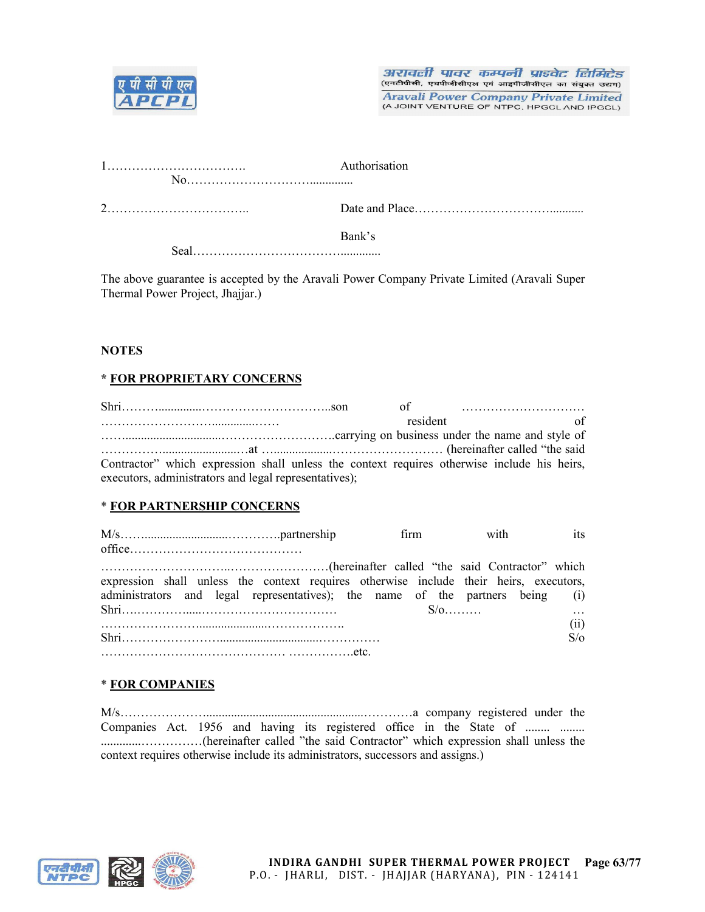1……………………………. Authorisation No…………………………..............

2…………………………….. Date and Place………………………………...........

Bank's Seal……………………………….............

The above guarantee is accepted by the Aravali Power Company Private Limited (Aravali Super Thermal Power Project, Jhajjar.)

**NOTES**

**\* FOR PROPRIETARY CONCERNS**

Shri……….............…………………………..son of ………………………… ……………………….............…… resident of ……...............................……………………….carrying on business under the name and style of …………….........................…at ….................……………………… (hereinafter called "the said Contractor" which expression shall unless the context requires otherwise include his heirs, executors, administrators and legal representatives);

**\* FOR PARTNERSHIP CONCERNS**

M/s…….........................…………partnership firm with its office……………………………………… …………………………..……………………(hereinafter called "the said Contractor" which expression shall unless the context requires otherwise include their heirs, executors, administrators and legal representatives); the name of the partners being (i) Shri….……………......……………………………… S/o……… … ……………………......................……………….. (ii) Shri……………………...............................…………… S/o ……………………………………… …………….etc.

**\* FOR COMPANIES**

M/s…………………..................................................…………a company registered under the Companies Act. 1956 and having its registered office in the State of ........ ........ ............……………(hereinafter called "the said Contractor" which expression shall unless the context requires otherwise include its administrators, successors and assigns.)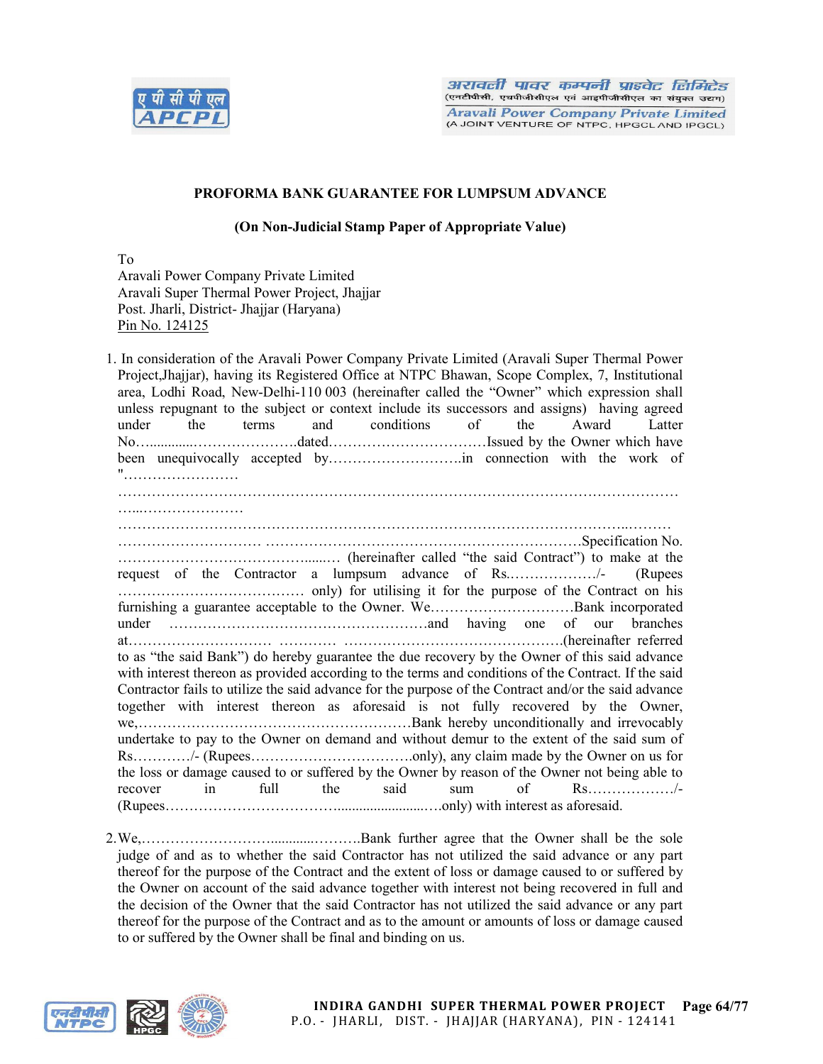## PROFORMA BANK GUARANTEE FOR LUMPSUM ADVANCE

**(On Non-Judicial Stamp Paper of Appropriate Value)**

To
Aravali Power Company Private Limited
Aravali Super Thermal Power Project, Jhajjar
Post. Jharli, District- Jhajjar (Haryana)
Pin No. 124125

1. In consideration of the Aravali Power Company Private Limited (Aravali Super Thermal Power Project,Jhajjar), having its Registered Office at NTPC Bhawan, Scope Complex, 7, Institutional area, Lodhi Road, New-Delhi-110 003 (hereinafter called the "Owner" which expression shall unless repugnant to the subject or context include its successors and assigns) having agreed under the terms and conditions of the Award Latter No…............…………………dated……………………………Issued by the Owner which have been unequivocally accepted by……………………….in connection with the work of "…………………… ……………………………………………………………………………………………………… …...………………… ……………………………………………………………………………………………..……… ………………………… ………… ………………………………………………………Specification No. ……………………………….....… (hereinafter called "the said Contract") to make at the request of the Contractor a lumpsum advance of Rs.………………/- (Rupees ………………………………… only) for utilising it for the purpose of the Contract on his furnishing a guarantee acceptable to the Owner. We…………………………Bank incorporated under ………………………………………………and having one of our branches at………………………… ………… ………………………………………(hereinafter referred to as "the said Bank") do hereby guarantee the due recovery by the Owner of this said advance with interest thereon as provided according to the terms and conditions of the Contract. If the said Contractor fails to utilize the said advance for the purpose of the Contract and/or the said advance together with interest thereon as aforesaid is not fully recovered by the Owner, we,…………………………………………………Bank hereby unconditionally and irrevocably undertake to pay to the Owner on demand and without demur to the extent of the said sum of Rs…………/- (Rupees……………………………only), any claim made by the Owner on us for the loss or damage caused to or suffered by the Owner by reason of the Owner not being able to recover in full the said sum of Rs………………/- (Rupees…………………………….......................….only) with interest as aforesaid.

2. We,……………………….............……….Bank further agree that the Owner shall be the sole judge of and as to whether the said Contractor has not utilized the said advance or any part thereof for the purpose of the Contract and the extent of loss or damage caused to or suffered by the Owner on account of the said advance together with interest not being recovered in full and the decision of the Owner that the said Contractor has not utilized the said advance or any part thereof for the purpose of the Contract and as to the amount or amounts of loss or damage caused to or suffered by the Owner shall be final and binding on us.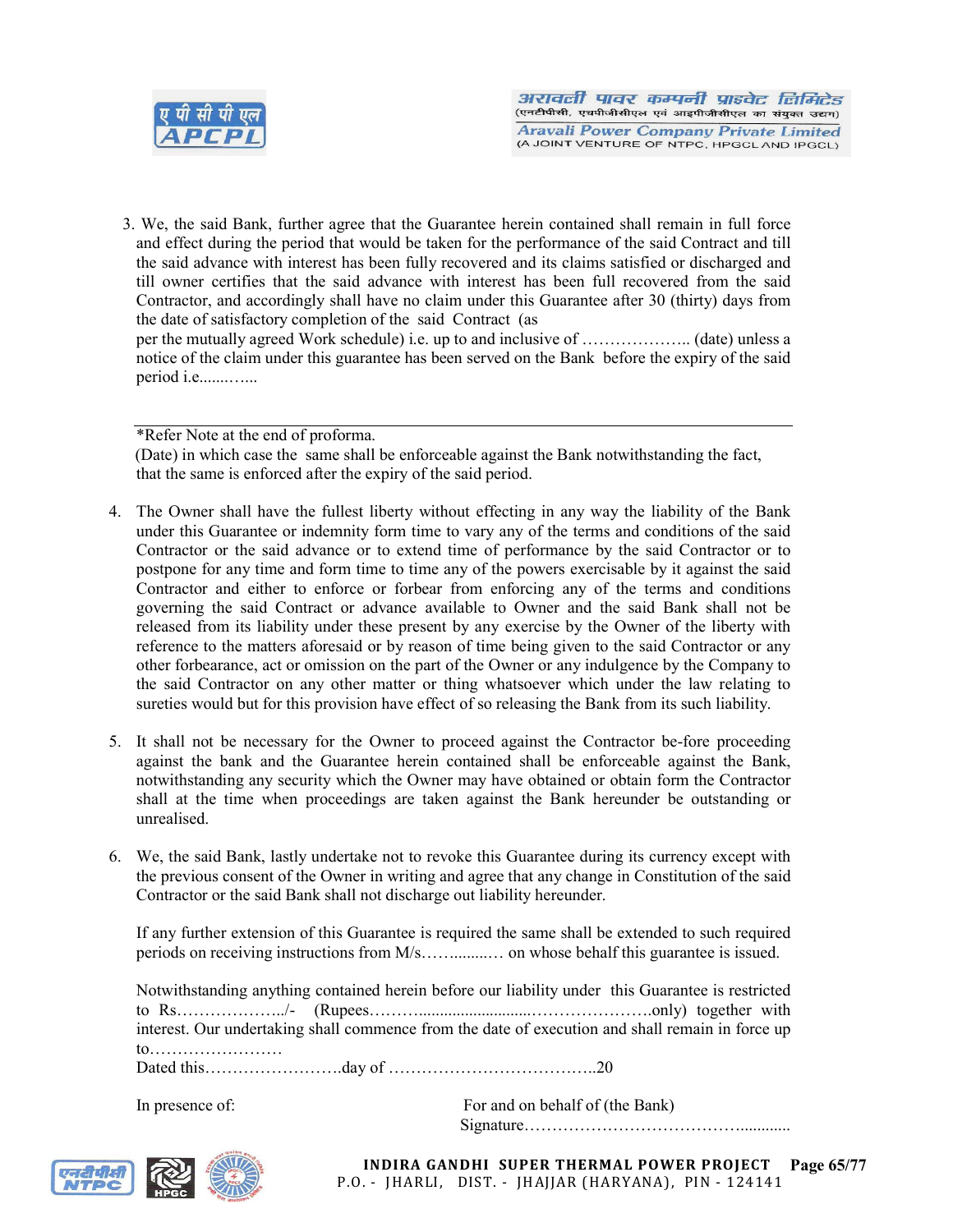3. We, the said Bank, further agree that the Guarantee herein contained shall remain in full force and effect during the period that would be taken for the performance of the said Contract and till the said advance with interest has been fully recovered and its claims satisfied or discharged and till owner certifies that the said advance with interest has been full recovered from the said Contractor, and accordingly shall have no claim under this Guarantee after 30 (thirty) days from the date of satisfactory completion of the said Contract (as per the mutually agreed Work schedule) i.e. up to and inclusive of ……………….. (date) unless a notice of the claim under this guarantee has been served on the Bank before the expiry of the said period i.e.......…...

---

*Refer Note at the end of proforma.
(Date) in which case the same shall be enforceable against the Bank notwithstanding the fact, that the same is enforced after the expiry of the said period.

4. The Owner shall have the fullest liberty without effecting in any way the liability of the Bank under this Guarantee or indemnity form time to vary any of the terms and conditions of the said Contractor or the said advance or to extend time of performance by the said Contractor or to postpone for any time and form time to time any of the powers exercisable by it against the said Contractor and either to enforce or forbear from enforcing any of the terms and conditions governing the said Contract or advance available to Owner and the said Bank shall not be released from its liability under these present by any exercise by the Owner of the liberty with reference to the matters aforesaid or by reason of time being given to the said Contractor or any other forbearance, act or omission on the part of the Owner or any indulgence by the Company to the said Contractor on any other matter or thing whatsoever which under the law relating to sureties would but for this provision have effect of so releasing the Bank from its such liability.

5. It shall not be necessary for the Owner to proceed against the Contractor be-fore proceeding against the bank and the Guarantee herein contained shall be enforceable against the Bank, notwithstanding any security which the Owner may have obtained or obtain form the Contractor shall at the time when proceedings are taken against the Bank hereunder be outstanding or unrealised.

6. We, the said Bank, lastly undertake not to revoke this Guarantee during its currency except with the previous consent of the Owner in writing and agree that any change in Constitution of the said Contractor or the said Bank shall not discharge out liability hereunder.

   If any further extension of this Guarantee is required the same shall be extended to such required periods on receiving instructions from M/s……........… on whose behalf this guarantee is issued.

   Notwithstanding anything contained herein before our liability under this Guarantee is restricted to Rs………………../- (Rupees………........................…………………only) together with interest. Our undertaking shall commence from the date of execution and shall remain in force up to……………………
   Dated this…………………….day of ………………………………..20

In presence of: For and on behalf of (the Bank)
Signature…………………………………...........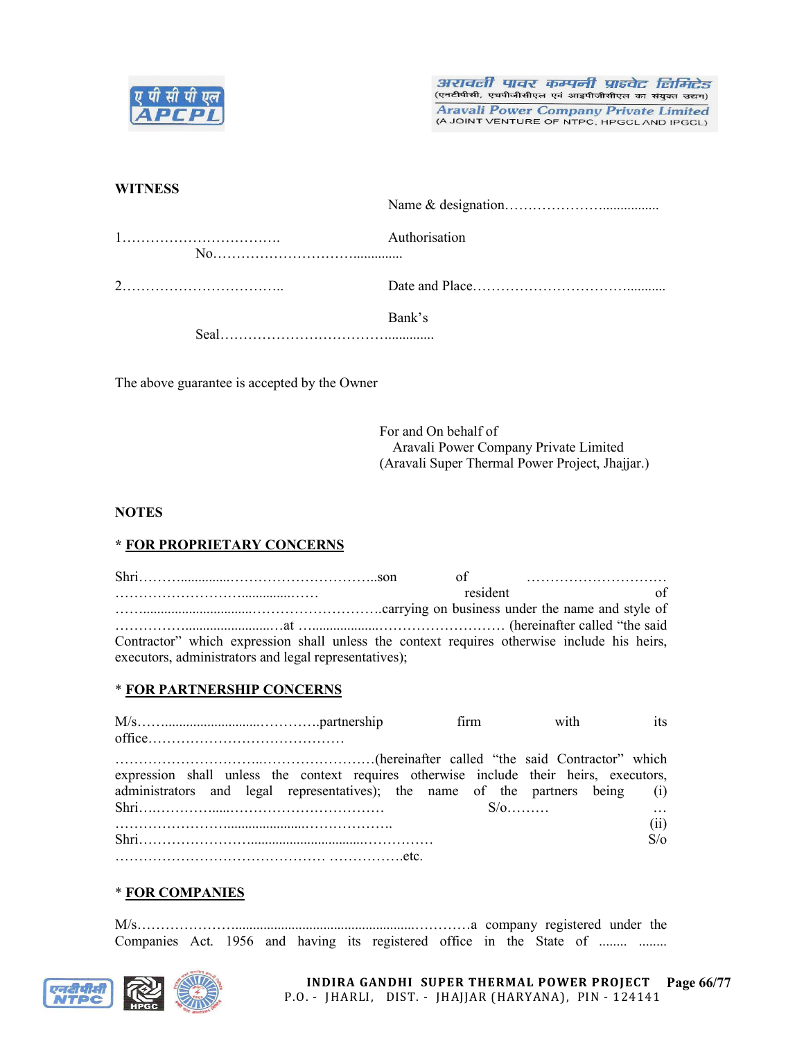**WITNESS**

Name & designation…………………...............

1……………………………. Authorisation No………………………….............

2…………………………….. Date and Place……………………………..........

Bank's Seal……………………………….............

The above guarantee is accepted by the Owner

For and On behalf of
Aravali Power Company Private Limited
(Aravali Super Thermal Power Project, Jhajjar.)

**NOTES**

**\* FOR PROPRIETARY CONCERNS**

Shri……..............…………………………..son of ………………………… ……………………….............…… resident of ……..............................………………………..carrying on business under the name and style of ……………..........................…at …..................……………………… (hereinafter called "the said Contractor" which expression shall unless the context requires otherwise include his heirs, executors, administrators and legal representatives);

**\* FOR PARTNERSHIP CONCERNS**

M/s……..........................………….partnership firm with its office…………………………………… …………………………..……………………(hereinafter called "the said Contractor" which expression shall unless the context requires otherwise include their heirs, executors, administrators and legal representatives); the name of the partners being (i) Shri….………….....……………………………. S/o……… … ……………………......................……………….. (ii) Shri……………………................................…………… S/o ……………………………………… …………….etc.

**\* FOR COMPANIES**

M/s…………………...................................................…………a company registered under the Companies Act. 1956 and having its registered office in the State of ........ ........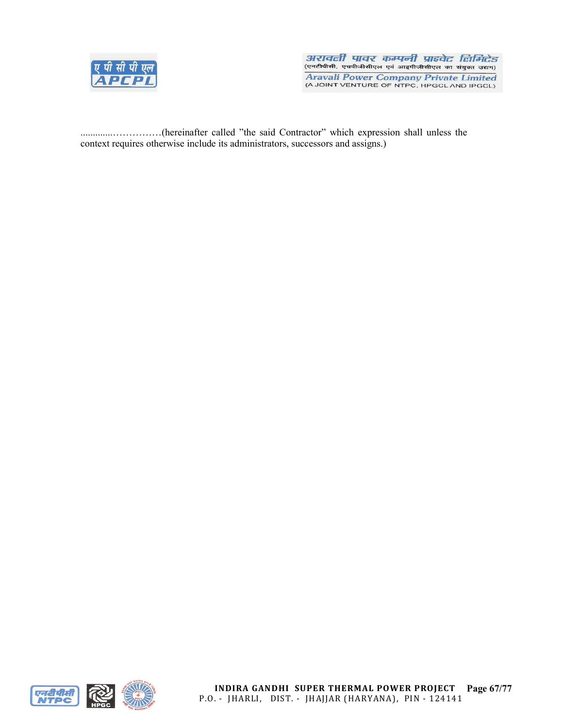.............……………(hereinafter called "the said Contractor" which expression shall unless the context requires otherwise include its administrators, successors and assigns.)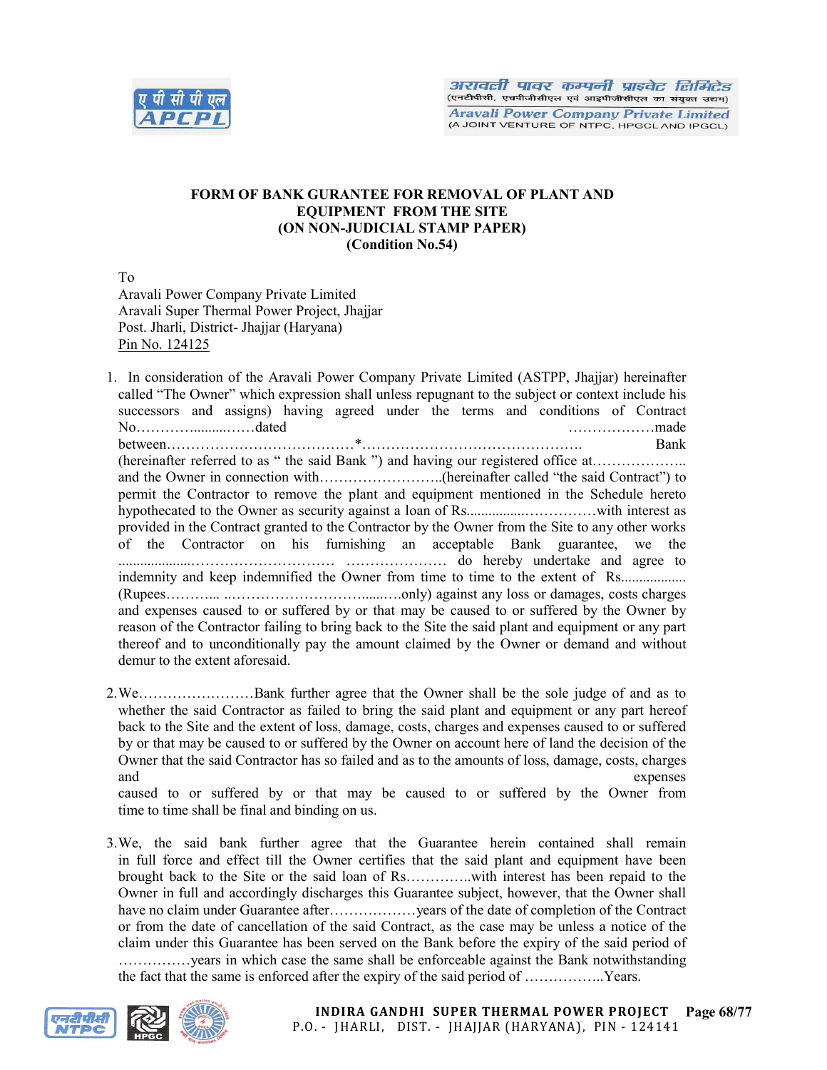**FORM OF BANK GURANTEE FOR REMOVAL OF PLANT AND EQUIPMENT FROM THE SITE**
**(ON NON-JUDICIAL STAMP PAPER)**
**(Condition No.54)**

To
Aravali Power Company Private Limited
Aravali Super Thermal Power Project, Jhajjar
Post. Jharli, District- Jhajjar (Haryana)
Pin No. 124125

1. In consideration of the Aravali Power Company Private Limited (ASTPP, Jhajjar) hereinafter called "The Owner" which expression shall unless repugnant to the subject or context include his successors and assigns) having agreed under the terms and conditions of Contract No……….........……dated ………………made between…………………………………*………………………………………. Bank (hereinafter referred to as " the said Bank ") and having our registered office at……………….. and the Owner in connection with……………………..(hereinafter called "the said Contract") to permit the Contractor to remove the plant and equipment mentioned in the Schedule hereto hypothecated to the Owner as security against a loan of Rs................……………with interest as provided in the Contract granted to the Contractor by the Owner from the Site to any other works of the Contractor on his furnishing an acceptable Bank guarantee, we ....................………………………… ………………… do hereby undertake and agree to indemnity and keep indemnified the Owner from time to time to the extent of Rs.................. (Rupees……….. ..…………………………......….only) against any loss or damages, costs charges and expenses caused to or suffered by or that may be caused to or suffered by the Owner by reason of the Contractor failing to bring back to the Site the said plant and equipment or any part thereof and to unconditionally pay the amount claimed by the Owner or demand and without demur to the extent aforesaid.

2. We……………………Bank further agree that the Owner shall be the sole judge of and as to whether the said Contractor as failed to bring the said plant and equipment or any part hereof back to the Site and the extent of loss, damage, costs, charges and expenses caused to or suffered by or that may be caused to or suffered by the Owner on account here of land the decision of the Owner that the said Contractor has so failed and as to the amounts of loss, damage, costs, charges and expenses caused to or suffered by or that may be caused to or suffered by the Owner from time to time shall be final and binding on us.

3. We, the said bank further agree that the Guarantee herein contained shall remain in full force and effect till the Owner certifies that the said plant and equipment have been brought back to the Site or the said loan of Rs…………..with interest has been repaid to the Owner in full and accordingly discharges this Guarantee subject, however, that the Owner shall have no claim under Guarantee after………………years of the date of completion of the Contract or from the date of cancellation of the said Contract, as the case may be unless a notice of the claim under this Guarantee has been served on the Bank before the expiry of the said period of ……………years in which case the same shall be enforceable against the Bank notwithstanding the fact that the same is enforced after the expiry of the said period of ……………..Years.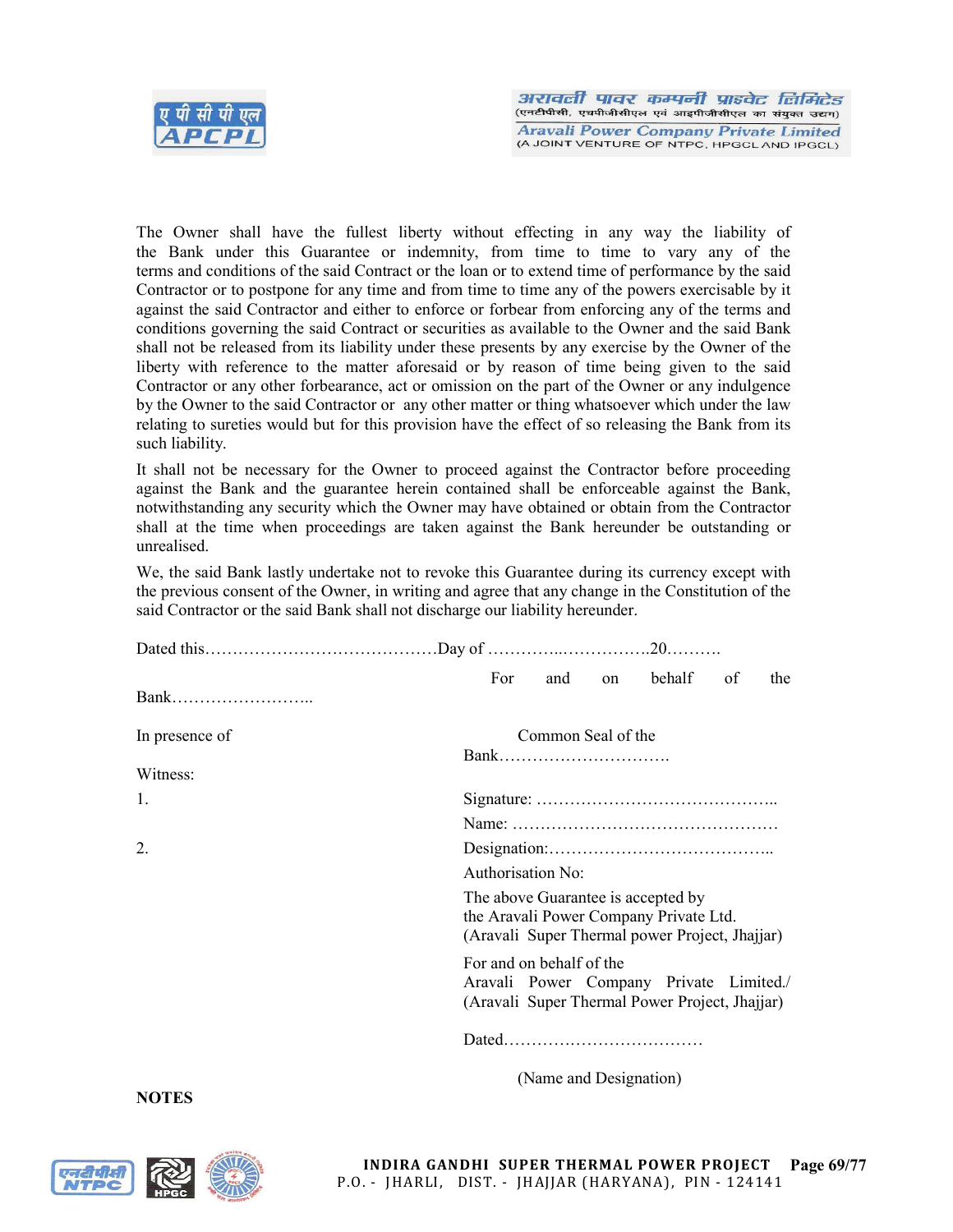The Owner shall have the fullest liberty without effecting in any way the liability of the Bank under this Guarantee or indemnity, from time to time to vary any of the terms and conditions of the said Contract or the loan or to extend time of performance by the said Contractor or to postpone for any time and from time to time any of the powers exercisable by it against the said Contractor and either to enforce or forbear from enforcing any of the terms and conditions governing the said Contract or securities as available to the Owner and the said Bank shall not be released from its liability under these presents by any exercise by the Owner of the liberty with reference to the matter aforesaid or by reason of time being given to the said Contractor or any other forbearance, act or omission on the part of the Owner or any indulgence by the Owner to the said Contractor or any other matter or thing whatsoever which under the law relating to sureties would but for this provision have the effect of so releasing the Bank from its such liability.

It shall not be necessary for the Owner to proceed against the Contractor before proceeding against the Bank and the guarantee herein contained shall be enforceable against the Bank, notwithstanding any security which the Owner may have obtained or obtain from the Contractor shall at the time when proceedings are taken against the Bank hereunder be outstanding or unrealised.

We, the said Bank lastly undertake not to revoke this Guarantee during its currency except with the previous consent of the Owner, in writing and agree that any change in the Constitution of the said Contractor or the said Bank shall not discharge our liability hereunder.

Dated this……………………………………Day of …………..…………….20……….

For and on behalf of the Bank……………………..

In presence of

Common Seal of the Bank………………………….

Witness:

1.

2.

Signature: ……………………………………..

Name: …………………………………………

Designation:…………………………………..

Authorisation No:

The above Guarantee is accepted by the Aravali Power Company Private Ltd. (Aravali Super Thermal power Project, Jhajjar)

For and on behalf of the Aravali Power Company Private Limited./ (Aravali Super Thermal Power Project, Jhajjar)

Dated………………………………

(Name and Designation)

**NOTES**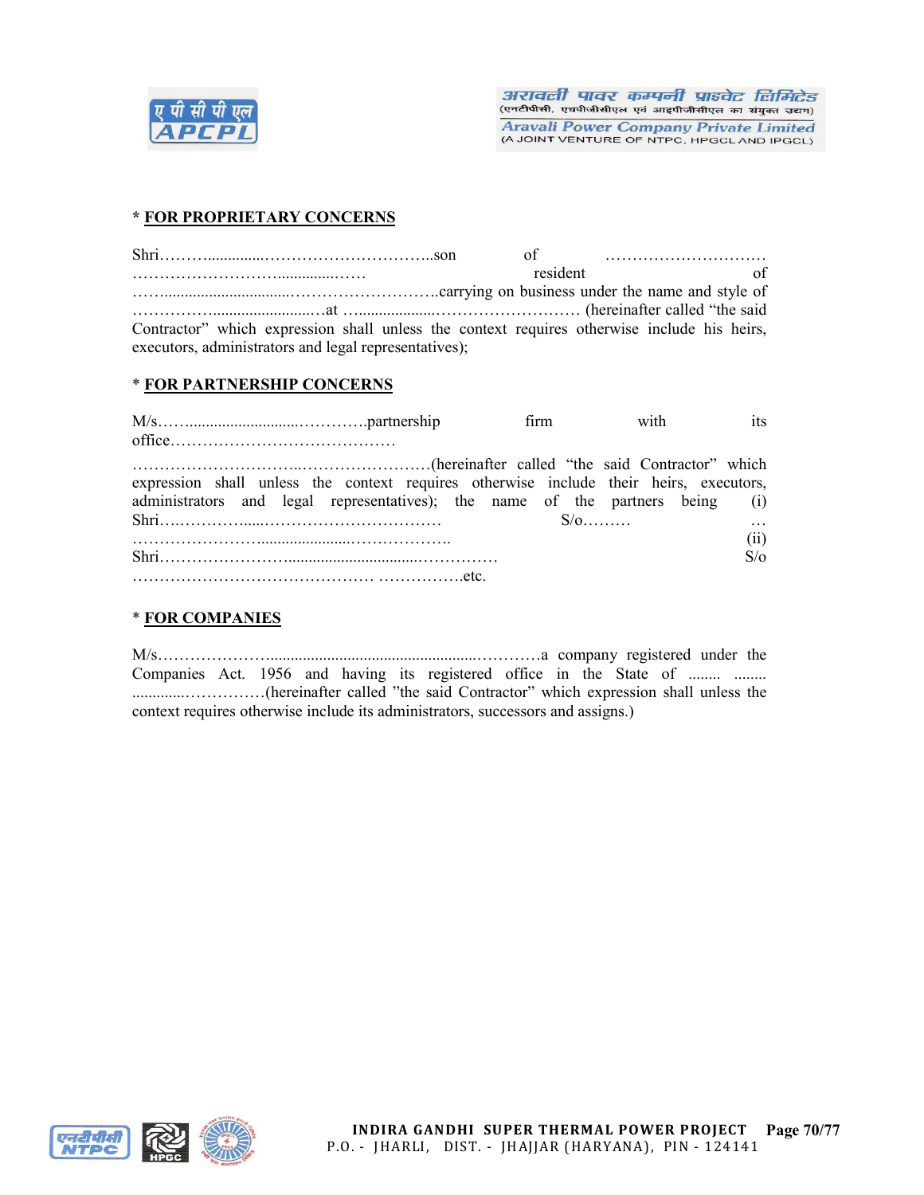\* **FOR PROPRIETARY CONCERNS**

Shri……….............……………………………..son of ………………………… ………………………….............…… resident of ……...............................……………………….carrying on business under the name and style of …………….........................….at …..................………………………. (hereinafter called "the said Contractor" which expression shall unless the context requires otherwise include his heirs, executors, administrators and legal representatives);

\* **FOR PARTNERSHIP CONCERNS**

M/s……..........................…………..partnership firm with its office……………………………………

…………………………...…………………….(hereinafter called "the said Contractor" which expression shall unless the context requires otherwise include their heirs, executors, administrators and legal representatives); the name of the partners being (i) Shri…..……………......…………………………… S/o……… … ……………………….......................……………….. (ii) Shri…………………….............................…………… S/o ……………………………………… …………….etc.

\* **FOR COMPANIES**

M/s…………………...................................................…………a company registered under the Companies Act. 1956 and having its registered office in the State of ........ ........ ............……………(hereinafter called "the said Contractor" which expression shall unless the context requires otherwise include its administrators, successors and assigns.)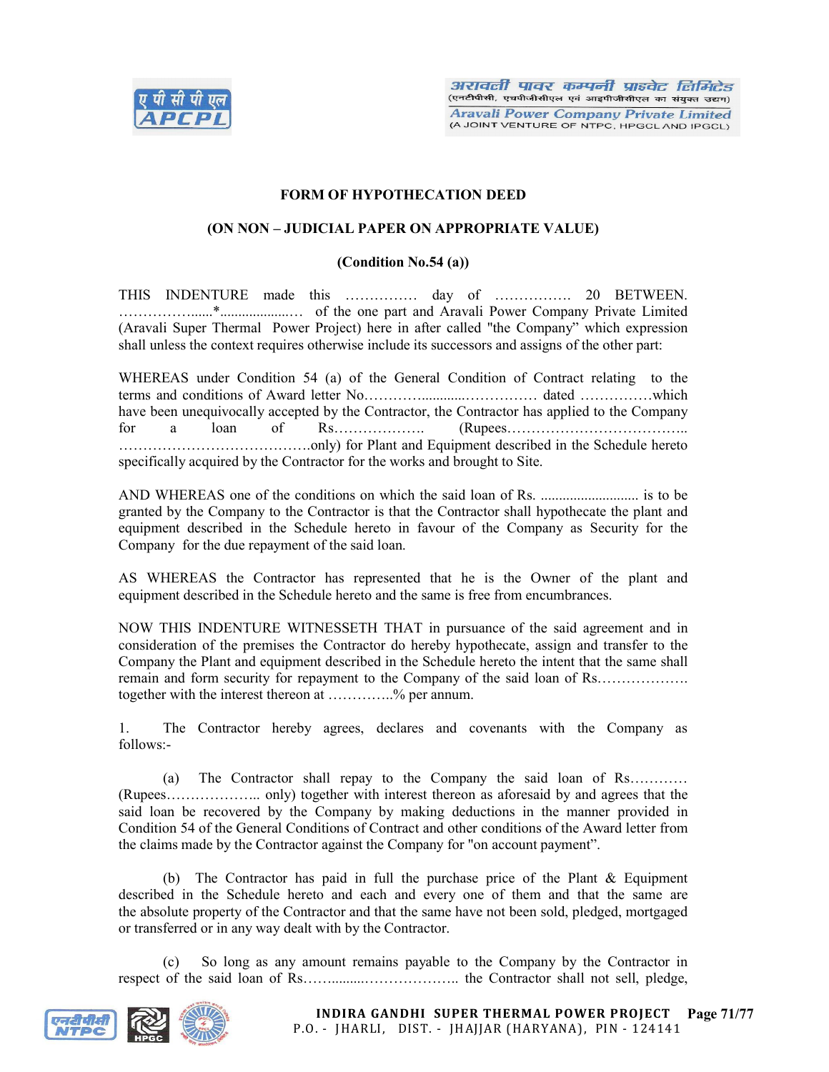**FORM OF HYPOTHECATION DEED**

**(ON NON – JUDICIAL PAPER ON APPROPRIATE VALUE)**

**(Condition No.54 (a))**

THIS INDENTURE made this …………… day of ……………. 20 BETWEEN. ……………......*....................… of the one part and Aravali Power Company Private Limited (Aravali Super Thermal Power Project) here in after called "the Company" which expression shall unless the context requires otherwise include its successors and assigns of the other part:

WHEREAS under Condition 54 (a) of the General Condition of Contract relating to the terms and conditions of Award letter No……….............…………… dated ……………which have been unequivocally accepted by the Contractor, the Contractor has applied to the Company for a loan of Rs………………. (Rupees……………………………….. ………………………………….only) for Plant and Equipment described in the Schedule hereto specifically acquired by the Contractor for the works and brought to Site.

AND WHEREAS one of the conditions on which the said loan of Rs. .......................... is to be granted by the Company to the Contractor is that the Contractor shall hypothecate the plant and equipment described in the Schedule hereto in favour of the Company as Security for the Company for the due repayment of the said loan.

AS WHEREAS the Contractor has represented that he is the Owner of the plant and equipment described in the Schedule hereto and the same is free from encumbrances.

NOW THIS INDENTURE WITNESSETH THAT in pursuance of the said agreement and in consideration of the premises the Contractor do hereby hypothecate, assign and transfer to the Company the Plant and equipment described in the Schedule hereto the intent that the same shall remain and form security for repayment to the Company of the said loan of Rs………………. together with the interest thereon at …………..% per annum.

1. The Contractor hereby agrees, declares and covenants with the Company as follows:-

   (a) The Contractor shall repay to the Company the said loan of Rs………… (Rupees……………….. only) together with interest thereon as aforesaid by and agrees that the said loan be recovered by the Company by making deductions in the manner provided in Condition 54 of the General Conditions of Contract and other conditions of the Award letter from the claims made by the Contractor against the Company for "on account payment".

   (b) The Contractor has paid in full the purchase price of the Plant & Equipment described in the Schedule hereto and each and every one of them and that the same are the absolute property of the Contractor and that the same have not been sold, pledged, mortgaged or transferred or in any way dealt with by the Contractor.

   (c) So long as any amount remains payable to the Company by the Contractor in respect of the said loan of Rs……..........……………….. the Contractor shall not sell, pledge,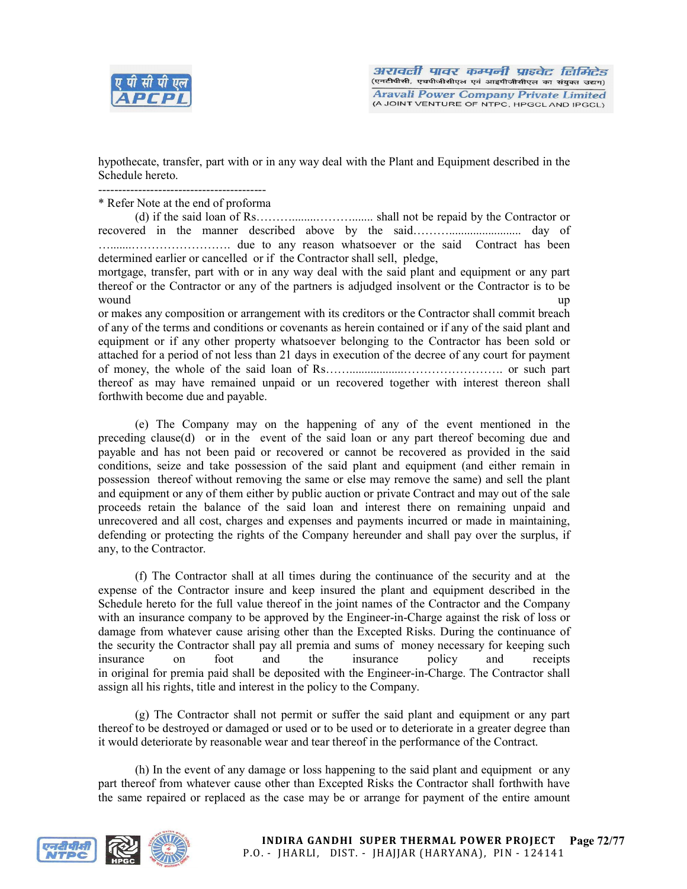hypothecate, transfer, part with or in any way deal with the Plant and Equipment described in the Schedule hereto.

------------------------------------------

* Refer Note at the end of proforma

(d) if the said loan of Rs……….........………....... shall not be repaid by the Contractor or recovered in the manner described above by the said……….......................... day of …......……………………. due to any reason whatsoever or the said Contract has been determined earlier or cancelled or if the Contractor shall sell, pledge, mortgage, transfer, part with or in any way deal with the said plant and equipment or any part thereof or the Contractor or any of the partners is adjudged insolvent or the Contractor is to be wound up or makes any composition or arrangement with its creditors or the Contractor shall commit breach of any of the terms and conditions or covenants as herein contained or if any of the said plant and equipment or if any other property whatsoever belonging to the Contractor has been sold or attached for a period of not less than 21 days in execution of the decree of any court for payment of money, the whole of the said loan of Rs……..................……………………. or such part thereof as may have remained unpaid or un recovered together with interest thereon shall forthwith become due and payable.

(e) The Company may on the happening of any of the event mentioned in the preceding clause(d) or in the event of the said loan or any part thereof becoming due and payable and has not been paid or recovered or cannot be recovered as provided in the said conditions, seize and take possession of the said plant and equipment (and either remain in possession thereof without removing the same or else may remove the same) and sell the plant and equipment or any of them either by public auction or private Contract and may out of the sale proceeds retain the balance of the said loan and interest there on remaining unpaid and unrecovered and all cost, charges and expenses and payments incurred or made in maintaining, defending or protecting the rights of the Company hereunder and shall pay over the surplus, if any, to the Contractor.

(f) The Contractor shall at all times during the continuance of the security and at the expense of the Contractor insure and keep insured the plant and equipment described in the Schedule hereto for the full value thereof in the joint names of the Contractor and the Company with an insurance company to be approved by the Engineer-in-Charge against the risk of loss or damage from whatever cause arising other than the Excepted Risks. During the continuance of the security the Contractor shall pay all premia and sums of money necessary for keeping such insurance on foot and the insurance policy and receipts in original for premia paid shall be deposited with the Engineer-in-Charge. The Contractor shall assign all his rights, title and interest in the policy to the Company.

(g) The Contractor shall not permit or suffer the said plant and equipment or any part thereof to be destroyed or damaged or used or to be used or to deteriorate in a greater degree than it would deteriorate by reasonable wear and tear thereof in the performance of the Contract.

(h) In the event of any damage or loss happening to the said plant and equipment or any part thereof from whatever cause other than Excepted Risks the Contractor shall forthwith have the same repaired or replaced as the case may be or arrange for payment of the entire amount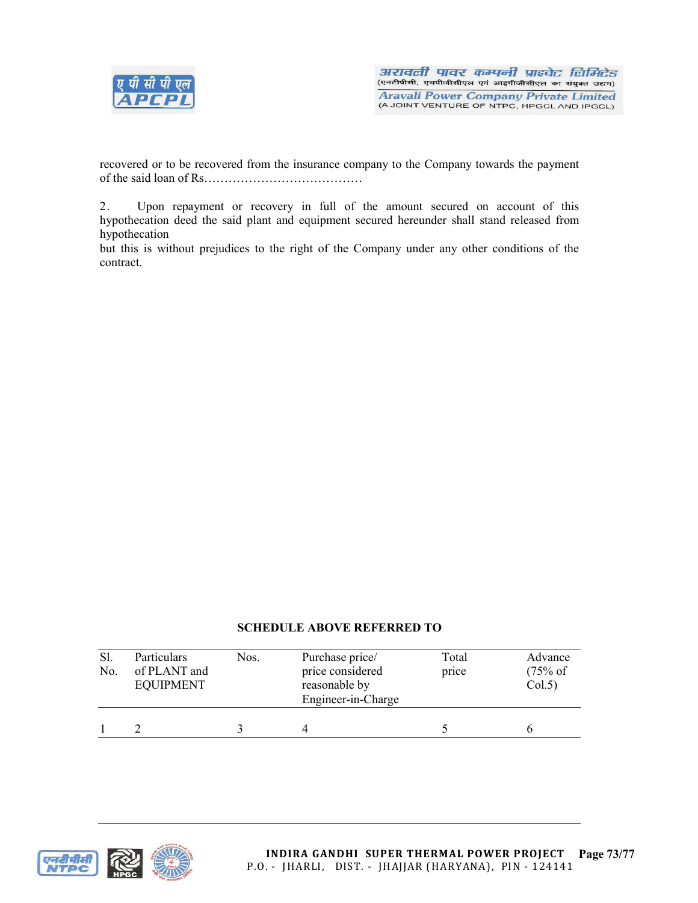recovered or to be recovered from the insurance company to the Company towards the payment of the said loan of Rs…………………………………

2. Upon repayment or recovery in full of the amount secured on account of this hypothecation deed the said plant and equipment secured hereunder shall stand released from hypothecation
but this is without prejudices to the right of the Company under any other conditions of the contract.

**SCHEDULE ABOVE REFERRED TO**

| Sl. No. | Particulars of PLANT and EQUIPMENT | Nos. | Purchase price/ price considered reasonable by Engineer-in-Charge | Total price | Advance (75% of Col.5) |
|---|---|---|---|---|---|
| 1 | 2 | 3 | 4 | 5 | 6 |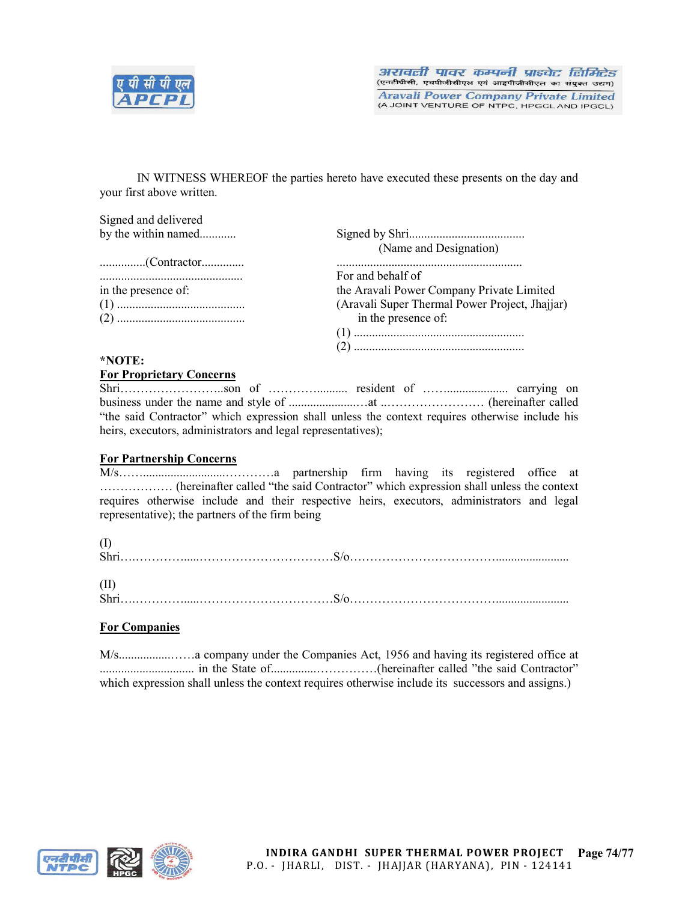IN WITNESS WHEREOF the parties hereto have executed these presents on the day and your first above written.

Signed and delivered
by the within named............

...............(Contractor..............
...............................................
in the presence of:
(1) ..........................................
(2) ..........................................

Signed by Shri......................................
(Name and Designation)
.............................................................
For and behalf of
the Aravali Power Company Private Limited
(Aravali Super Thermal Power Project, Jhajjar)
in the presence of:
(1) ........................................................
(2) ........................................................

**\*NOTE:**

**For Proprietary Concerns**

Shri……………………..son of ………….......... resident of ……................... carrying on business under the name and style of .......................…at ..…………………… (hereinafter called "the said Contractor" which expression shall unless the context requires otherwise include his heirs, executors, administrators and legal representatives);

**For Partnership Concerns**

M/s……...........................…………a partnership firm having its registered office at ……………… (hereinafter called "the said Contractor" which expression shall unless the context requires otherwise include and their respective heirs, executors, administrators and legal representative); the partners of the firm being

(I)
Shri….……………......……………………………S/o……………………………….......................

(II)
Shri….……………......……………………………S/o……………………………….......................

**For Companies**

M/s.................……a company under the Companies Act, 1956 and having its registered office at ............................... in the State of..............……………(hereinafter called "the said Contractor" which expression shall unless the context requires otherwise include its successors and assigns.)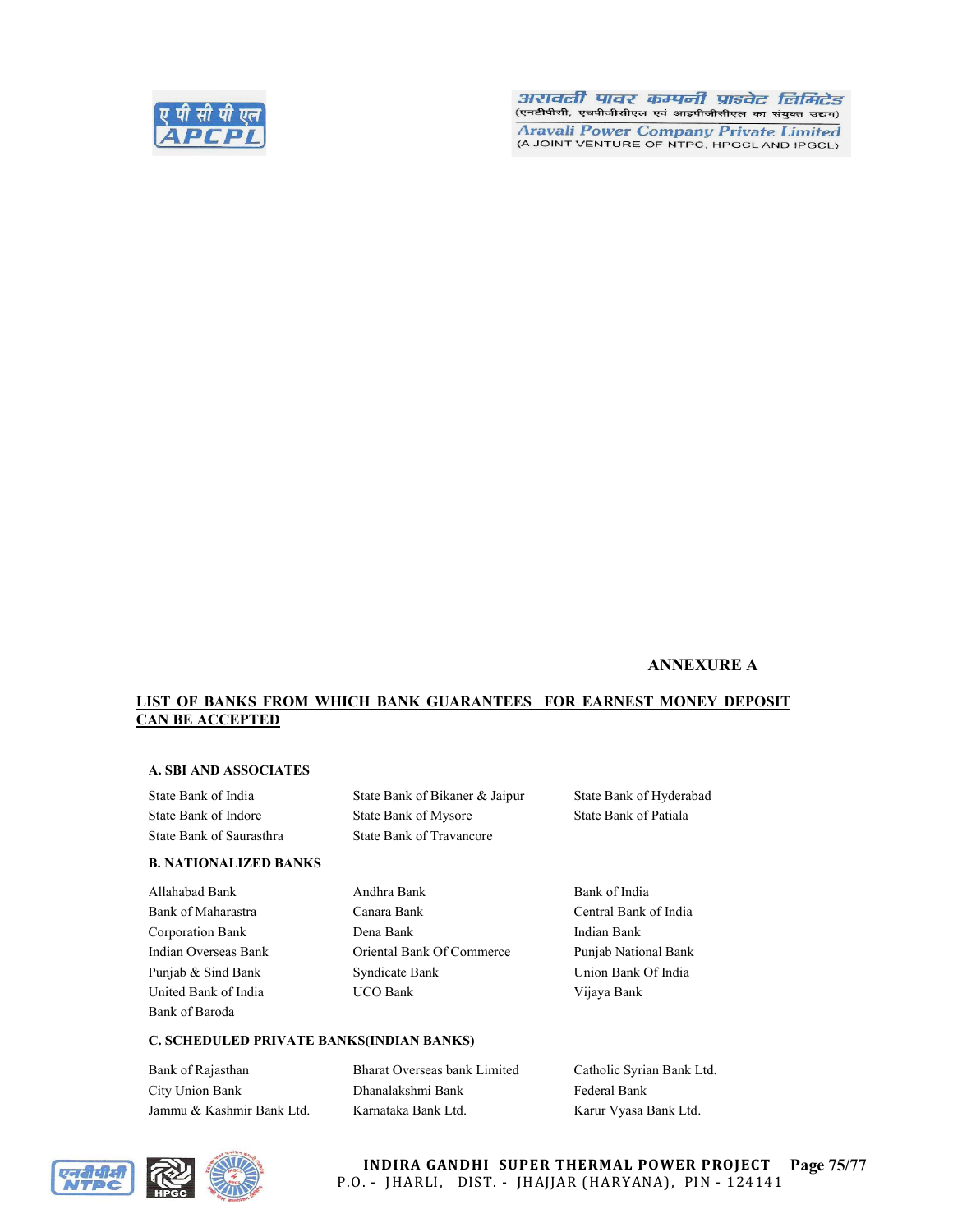**ANNEXURE A**

**LIST OF BANKS FROM WHICH BANK GUARANTEES FOR EARNEST MONEY DEPOSIT CAN BE ACCEPTED**

**A. SBI AND ASSOCIATES**

| | | |
|---|---|---|
| State Bank of India | State Bank of Bikaner & Jaipur | State Bank of Hyderabad |
| State Bank of Indore | State Bank of Mysore | State Bank of Patiala |
| State Bank of Saurasthra | State Bank of Travancore | |

**B. NATIONALIZED BANKS**

| | | |
|---|---|---|
| Allahabad Bank | Andhra Bank | Bank of India |
| Bank of Maharastra | Canara Bank | Central Bank of India |
| Corporation Bank | Dena Bank | Indian Bank |
| Indian Overseas Bank | Oriental Bank Of Commerce | Punjab National Bank |
| Punjab & Sind Bank | Syndicate Bank | Union Bank Of India |
| United Bank of India | UCO Bank | Vijaya Bank |
| Bank of Baroda | | |

**C. SCHEDULED PRIVATE BANKS(INDIAN BANKS)**

| | | |
|---|---|---|
| Bank of Rajasthan | Bharat Overseas bank Limited | Catholic Syrian Bank Ltd. |
| City Union Bank | Dhanalakshmi Bank | Federal Bank |
| Jammu & Kashmir Bank Ltd. | Karnataka Bank Ltd. | Karur Vyasa Bank Ltd. |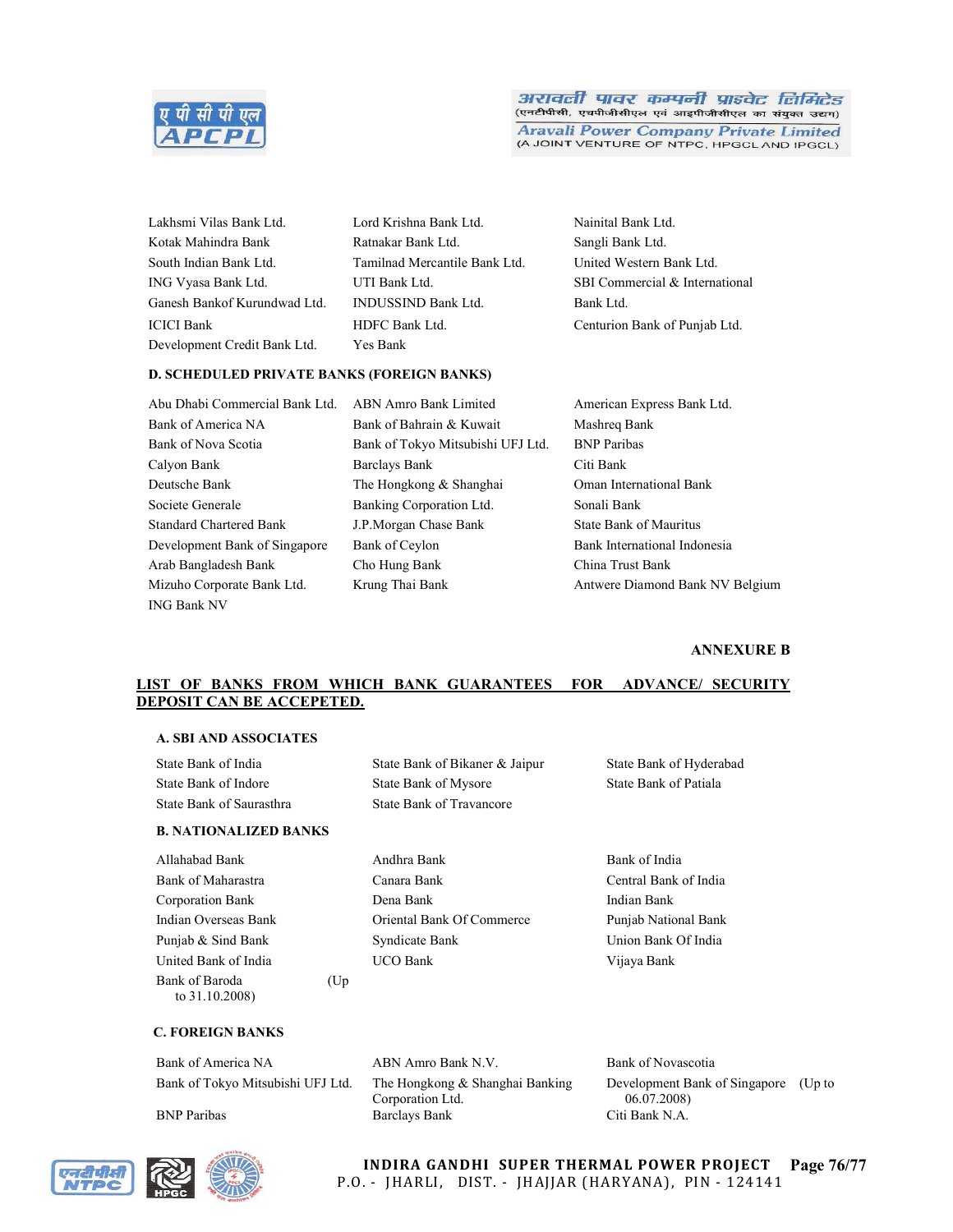| | | |
|---|---|---|
| Lakhsmi Vilas Bank Ltd. | Lord Krishna Bank Ltd. | Nainital Bank Ltd. |
| Kotak Mahindra Bank | Ratnakar Bank Ltd. | Sangli Bank Ltd. |
| South Indian Bank Ltd. | Tamilnad Mercantile Bank Ltd. | United Western Bank Ltd. |
| ING Vyasa Bank Ltd. | UTI Bank Ltd. | SBI Commercial & International Bank Ltd. |
| Ganesh Bankof Kurundwad Ltd. | INDUSSIND Bank Ltd. | |
| ICICI Bank | HDFC Bank Ltd. | Centurion Bank of Punjab Ltd. |
| Development Credit Bank Ltd. | Yes Bank | |

**D. SCHEDULED PRIVATE BANKS (FOREIGN BANKS)**

| | | |
|---|---|---|
| Abu Dhabi Commercial Bank Ltd. | ABN Amro Bank Limited | American Express Bank Ltd. |
| Bank of America NA | Bank of Bahrain & Kuwait | Mashreq Bank |
| Bank of Nova Scotia | Bank of Tokyo Mitsubishi UFJ Ltd. | BNP Paribas |
| Calyon Bank | Barclays Bank | Citi Bank |
| Deutsche Bank | The Hongkong & Shanghai Banking Corporation Ltd. | Oman International Bank |
| Societe Generale | | Sonali Bank |
| Standard Chartered Bank | J.P.Morgan Chase Bank | State Bank of Mauritus |
| Development Bank of Singapore | Bank of Ceylon | Bank International Indonesia |
| Arab Bangladesh Bank | Cho Hung Bank | China Trust Bank |
| Mizuho Corporate Bank Ltd. | Krung Thai Bank | Antwere Diamond Bank NV Belgium |
| ING Bank NV | | |

**ANNEXURE B**

**LIST OF BANKS FROM WHICH BANK GUARANTEES FOR ADVANCE/ SECURITY DEPOSIT CAN BE ACCEPTED.**

**A. SBI AND ASSOCIATES**

| | | |
|---|---|---|
| State Bank of India | State Bank of Bikaner & Jaipur | State Bank of Hyderabad |
| State Bank of Indore | State Bank of Mysore | State Bank of Patiala |
| State Bank of Saurasthra | State Bank of Travancore | |

**B. NATIONALIZED BANKS**

| | | |
|---|---|---|
| Allahabad Bank | Andhra Bank | Bank of India |
| Bank of Maharastra | Canara Bank | Central Bank of India |
| Corporation Bank | Dena Bank | Indian Bank |
| Indian Overseas Bank | Oriental Bank Of Commerce | Punjab National Bank |
| Punjab & Sind Bank | Syndicate Bank | Union Bank Of India |
| United Bank of India | UCO Bank | Vijaya Bank |
| Bank of Baroda (Up to 31.10.2008) | | |

**C. FOREIGN BANKS**

| | | |
|---|---|---|
| Bank of America NA | ABN Amro Bank N.V. | Bank of Novascotia |
| Bank of Tokyo Mitsubishi UFJ Ltd. | The Hongkong & Shanghai Banking Corporation Ltd. | Development Bank of Singapore (Up to 06.07.2008) |
| BNP Paribas | Barclays Bank | Citi Bank N.A. |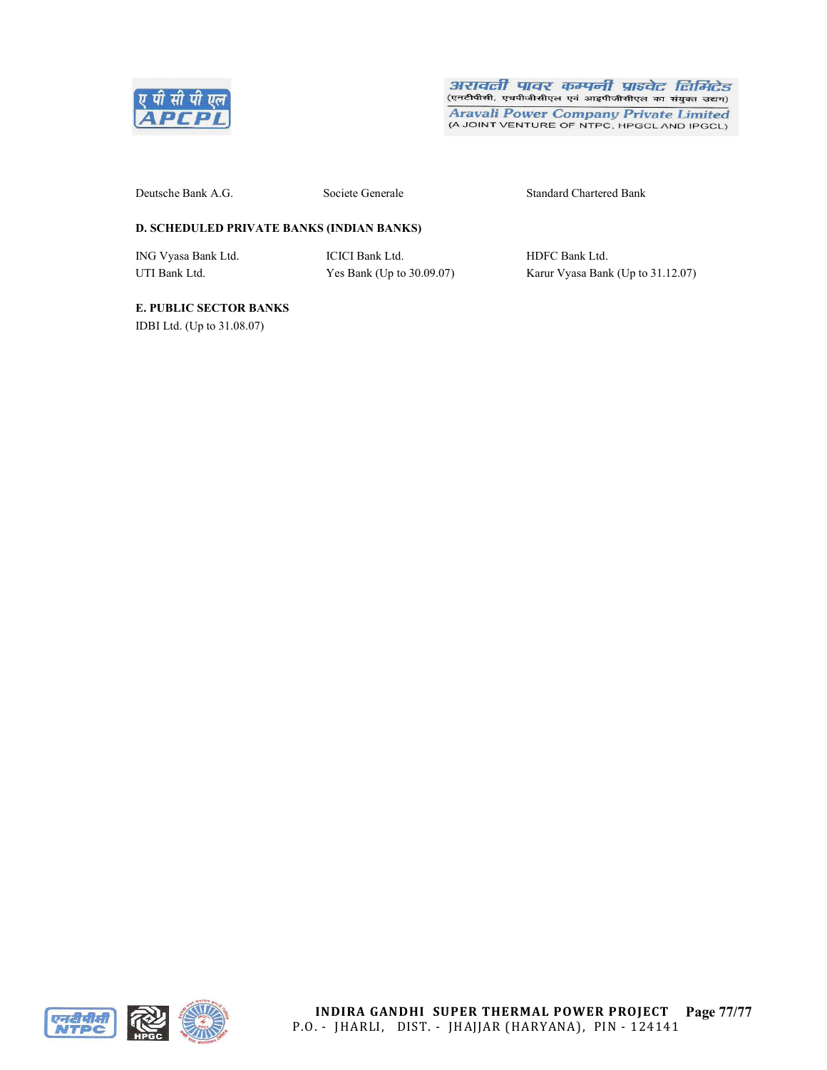| | | |
|---|---|---|
| Deutsche Bank A.G. | Societe Generale | Standard Chartered Bank |

**D. SCHEDULED PRIVATE BANKS (INDIAN BANKS)**

| | | |
|---|---|---|
| ING Vyasa Bank Ltd. | ICICI Bank Ltd. | HDFC Bank Ltd. |
| UTI Bank Ltd. | Yes Bank (Up to 30.09.07) | Karur Vyasa Bank (Up to 31.12.07) |

**E. PUBLIC SECTOR BANKS**

IDBI Ltd. (Up to 31.08.07)